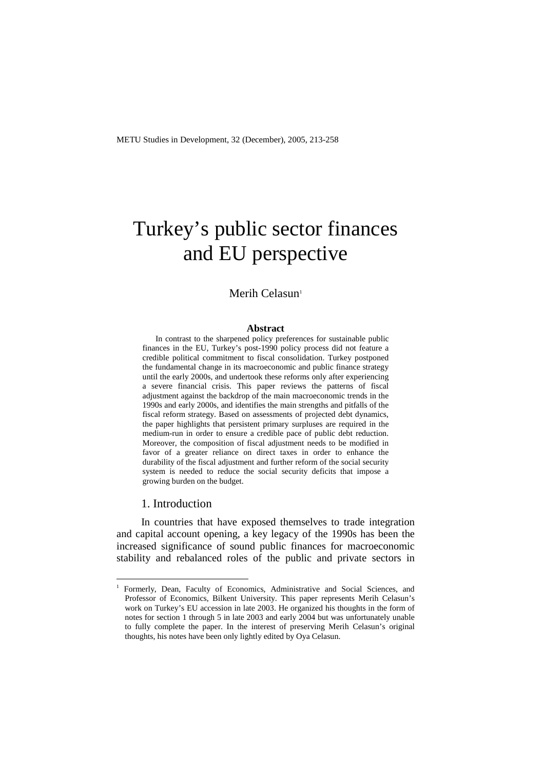# Turkey's public sector finances and EU perspective

Merih Celasun[1]

**Abstract**

In contrast to the sharpened policy preferences for sustainable public finances in the EU, Turkey's post-1990 policy process did not feature a credible political commitment to fiscal consolidation. Turkey postponed the fundamental change in its macroeconomic and public finance strategy until the early 2000s, and undertook these reforms only after experiencing a severe financial crisis. This paper reviews the patterns of fiscal adjustment against the backdrop of the main macroeconomic trends in the 1990s and early 2000s, and identifies the main strengths and pitfalls of the fiscal reform strategy. Based on assessments of projected debt dynamics, the paper highlights that persistent primary surpluses are required in the medium-run in order to ensure a credible pace of public debt reduction. Moreover, the composition of fiscal adjustment needs to be modified in favor of a greater reliance on direct taxes in order to enhance the durability of the fiscal adjustment and further reform of the social security system is needed to reduce the social security deficits that impose a growing burden on the budget.

## 1. Introduction

In countries that have exposed themselves to trade integration and capital account opening, a key legacy of the 1990s has been the increased significance of sound public finances for macroeconomic stability and rebalanced roles of the public and private sectors in

---

[1] Formerly, Dean, Faculty of Economics, Administrative and Social Sciences, and Professor of Economics, Bilkent University. This paper represents Merih Celasun's work on Turkey's EU accession in late 2003. He organized his thoughts in the form of notes for section 1 through 5 in late 2003 and early 2004 but was unfortunately unable to fully complete the paper. In the interest of preserving Merih Celasun's original thoughts, his notes have been only lightly edited by Oya Celasun.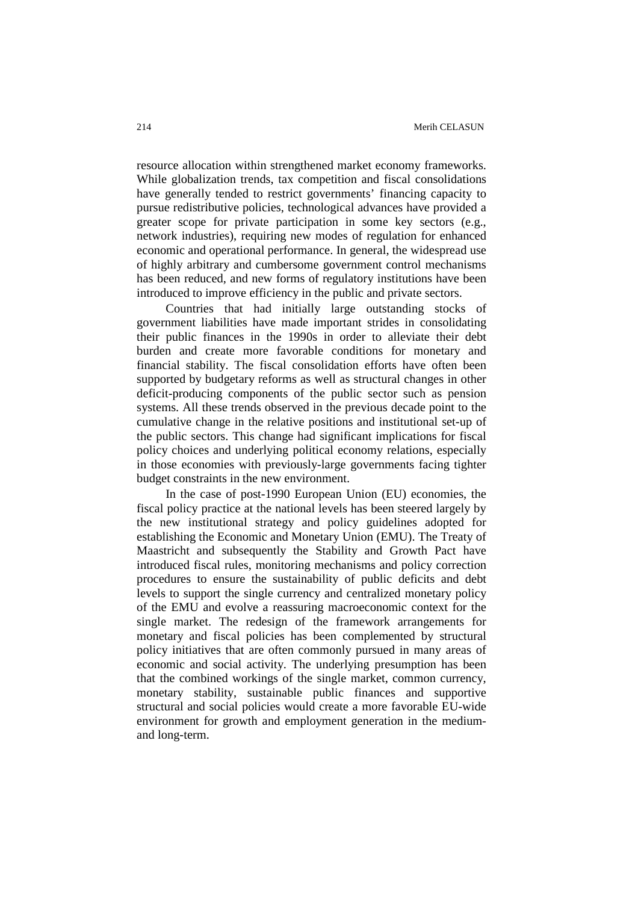resource allocation within strengthened market economy frameworks. While globalization trends, tax competition and fiscal consolidations have generally tended to restrict governments' financing capacity to pursue redistributive policies, technological advances have provided a greater scope for private participation in some key sectors (e.g., network industries), requiring new modes of regulation for enhanced economic and operational performance. In general, the widespread use of highly arbitrary and cumbersome government control mechanisms has been reduced, and new forms of regulatory institutions have been introduced to improve efficiency in the public and private sectors.

Countries that had initially large outstanding stocks of government liabilities have made important strides in consolidating their public finances in the 1990s in order to alleviate their debt burden and create more favorable conditions for monetary and financial stability. The fiscal consolidation efforts have often been supported by budgetary reforms as well as structural changes in other deficit-producing components of the public sector such as pension systems. All these trends observed in the previous decade point to the cumulative change in the relative positions and institutional set-up of the public sectors. This change had significant implications for fiscal policy choices and underlying political economy relations, especially in those economies with previously-large governments facing tighter budget constraints in the new environment.

In the case of post-1990 European Union (EU) economies, the fiscal policy practice at the national levels has been steered largely by the new institutional strategy and policy guidelines adopted for establishing the Economic and Monetary Union (EMU). The Treaty of Maastricht and subsequently the Stability and Growth Pact have introduced fiscal rules, monitoring mechanisms and policy correction procedures to ensure the sustainability of public deficits and debt levels to support the single currency and centralized monetary policy of the EMU and evolve a reassuring macroeconomic context for the single market. The redesign of the framework arrangements for monetary and fiscal policies has been complemented by structural policy initiatives that are often commonly pursued in many areas of economic and social activity. The underlying presumption has been that the combined workings of the single market, common currency, monetary stability, sustainable public finances and supportive structural and social policies would create a more favorable EU-wide environment for growth and employment generation in the medium- and long-term.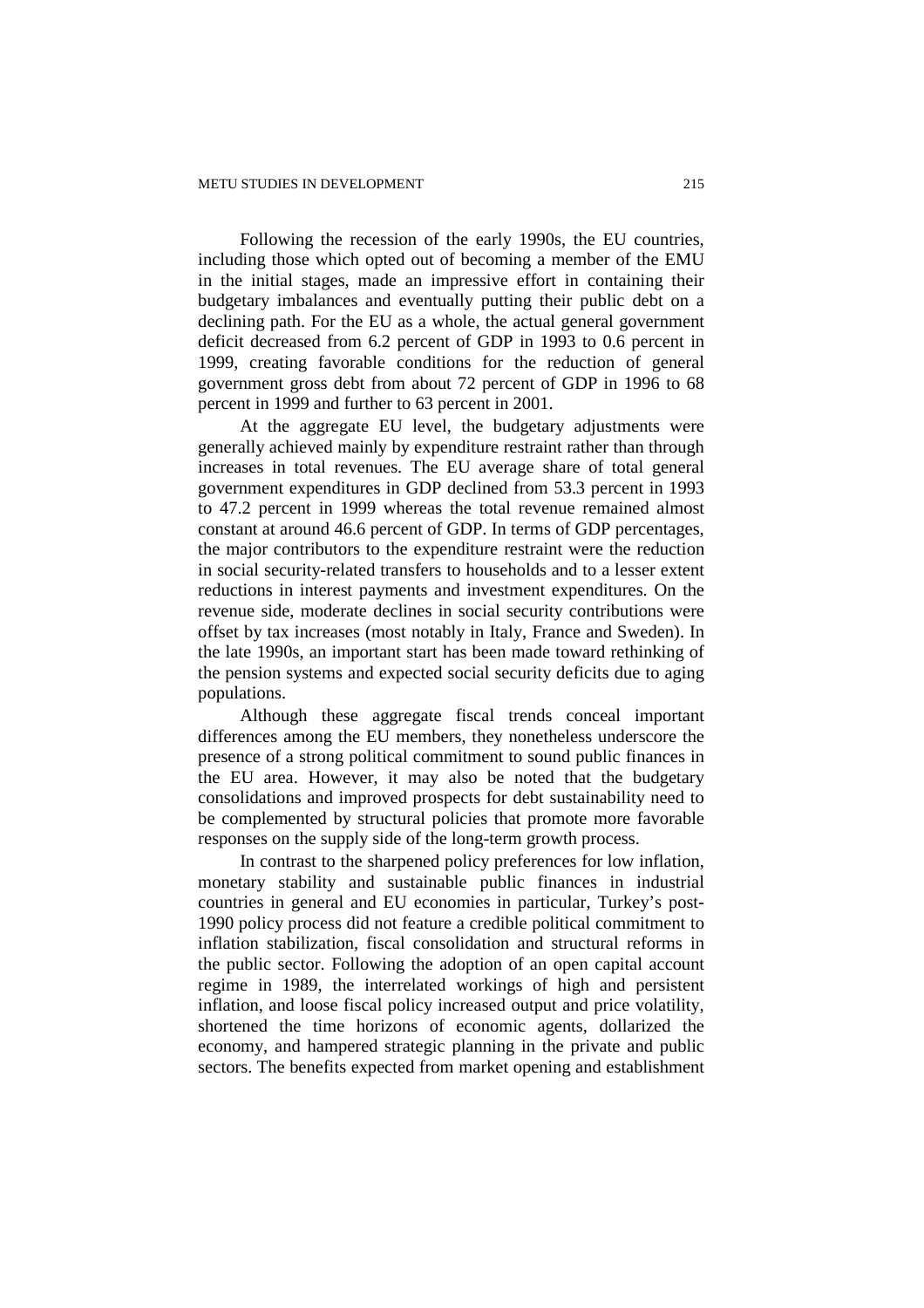Following the recession of the early 1990s, the EU countries, including those which opted out of becoming a member of the EMU in the initial stages, made an impressive effort in containing their budgetary imbalances and eventually putting their public debt on a declining path. For the EU as a whole, the actual general government deficit decreased from 6.2 percent of GDP in 1993 to 0.6 percent in 1999, creating favorable conditions for the reduction of general government gross debt from about 72 percent of GDP in 1996 to 68 percent in 1999 and further to 63 percent in 2001.

At the aggregate EU level, the budgetary adjustments were generally achieved mainly by expenditure restraint rather than through increases in total revenues. The EU average share of total general government expenditures in GDP declined from 53.3 percent in 1993 to 47.2 percent in 1999 whereas the total revenue remained almost constant at around 46.6 percent of GDP. In terms of GDP percentages, the major contributors to the expenditure restraint were the reduction in social security-related transfers to households and to a lesser extent reductions in interest payments and investment expenditures. On the revenue side, moderate declines in social security contributions were offset by tax increases (most notably in Italy, France and Sweden). In the late 1990s, an important start has been made toward rethinking of the pension systems and expected social security deficits due to aging populations.

Although these aggregate fiscal trends conceal important differences among the EU members, they nonetheless underscore the presence of a strong political commitment to sound public finances in the EU area. However, it may also be noted that the budgetary consolidations and improved prospects for debt sustainability need to be complemented by structural policies that promote more favorable responses on the supply side of the long-term growth process.

In contrast to the sharpened policy preferences for low inflation, monetary stability and sustainable public finances in industrial countries in general and EU economies in particular, Turkey's post-1990 policy process did not feature a credible political commitment to inflation stabilization, fiscal consolidation and structural reforms in the public sector. Following the adoption of an open capital account regime in 1989, the interrelated workings of high and persistent inflation, and loose fiscal policy increased output and price volatility, shortened the time horizons of economic agents, dollarized the economy, and hampered strategic planning in the private and public sectors. The benefits expected from market opening and establishment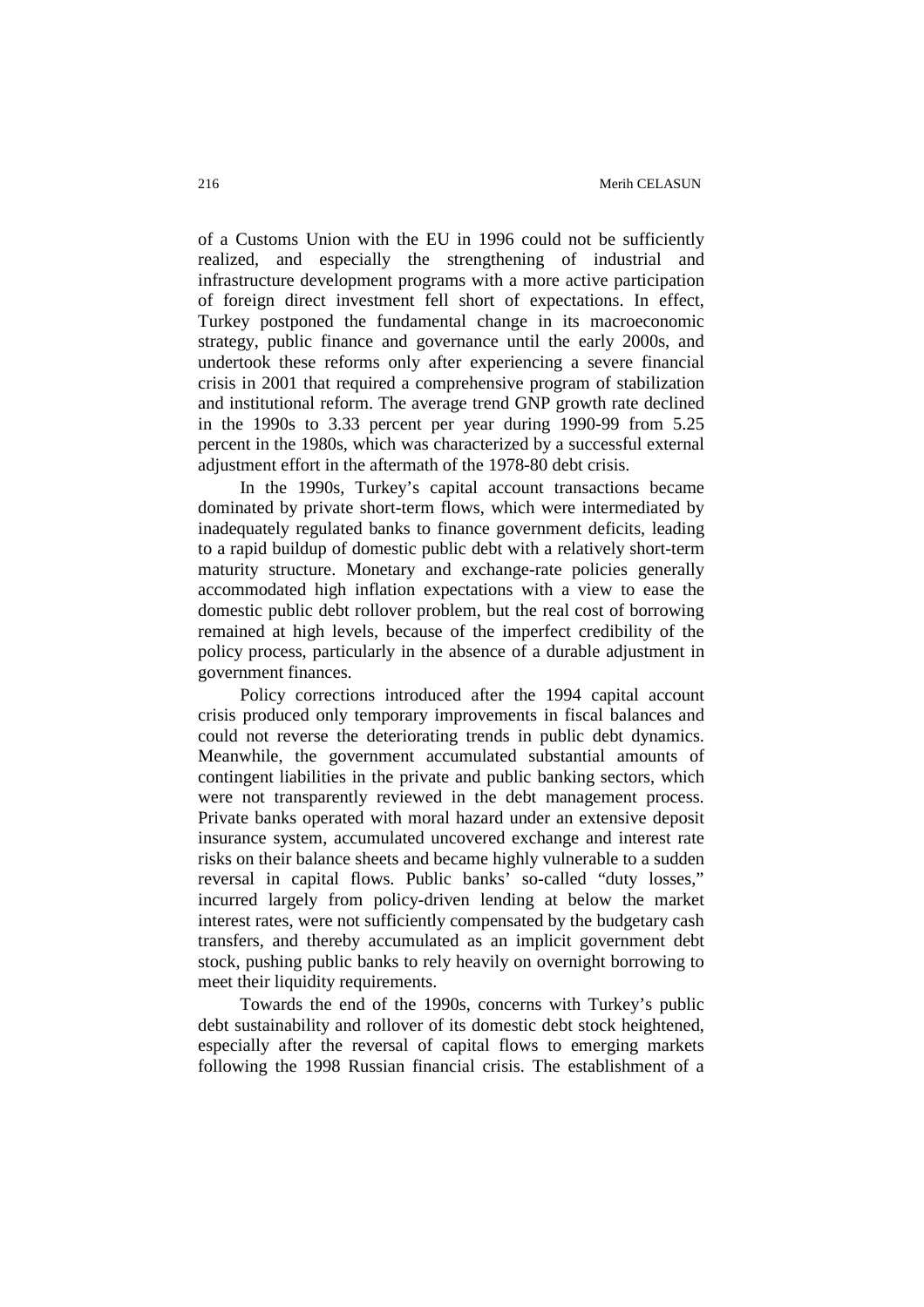of a Customs Union with the EU in 1996 could not be sufficiently realized, and especially the strengthening of industrial and infrastructure development programs with a more active participation of foreign direct investment fell short of expectations. In effect, Turkey postponed the fundamental change in its macroeconomic strategy, public finance and governance until the early 2000s, and undertook these reforms only after experiencing a severe financial crisis in 2001 that required a comprehensive program of stabilization and institutional reform. The average trend GNP growth rate declined in the 1990s to 3.33 percent per year during 1990-99 from 5.25 percent in the 1980s, which was characterized by a successful external adjustment effort in the aftermath of the 1978-80 debt crisis.

In the 1990s, Turkey's capital account transactions became dominated by private short-term flows, which were intermediated by inadequately regulated banks to finance government deficits, leading to a rapid buildup of domestic public debt with a relatively short-term maturity structure. Monetary and exchange-rate policies generally accommodated high inflation expectations with a view to ease the domestic public debt rollover problem, but the real cost of borrowing remained at high levels, because of the imperfect credibility of the policy process, particularly in the absence of a durable adjustment in government finances.

Policy corrections introduced after the 1994 capital account crisis produced only temporary improvements in fiscal balances and could not reverse the deteriorating trends in public debt dynamics. Meanwhile, the government accumulated substantial amounts of contingent liabilities in the private and public banking sectors, which were not transparently reviewed in the debt management process. Private banks operated with moral hazard under an extensive deposit insurance system, accumulated uncovered exchange and interest rate risks on their balance sheets and became highly vulnerable to a sudden reversal in capital flows. Public banks' so-called "duty losses," incurred largely from policy-driven lending at below the market interest rates, were not sufficiently compensated by the budgetary cash transfers, and thereby accumulated as an implicit government debt stock, pushing public banks to rely heavily on overnight borrowing to meet their liquidity requirements.

Towards the end of the 1990s, concerns with Turkey's public debt sustainability and rollover of its domestic debt stock heightened, especially after the reversal of capital flows to emerging markets following the 1998 Russian financial crisis. The establishment of a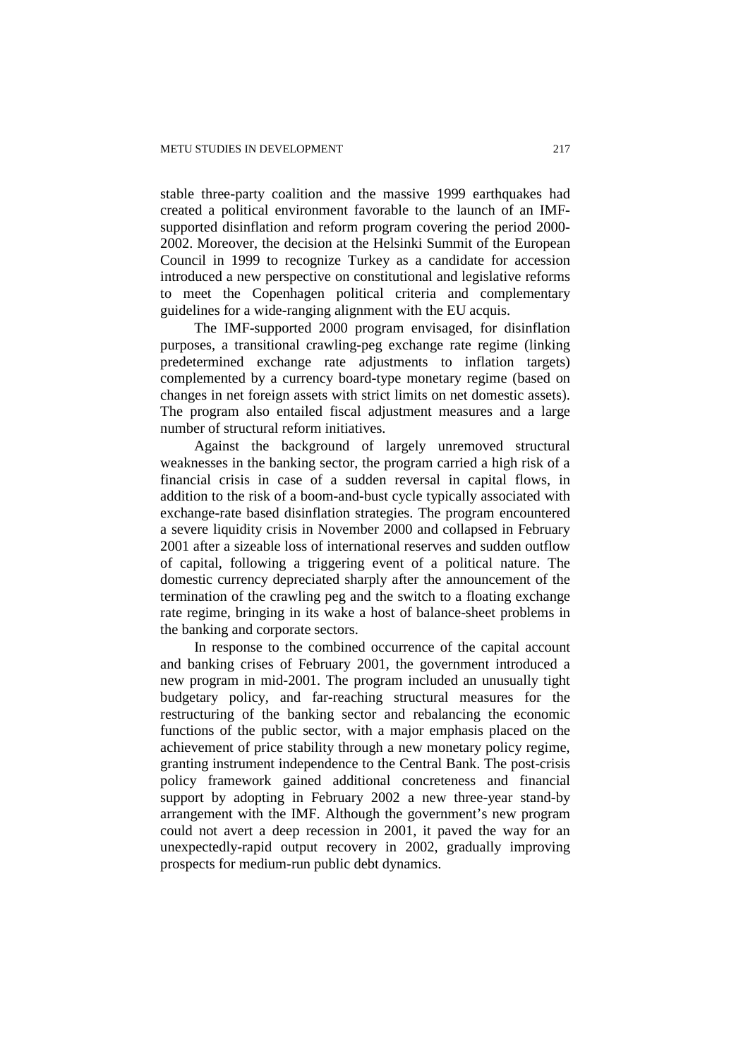stable three-party coalition and the massive 1999 earthquakes had created a political environment favorable to the launch of an IMF-supported disinflation and reform program covering the period 2000-2002. Moreover, the decision at the Helsinki Summit of the European Council in 1999 to recognize Turkey as a candidate for accession introduced a new perspective on constitutional and legislative reforms to meet the Copenhagen political criteria and complementary guidelines for a wide-ranging alignment with the EU acquis.

The IMF-supported 2000 program envisaged, for disinflation purposes, a transitional crawling-peg exchange rate regime (linking predetermined exchange rate adjustments to inflation targets) complemented by a currency board-type monetary regime (based on changes in net foreign assets with strict limits on net domestic assets). The program also entailed fiscal adjustment measures and a large number of structural reform initiatives.

Against the background of largely unremoved structural weaknesses in the banking sector, the program carried a high risk of a financial crisis in case of a sudden reversal in capital flows, in addition to the risk of a boom-and-bust cycle typically associated with exchange-rate based disinflation strategies. The program encountered a severe liquidity crisis in November 2000 and collapsed in February 2001 after a sizeable loss of international reserves and sudden outflow of capital, following a triggering event of a political nature. The domestic currency depreciated sharply after the announcement of the termination of the crawling peg and the switch to a floating exchange rate regime, bringing in its wake a host of balance-sheet problems in the banking and corporate sectors.

In response to the combined occurrence of the capital account and banking crises of February 2001, the government introduced a new program in mid-2001. The program included an unusually tight budgetary policy, and far-reaching structural measures for the restructuring of the banking sector and rebalancing the economic functions of the public sector, with a major emphasis placed on the achievement of price stability through a new monetary policy regime, granting instrument independence to the Central Bank. The post-crisis policy framework gained additional concreteness and financial support by adopting in February 2002 a new three-year stand-by arrangement with the IMF. Although the government's new program could not avert a deep recession in 2001, it paved the way for an unexpectedly-rapid output recovery in 2002, gradually improving prospects for medium-run public debt dynamics.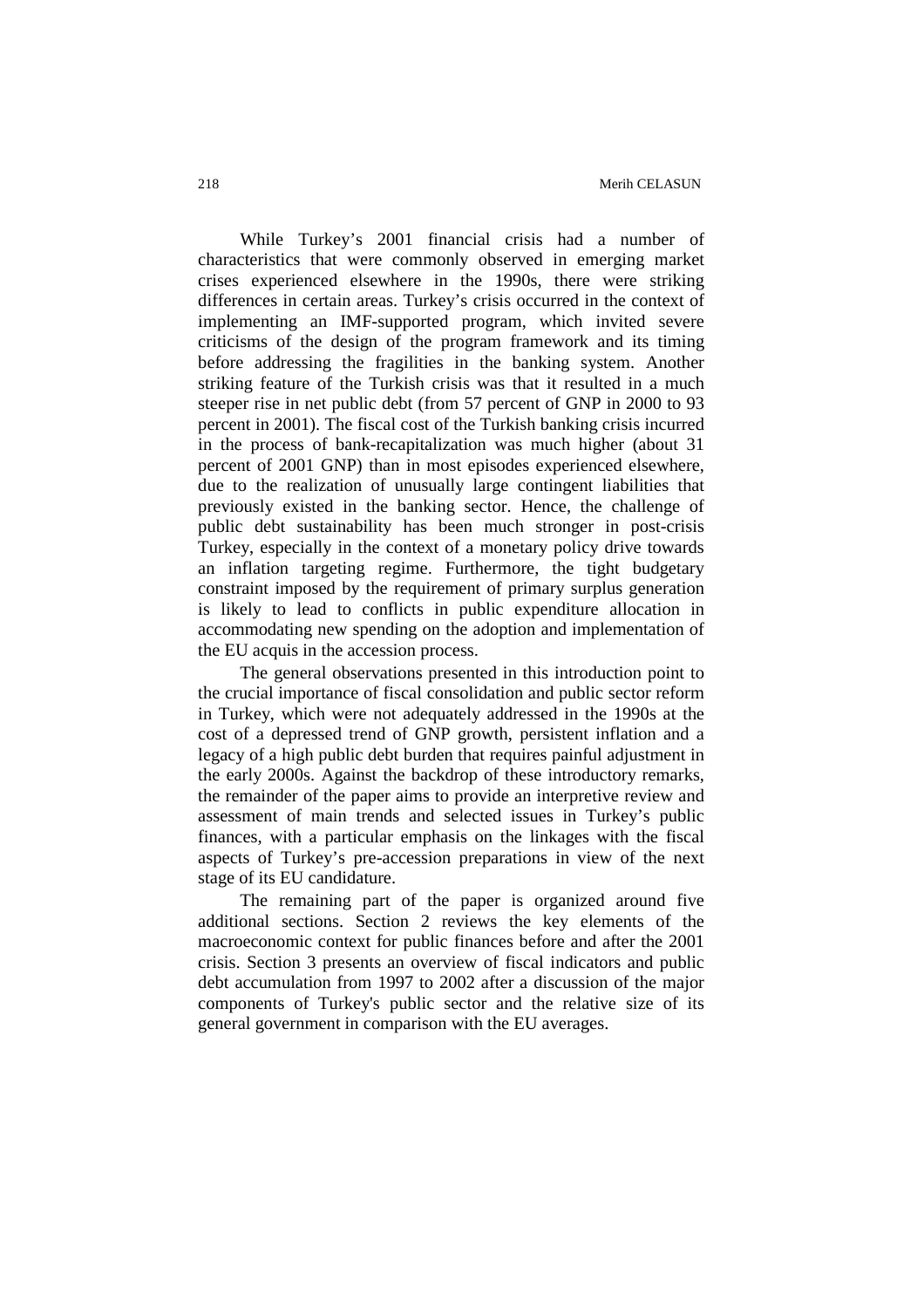While Turkey's 2001 financial crisis had a number of characteristics that were commonly observed in emerging market crises experienced elsewhere in the 1990s, there were striking differences in certain areas. Turkey's crisis occurred in the context of implementing an IMF-supported program, which invited severe criticisms of the design of the program framework and its timing before addressing the fragilities in the banking system. Another striking feature of the Turkish crisis was that it resulted in a much steeper rise in net public debt (from 57 percent of GNP in 2000 to 93 percent in 2001). The fiscal cost of the Turkish banking crisis incurred in the process of bank-recapitalization was much higher (about 31 percent of 2001 GNP) than in most episodes experienced elsewhere, due to the realization of unusually large contingent liabilities that previously existed in the banking sector. Hence, the challenge of public debt sustainability has been much stronger in post-crisis Turkey, especially in the context of a monetary policy drive towards an inflation targeting regime. Furthermore, the tight budgetary constraint imposed by the requirement of primary surplus generation is likely to lead to conflicts in public expenditure allocation in accommodating new spending on the adoption and implementation of the EU acquis in the accession process.

The general observations presented in this introduction point to the crucial importance of fiscal consolidation and public sector reform in Turkey, which were not adequately addressed in the 1990s at the cost of a depressed trend of GNP growth, persistent inflation and a legacy of a high public debt burden that requires painful adjustment in the early 2000s. Against the backdrop of these introductory remarks, the remainder of the paper aims to provide an interpretive review and assessment of main trends and selected issues in Turkey's public finances, with a particular emphasis on the linkages with the fiscal aspects of Turkey's pre-accession preparations in view of the next stage of its EU candidature.

The remaining part of the paper is organized around five additional sections. Section 2 reviews the key elements of the macroeconomic context for public finances before and after the 2001 crisis. Section 3 presents an overview of fiscal indicators and public debt accumulation from 1997 to 2002 after a discussion of the major components of Turkey's public sector and the relative size of its general government in comparison with the EU averages.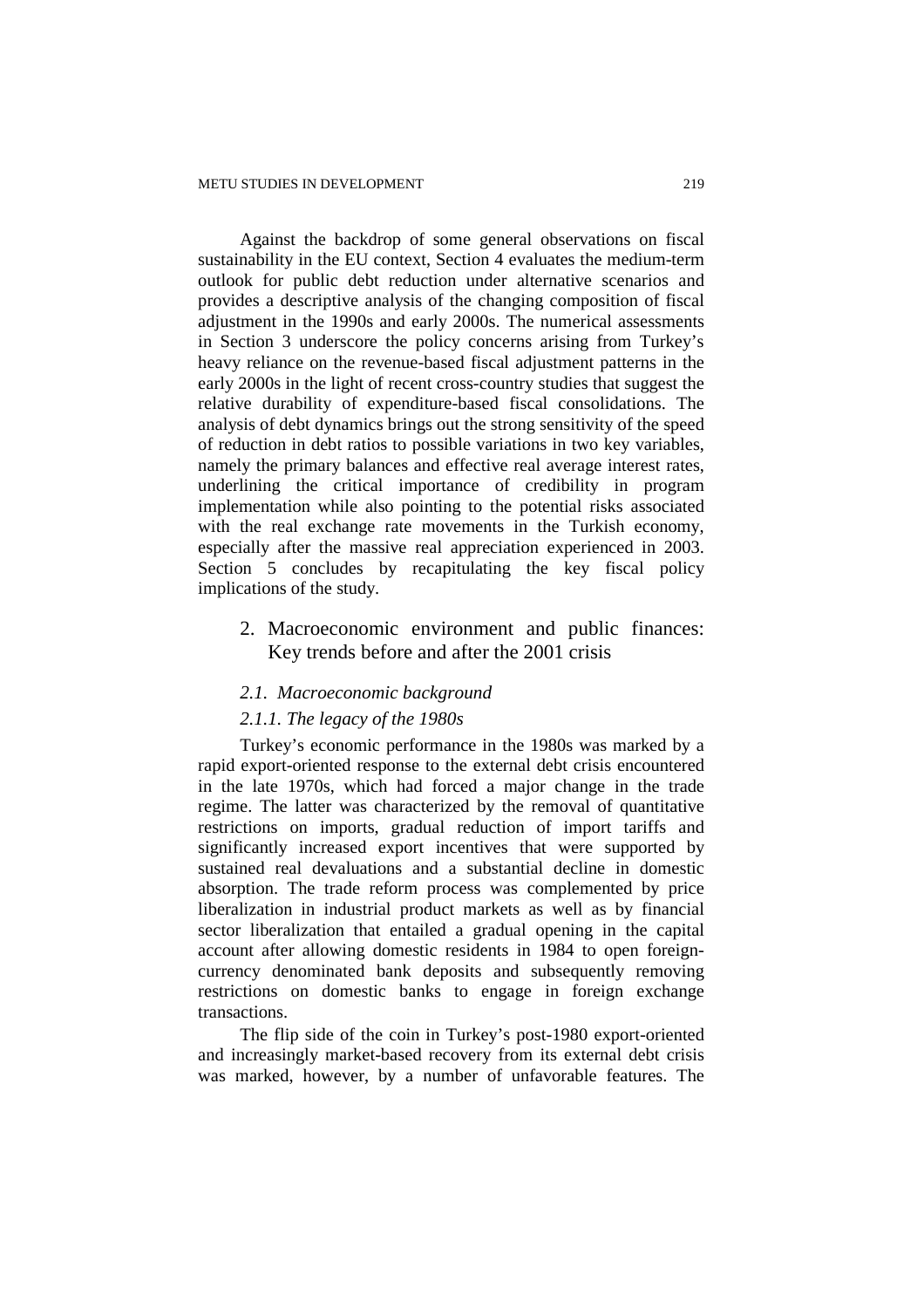Against the backdrop of some general observations on fiscal sustainability in the EU context, Section 4 evaluates the medium-term outlook for public debt reduction under alternative scenarios and provides a descriptive analysis of the changing composition of fiscal adjustment in the 1990s and early 2000s. The numerical assessments in Section 3 underscore the policy concerns arising from Turkey's heavy reliance on the revenue-based fiscal adjustment patterns in the early 2000s in the light of recent cross-country studies that suggest the relative durability of expenditure-based fiscal consolidations. The analysis of debt dynamics brings out the strong sensitivity of the speed of reduction in debt ratios to possible variations in two key variables, namely the primary balances and effective real average interest rates, underlining the critical importance of credibility in program implementation while also pointing to the potential risks associated with the real exchange rate movements in the Turkish economy, especially after the massive real appreciation experienced in 2003. Section 5 concludes by recapitulating the key fiscal policy implications of the study.

## 2. Macroeconomic environment and public finances: Key trends before and after the 2001 crisis

### *2.1. Macroeconomic background*

#### *2.1.1. The legacy of the 1980s*

Turkey's economic performance in the 1980s was marked by a rapid export-oriented response to the external debt crisis encountered in the late 1970s, which had forced a major change in the trade regime. The latter was characterized by the removal of quantitative restrictions on imports, gradual reduction of import tariffs and significantly increased export incentives that were supported by sustained real devaluations and a substantial decline in domestic absorption. The trade reform process was complemented by price liberalization in industrial product markets as well as by financial sector liberalization that entailed a gradual opening in the capital account after allowing domestic residents in 1984 to open foreign-currency denominated bank deposits and subsequently removing restrictions on domestic banks to engage in foreign exchange transactions.

The flip side of the coin in Turkey's post-1980 export-oriented and increasingly market-based recovery from its external debt crisis was marked, however, by a number of unfavorable features. The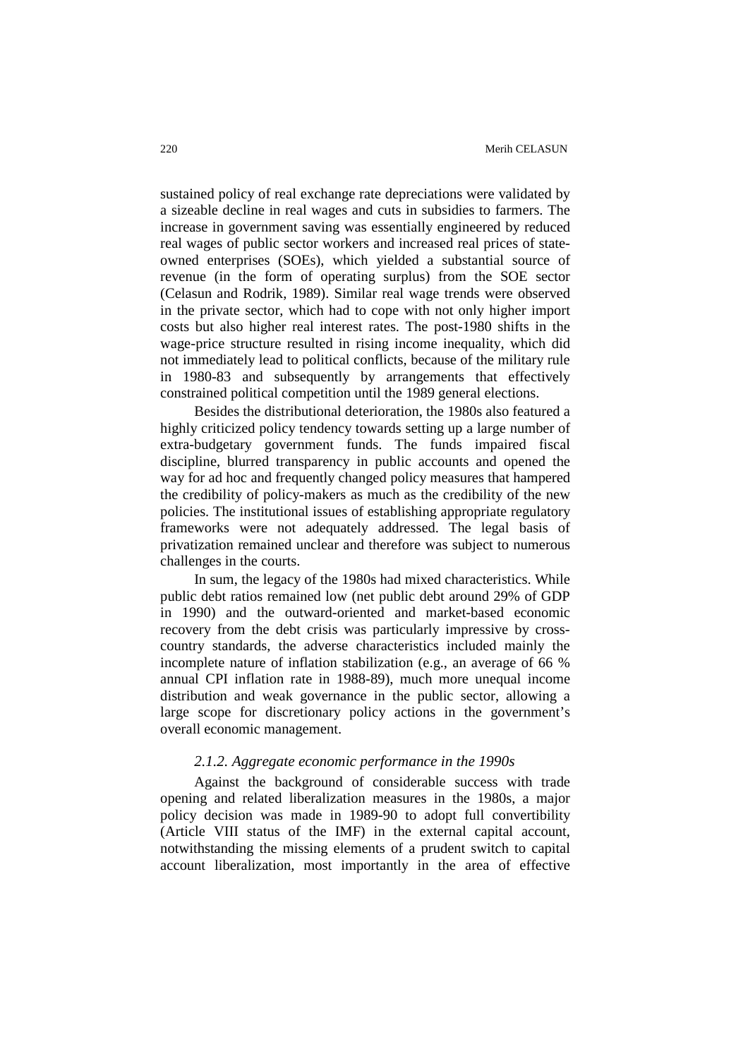sustained policy of real exchange rate depreciations were validated by a sizeable decline in real wages and cuts in subsidies to farmers. The increase in government saving was essentially engineered by reduced real wages of public sector workers and increased real prices of state-owned enterprises (SOEs), which yielded a substantial source of revenue (in the form of operating surplus) from the SOE sector (Celasun and Rodrik, 1989). Similar real wage trends were observed in the private sector, which had to cope with not only higher import costs but also higher real interest rates. The post-1980 shifts in the wage-price structure resulted in rising income inequality, which did not immediately lead to political conflicts, because of the military rule in 1980-83 and subsequently by arrangements that effectively constrained political competition until the 1989 general elections.

Besides the distributional deterioration, the 1980s also featured a highly criticized policy tendency towards setting up a large number of extra-budgetary government funds. The funds impaired fiscal discipline, blurred transparency in public accounts and opened the way for ad hoc and frequently changed policy measures that hampered the credibility of policy-makers as much as the credibility of the new policies. The institutional issues of establishing appropriate regulatory frameworks were not adequately addressed. The legal basis of privatization remained unclear and therefore was subject to numerous challenges in the courts.

In sum, the legacy of the 1980s had mixed characteristics. While public debt ratios remained low (net public debt around 29% of GDP in 1990) and the outward-oriented and market-based economic recovery from the debt crisis was particularly impressive by cross-country standards, the adverse characteristics included mainly the incomplete nature of inflation stabilization (e.g., an average of 66 % annual CPI inflation rate in 1988-89), much more unequal income distribution and weak governance in the public sector, allowing a large scope for discretionary policy actions in the government's overall economic management.

### *2.1.2. Aggregate economic performance in the 1990s*

Against the background of considerable success with trade opening and related liberalization measures in the 1980s, a major policy decision was made in 1989-90 to adopt full convertibility (Article VIII status of the IMF) in the external capital account, notwithstanding the missing elements of a prudent switch to capital account liberalization, most importantly in the area of effective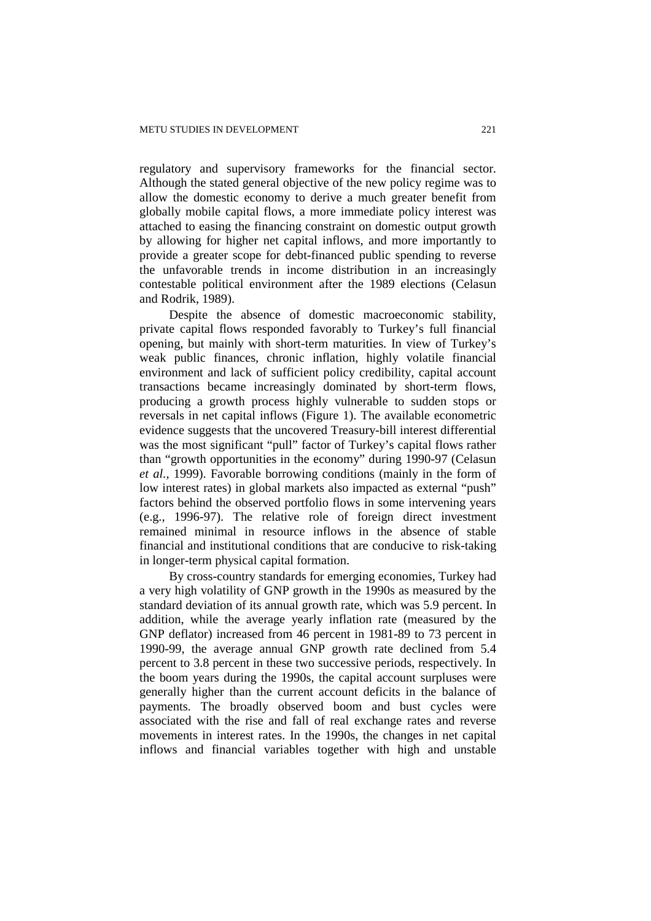regulatory and supervisory frameworks for the financial sector. Although the stated general objective of the new policy regime was to allow the domestic economy to derive a much greater benefit from globally mobile capital flows, a more immediate policy interest was attached to easing the financing constraint on domestic output growth by allowing for higher net capital inflows, and more importantly to provide a greater scope for debt-financed public spending to reverse the unfavorable trends in income distribution in an increasingly contestable political environment after the 1989 elections (Celasun and Rodrik, 1989).

Despite the absence of domestic macroeconomic stability, private capital flows responded favorably to Turkey's full financial opening, but mainly with short-term maturities. In view of Turkey's weak public finances, chronic inflation, highly volatile financial environment and lack of sufficient policy credibility, capital account transactions became increasingly dominated by short-term flows, producing a growth process highly vulnerable to sudden stops or reversals in net capital inflows (Figure 1). The available econometric evidence suggests that the uncovered Treasury-bill interest differential was the most significant "pull" factor of Turkey's capital flows rather than "growth opportunities in the economy" during 1990-97 (Celasun *et al.*, 1999). Favorable borrowing conditions (mainly in the form of low interest rates) in global markets also impacted as external "push" factors behind the observed portfolio flows in some intervening years (e.g., 1996-97). The relative role of foreign direct investment remained minimal in resource inflows in the absence of stable financial and institutional conditions that are conducive to risk-taking in longer-term physical capital formation.

By cross-country standards for emerging economies, Turkey had a very high volatility of GNP growth in the 1990s as measured by the standard deviation of its annual growth rate, which was 5.9 percent. In addition, while the average yearly inflation rate (measured by the GNP deflator) increased from 46 percent in 1981-89 to 73 percent in 1990-99, the average annual GNP growth rate declined from 5.4 percent to 3.8 percent in these two successive periods, respectively. In the boom years during the 1990s, the capital account surpluses were generally higher than the current account deficits in the balance of payments. The broadly observed boom and bust cycles were associated with the rise and fall of real exchange rates and reverse movements in interest rates. In the 1990s, the changes in net capital inflows and financial variables together with high and unstable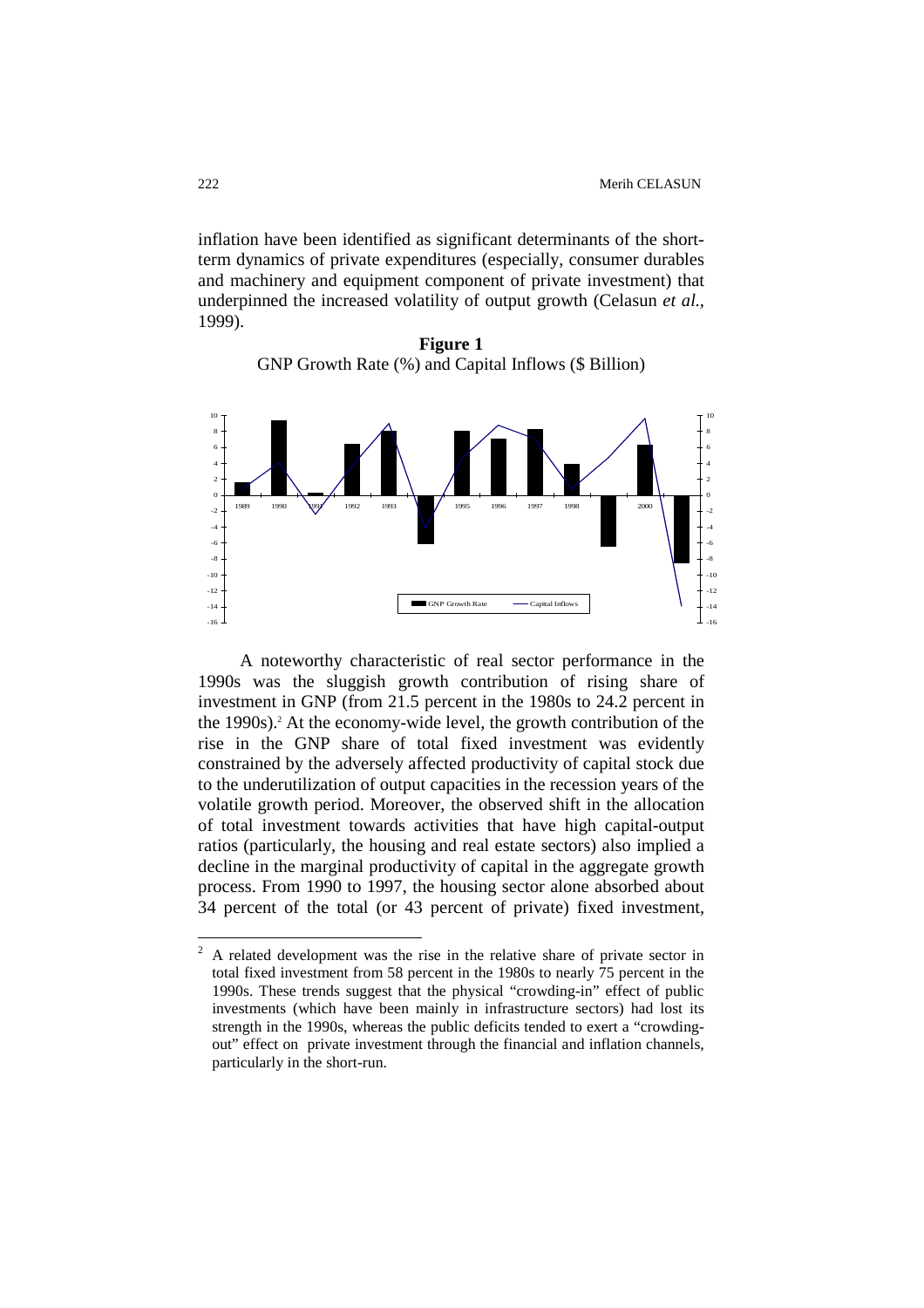inflation have been identified as significant determinants of the short-term dynamics of private expenditures (especially, consumer durables and machinery and equipment component of private investment) that underpinned the increased volatility of output growth (Celasun *et al.,* 1999).

**Figure 1**

GNP Growth Rate (%) and Capital Inflows ($ Billion)

A noteworthy characteristic of real sector performance in the 1990s was the sluggish growth contribution of rising share of investment in GNP (from 21.5 percent in the 1980s to 24.2 percent in the 1990s).[2] At the economy-wide level, the growth contribution of the rise in the GNP share of total fixed investment was evidently constrained by the adversely affected productivity of capital stock due to the underutilization of output capacities in the recession years of the volatile growth period. Moreover, the observed shift in the allocation of total investment towards activities that have high capital-output ratios (particularly, the housing and real estate sectors) also implied a decline in the marginal productivity of capital in the aggregate growth process. From 1990 to 1997, the housing sector alone absorbed about 34 percent of the total (or 43 percent of private) fixed investment,

---

[2] A related development was the rise in the relative share of private sector in total fixed investment from 58 percent in the 1980s to nearly 75 percent in the 1990s. These trends suggest that the physical "crowding-in" effect of public investments (which have been mainly in infrastructure sectors) had lost its strength in the 1990s, whereas the public deficits tended to exert a "crowding-out" effect on private investment through the financial and inflation channels, particularly in the short-run.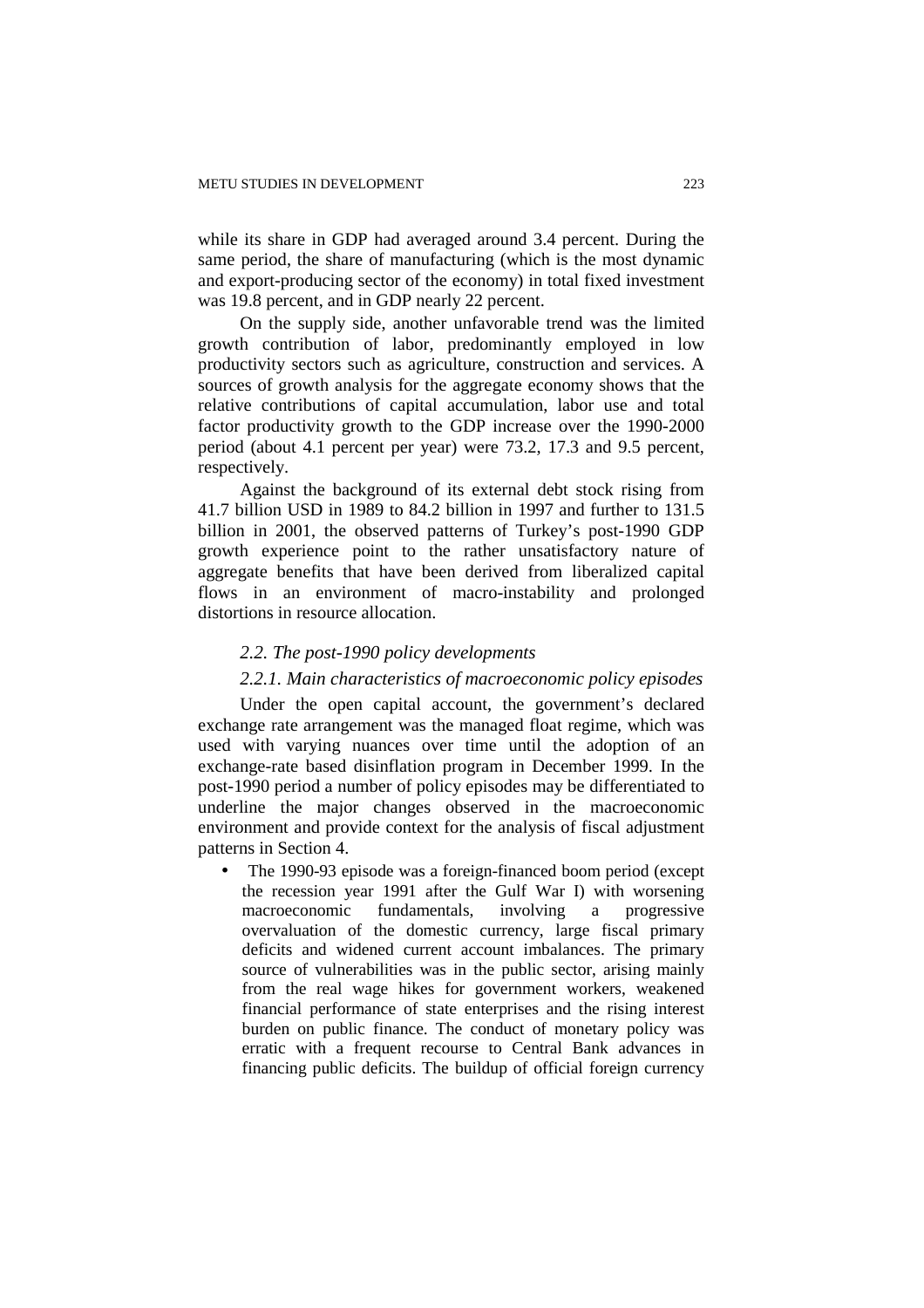while its share in GDP had averaged around 3.4 percent. During the same period, the share of manufacturing (which is the most dynamic and export-producing sector of the economy) in total fixed investment was 19.8 percent, and in GDP nearly 22 percent.

On the supply side, another unfavorable trend was the limited growth contribution of labor, predominantly employed in low productivity sectors such as agriculture, construction and services. A sources of growth analysis for the aggregate economy shows that the relative contributions of capital accumulation, labor use and total factor productivity growth to the GDP increase over the 1990-2000 period (about 4.1 percent per year) were 73.2, 17.3 and 9.5 percent, respectively.

Against the background of its external debt stock rising from 41.7 billion USD in 1989 to 84.2 billion in 1997 and further to 131.5 billion in 2001, the observed patterns of Turkey's post-1990 GDP growth experience point to the rather unsatisfactory nature of aggregate benefits that have been derived from liberalized capital flows in an environment of macro-instability and prolonged distortions in resource allocation.

### *2.2. The post-1990 policy developments*

#### *2.2.1. Main characteristics of macroeconomic policy episodes*

Under the open capital account, the government's declared exchange rate arrangement was the managed float regime, which was used with varying nuances over time until the adoption of an exchange-rate based disinflation program in December 1999. In the post-1990 period a number of policy episodes may be differentiated to underline the major changes observed in the macroeconomic environment and provide context for the analysis of fiscal adjustment patterns in Section 4.

- The 1990-93 episode was a foreign-financed boom period (except the recession year 1991 after the Gulf War I) with worsening macroeconomic fundamentals, involving a progressive overvaluation of the domestic currency, large fiscal primary deficits and widened current account imbalances. The primary source of vulnerabilities was in the public sector, arising mainly from the real wage hikes for government workers, weakened financial performance of state enterprises and the rising interest burden on public finance. The conduct of monetary policy was erratic with a frequent recourse to Central Bank advances in financing public deficits. The buildup of official foreign currency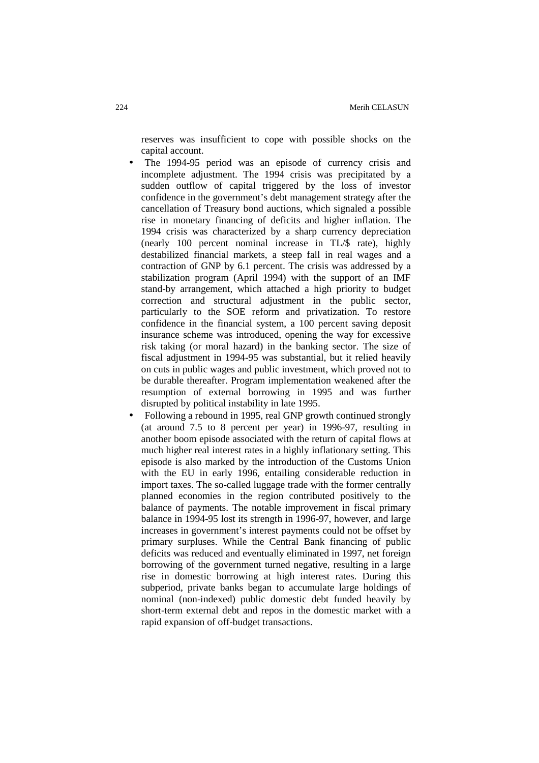reserves was insufficient to cope with possible shocks on the capital account.

- The 1994-95 period was an episode of currency crisis and incomplete adjustment. The 1994 crisis was precipitated by a sudden outflow of capital triggered by the loss of investor confidence in the government's debt management strategy after the cancellation of Treasury bond auctions, which signaled a possible rise in monetary financing of deficits and higher inflation. The 1994 crisis was characterized by a sharp currency depreciation (nearly 100 percent nominal increase in TL/$ rate), highly destabilized financial markets, a steep fall in real wages and a contraction of GNP by 6.1 percent. The crisis was addressed by a stabilization program (April 1994) with the support of an IMF stand-by arrangement, which attached a high priority to budget correction and structural adjustment in the public sector, particularly to the SOE reform and privatization. To restore confidence in the financial system, a 100 percent saving deposit insurance scheme was introduced, opening the way for excessive risk taking (or moral hazard) in the banking sector. The size of fiscal adjustment in 1994-95 was substantial, but it relied heavily on cuts in public wages and public investment, which proved not to be durable thereafter. Program implementation weakened after the resumption of external borrowing in 1995 and was further disrupted by political instability in late 1995.
- Following a rebound in 1995, real GNP growth continued strongly (at around 7.5 to 8 percent per year) in 1996-97, resulting in another boom episode associated with the return of capital flows at much higher real interest rates in a highly inflationary setting. This episode is also marked by the introduction of the Customs Union with the EU in early 1996, entailing considerable reduction in import taxes. The so-called luggage trade with the former centrally planned economies in the region contributed positively to the balance of payments. The notable improvement in fiscal primary balance in 1994-95 lost its strength in 1996-97, however, and large increases in government's interest payments could not be offset by primary surpluses. While the Central Bank financing of public deficits was reduced and eventually eliminated in 1997, net foreign borrowing of the government turned negative, resulting in a large rise in domestic borrowing at high interest rates. During this subperiod, private banks began to accumulate large holdings of nominal (non-indexed) public domestic debt funded heavily by short-term external debt and repos in the domestic market with a rapid expansion of off-budget transactions.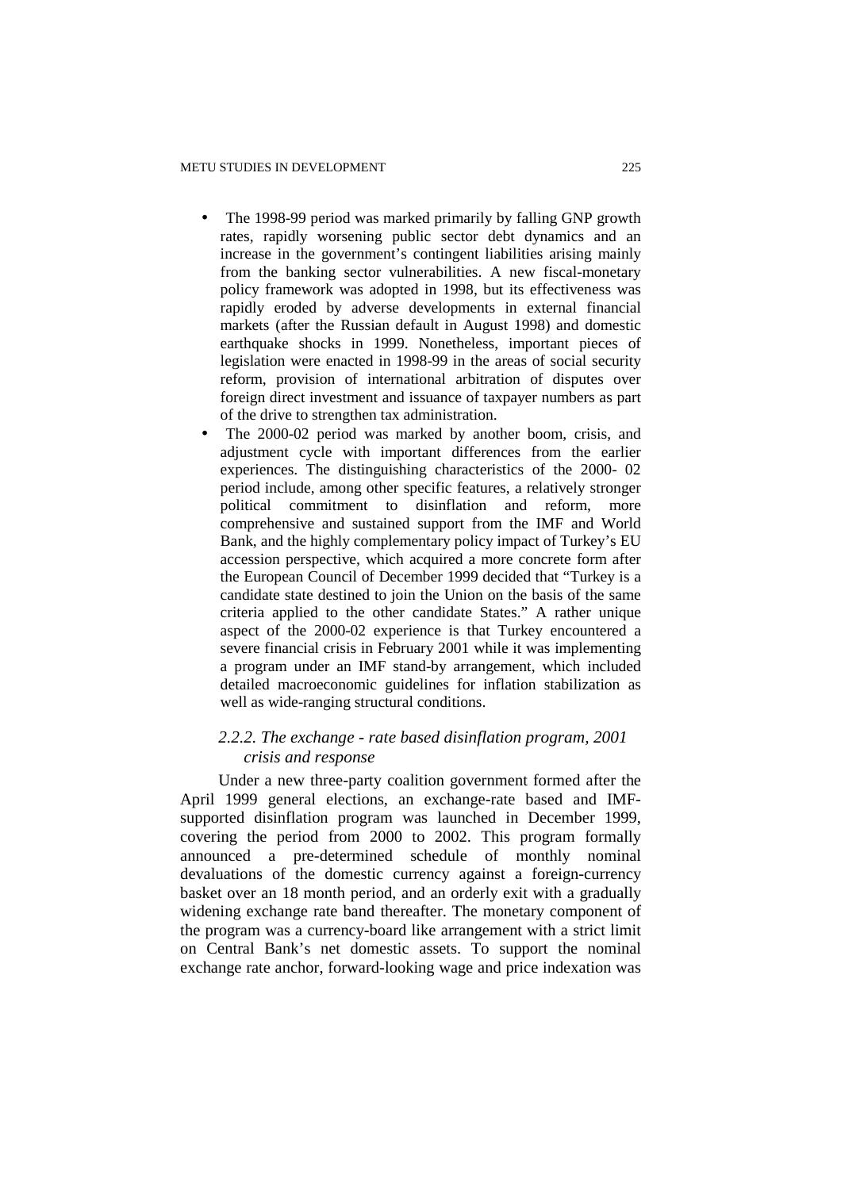- The 1998-99 period was marked primarily by falling GNP growth rates, rapidly worsening public sector debt dynamics and an increase in the government's contingent liabilities arising mainly from the banking sector vulnerabilities. A new fiscal-monetary policy framework was adopted in 1998, but its effectiveness was rapidly eroded by adverse developments in external financial markets (after the Russian default in August 1998) and domestic earthquake shocks in 1999. Nonetheless, important pieces of legislation were enacted in 1998-99 in the areas of social security reform, provision of international arbitration of disputes over foreign direct investment and issuance of taxpayer numbers as part of the drive to strengthen tax administration.
- The 2000-02 period was marked by another boom, crisis, and adjustment cycle with important differences from the earlier experiences. The distinguishing characteristics of the 2000- 02 period include, among other specific features, a relatively stronger political commitment to disinflation and reform, more comprehensive and sustained support from the IMF and World Bank, and the highly complementary policy impact of Turkey's EU accession perspective, which acquired a more concrete form after the European Council of December 1999 decided that "Turkey is a candidate state destined to join the Union on the basis of the same criteria applied to the other candidate States." A rather unique aspect of the 2000-02 experience is that Turkey encountered a severe financial crisis in February 2001 while it was implementing a program under an IMF stand-by arrangement, which included detailed macroeconomic guidelines for inflation stabilization as well as wide-ranging structural conditions.

### *2.2.2. The exchange - rate based disinflation program, 2001 crisis and response*

Under a new three-party coalition government formed after the April 1999 general elections, an exchange-rate based and IMF-supported disinflation program was launched in December 1999, covering the period from 2000 to 2002. This program formally announced a pre-determined schedule of monthly nominal devaluations of the domestic currency against a foreign-currency basket over an 18 month period, and an orderly exit with a gradually widening exchange rate band thereafter. The monetary component of the program was a currency-board like arrangement with a strict limit on Central Bank's net domestic assets. To support the nominal exchange rate anchor, forward-looking wage and price indexation was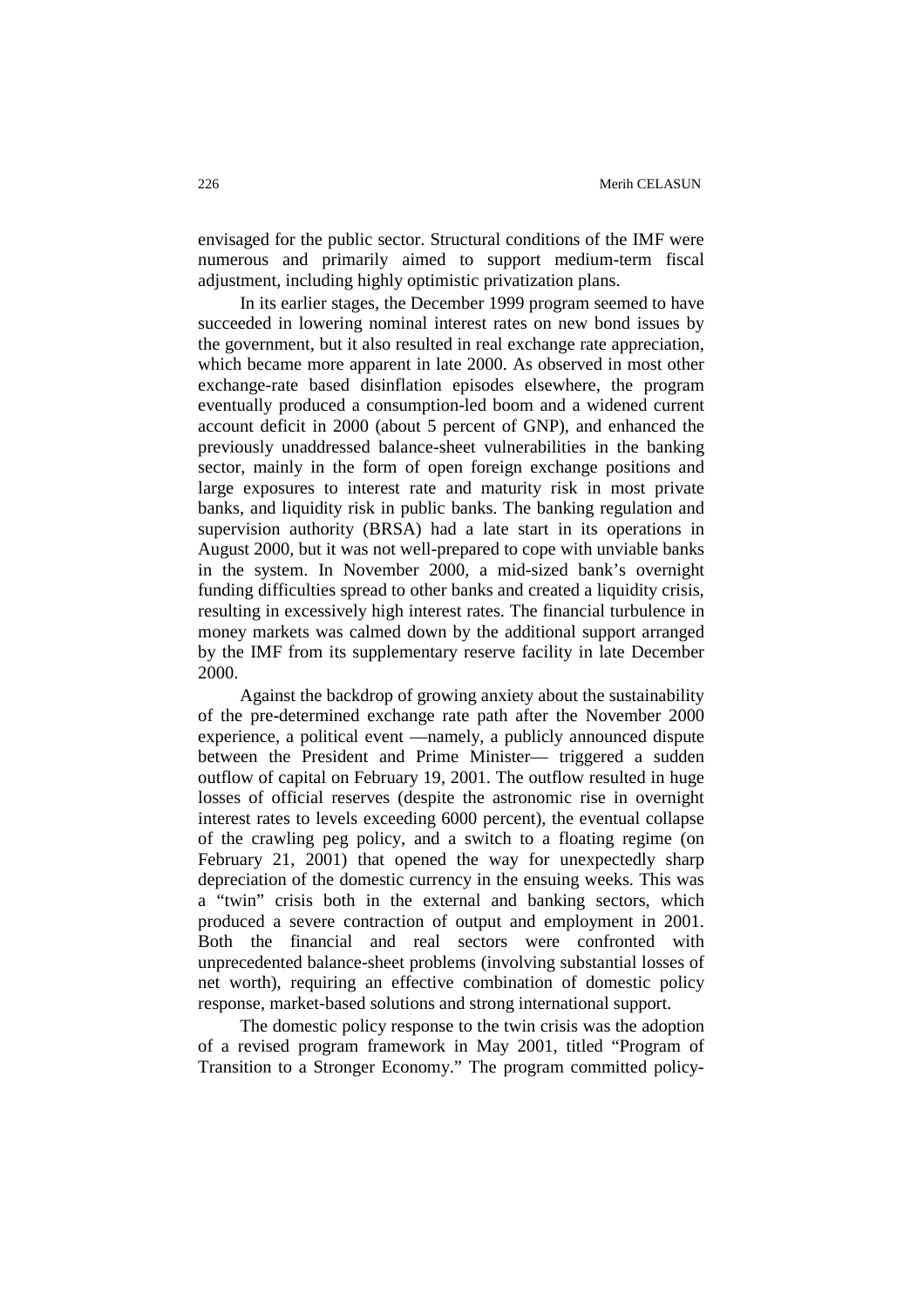envisaged for the public sector. Structural conditions of the IMF were numerous and primarily aimed to support medium-term fiscal adjustment, including highly optimistic privatization plans.

In its earlier stages, the December 1999 program seemed to have succeeded in lowering nominal interest rates on new bond issues by the government, but it also resulted in real exchange rate appreciation, which became more apparent in late 2000. As observed in most other exchange-rate based disinflation episodes elsewhere, the program eventually produced a consumption-led boom and a widened current account deficit in 2000 (about 5 percent of GNP), and enhanced the previously unaddressed balance-sheet vulnerabilities in the banking sector, mainly in the form of open foreign exchange positions and large exposures to interest rate and maturity risk in most private banks, and liquidity risk in public banks. The banking regulation and supervision authority (BRSA) had a late start in its operations in August 2000, but it was not well-prepared to cope with unviable banks in the system. In November 2000, a mid-sized bank's overnight funding difficulties spread to other banks and created a liquidity crisis, resulting in excessively high interest rates. The financial turbulence in money markets was calmed down by the additional support arranged by the IMF from its supplementary reserve facility in late December 2000.

Against the backdrop of growing anxiety about the sustainability of the pre-determined exchange rate path after the November 2000 experience, a political event —namely, a publicly announced dispute between the President and Prime Minister— triggered a sudden outflow of capital on February 19, 2001. The outflow resulted in huge losses of official reserves (despite the astronomic rise in overnight interest rates to levels exceeding 6000 percent), the eventual collapse of the crawling peg policy, and a switch to a floating regime (on February 21, 2001) that opened the way for unexpectedly sharp depreciation of the domestic currency in the ensuing weeks. This was a "twin" crisis both in the external and banking sectors, which produced a severe contraction of output and employment in 2001. Both the financial and real sectors were confronted with unprecedented balance-sheet problems (involving substantial losses of net worth), requiring an effective combination of domestic policy response, market-based solutions and strong international support.

The domestic policy response to the twin crisis was the adoption of a revised program framework in May 2001, titled "Program of Transition to a Stronger Economy." The program committed policy-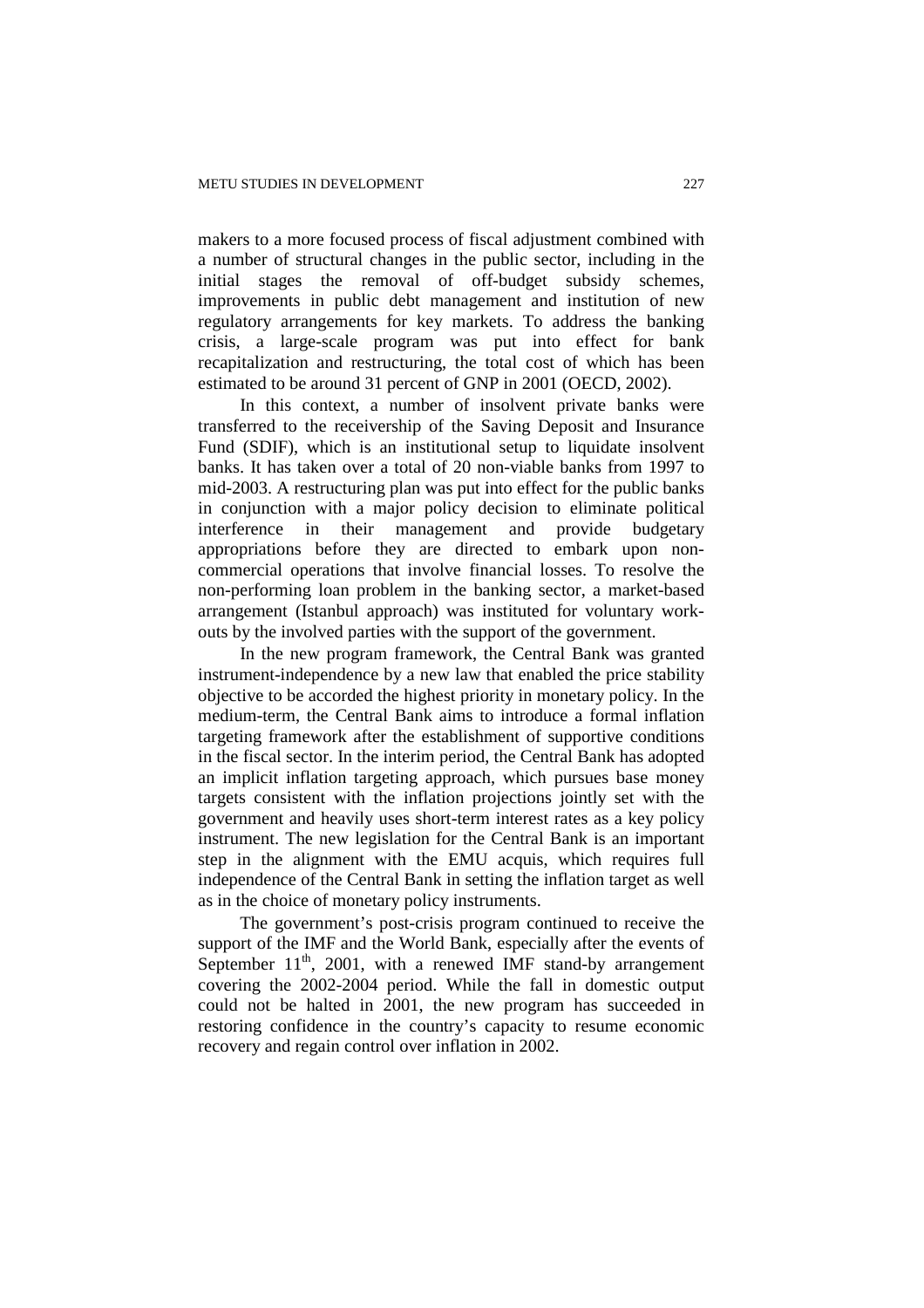makers to a more focused process of fiscal adjustment combined with a number of structural changes in the public sector, including in the initial stages the removal of off-budget subsidy schemes, improvements in public debt management and institution of new regulatory arrangements for key markets. To address the banking crisis, a large-scale program was put into effect for bank recapitalization and restructuring, the total cost of which has been estimated to be around 31 percent of GNP in 2001 (OECD, 2002).

In this context, a number of insolvent private banks were transferred to the receivership of the Saving Deposit and Insurance Fund (SDIF), which is an institutional setup to liquidate insolvent banks. It has taken over a total of 20 non-viable banks from 1997 to mid-2003. A restructuring plan was put into effect for the public banks in conjunction with a major policy decision to eliminate political interference in their management and provide budgetary appropriations before they are directed to embark upon non-commercial operations that involve financial losses. To resolve the non-performing loan problem in the banking sector, a market-based arrangement (Istanbul approach) was instituted for voluntary work-outs by the involved parties with the support of the government.

In the new program framework, the Central Bank was granted instrument-independence by a new law that enabled the price stability objective to be accorded the highest priority in monetary policy. In the medium-term, the Central Bank aims to introduce a formal inflation targeting framework after the establishment of supportive conditions in the fiscal sector. In the interim period, the Central Bank has adopted an implicit inflation targeting approach, which pursues base money targets consistent with the inflation projections jointly set with the government and heavily uses short-term interest rates as a key policy instrument. The new legislation for the Central Bank is an important step in the alignment with the EMU acquis, which requires full independence of the Central Bank in setting the inflation target as well as in the choice of monetary policy instruments.

The government's post-crisis program continued to receive the support of the IMF and the World Bank, especially after the events of September 11th, 2001, with a renewed IMF stand-by arrangement covering the 2002-2004 period. While the fall in domestic output could not be halted in 2001, the new program has succeeded in restoring confidence in the country's capacity to resume economic recovery and regain control over inflation in 2002.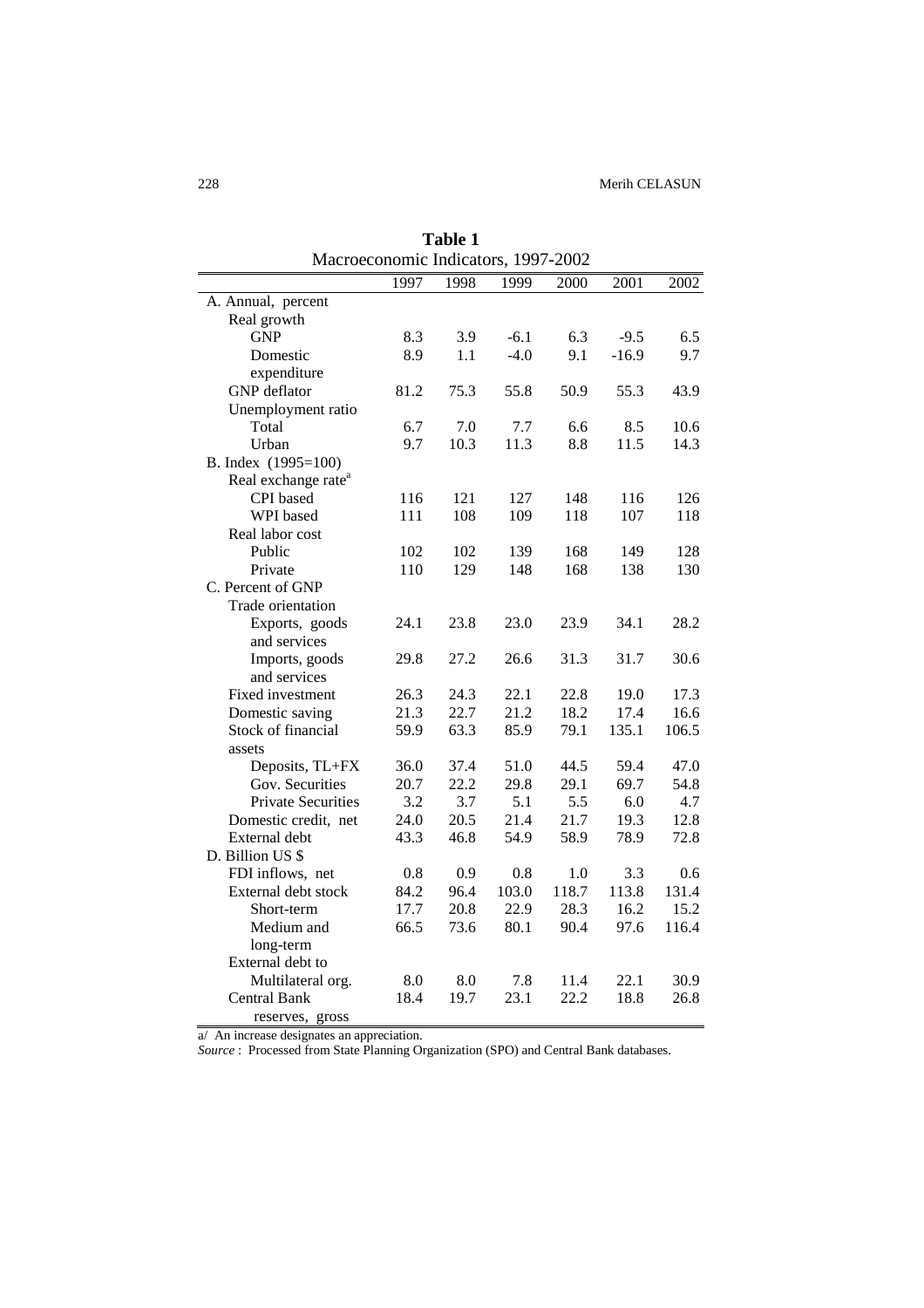**Table 1**

Macroeconomic Indicators, 1997-2002

| | 1997 | 1998 | 1999 | 2000 | 2001 | 2002 |
|---|---|---|---|---|---|---|
| A. Annual, percent | | | | | | |
| Real growth | | | | | | |
| GNP | 8.3 | 3.9 | -6.1 | 6.3 | -9.5 | 6.5 |
| Domestic expenditure | 8.9 | 1.1 | -4.0 | 9.1 | -16.9 | 9.7 |
| GNP deflator | 81.2 | 75.3 | 55.8 | 50.9 | 55.3 | 43.9 |
| Unemployment ratio | | | | | | |
| Total | 6.7 | 7.0 | 7.7 | 6.6 | 8.5 | 10.6 |
| Urban | 9.7 | 10.3 | 11.3 | 8.8 | 11.5 | 14.3 |
| B. Index (1995=100) | | | | | | |
| Real exchange rate[a] | | | | | | |
| CPI based | 116 | 121 | 127 | 148 | 116 | 126 |
| WPI based | 111 | 108 | 109 | 118 | 107 | 118 |
| Real labor cost | | | | | | |
| Public | 102 | 102 | 139 | 168 | 149 | 128 |
| Private | 110 | 129 | 148 | 168 | 138 | 130 |
| C. Percent of GNP | | | | | | |
| Trade orientation | | | | | | |
| Exports, goods and services | 24.1 | 23.8 | 23.0 | 23.9 | 34.1 | 28.2 |
| Imports, goods and services | 29.8 | 27.2 | 26.6 | 31.3 | 31.7 | 30.6 |
| Fixed investment | 26.3 | 24.3 | 22.1 | 22.8 | 19.0 | 17.3 |
| Domestic saving | 21.3 | 22.7 | 21.2 | 18.2 | 17.4 | 16.6 |
| Stock of financial assets | 59.9 | 63.3 | 85.9 | 79.1 | 135.1 | 106.5 |
| Deposits, TL+FX | 36.0 | 37.4 | 51.0 | 44.5 | 59.4 | 47.0 |
| Gov. Securities | 20.7 | 22.2 | 29.8 | 29.1 | 69.7 | 54.8 |
| Private Securities | 3.2 | 3.7 | 5.1 | 5.5 | 6.0 | 4.7 |
| Domestic credit, net | 24.0 | 20.5 | 21.4 | 21.7 | 19.3 | 12.8 |
| External debt | 43.3 | 46.8 | 54.9 | 58.9 | 78.9 | 72.8 |
| D. Billion US $ | | | | | | |
| FDI inflows, net | 0.8 | 0.9 | 0.8 | 1.0 | 3.3 | 0.6 |
| External debt stock | 84.2 | 96.4 | 103.0 | 118.7 | 113.8 | 131.4 |
| Short-term | 17.7 | 20.8 | 22.9 | 28.3 | 16.2 | 15.2 |
| Medium and long-term | 66.5 | 73.6 | 80.1 | 90.4 | 97.6 | 116.4 |
| External debt to | | | | | | |
| Multilateral org. | 8.0 | 8.0 | 7.8 | 11.4 | 22.1 | 30.9 |
| Central Bank reserves, gross | 18.4 | 19.7 | 23.1 | 22.2 | 18.8 | 26.8 |

a/ An increase designates an appreciation.

*Source* : Processed from State Planning Organization (SPO) and Central Bank databases.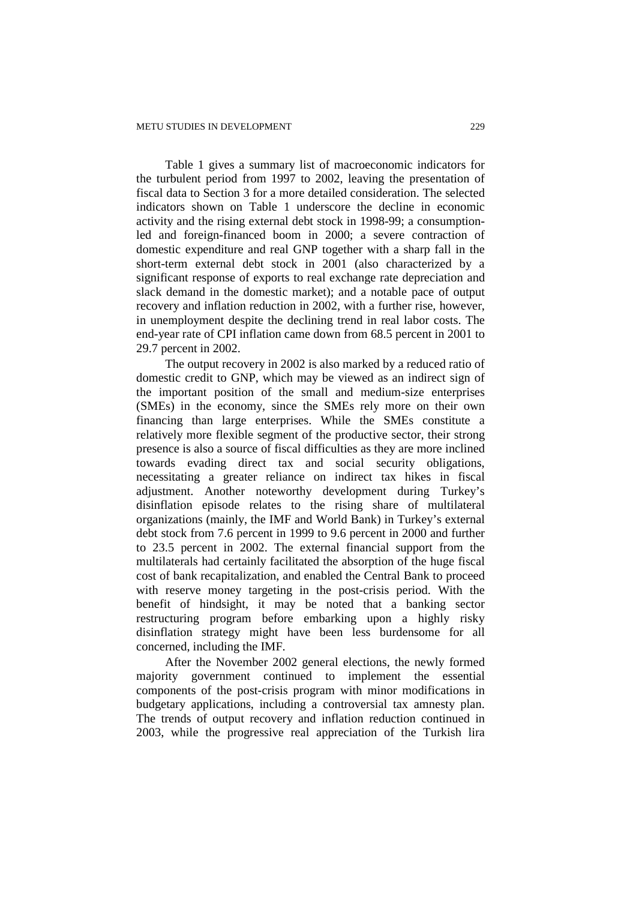Table 1 gives a summary list of macroeconomic indicators for the turbulent period from 1997 to 2002, leaving the presentation of fiscal data to Section 3 for a more detailed consideration. The selected indicators shown on Table 1 underscore the decline in economic activity and the rising external debt stock in 1998-99; a consumption-led and foreign-financed boom in 2000; a severe contraction of domestic expenditure and real GNP together with a sharp fall in the short-term external debt stock in 2001 (also characterized by a significant response of exports to real exchange rate depreciation and slack demand in the domestic market); and a notable pace of output recovery and inflation reduction in 2002, with a further rise, however, in unemployment despite the declining trend in real labor costs. The end-year rate of CPI inflation came down from 68.5 percent in 2001 to 29.7 percent in 2002.

The output recovery in 2002 is also marked by a reduced ratio of domestic credit to GNP, which may be viewed as an indirect sign of the important position of the small and medium-size enterprises (SMEs) in the economy, since the SMEs rely more on their own financing than large enterprises. While the SMEs constitute a relatively more flexible segment of the productive sector, their strong presence is also a source of fiscal difficulties as they are more inclined towards evading direct tax and social security obligations, necessitating a greater reliance on indirect tax hikes in fiscal adjustment. Another noteworthy development during Turkey's disinflation episode relates to the rising share of multilateral organizations (mainly, the IMF and World Bank) in Turkey's external debt stock from 7.6 percent in 1999 to 9.6 percent in 2000 and further to 23.5 percent in 2002. The external financial support from the multilaterals had certainly facilitated the absorption of the huge fiscal cost of bank recapitalization, and enabled the Central Bank to proceed with reserve money targeting in the post-crisis period. With the benefit of hindsight, it may be noted that a banking sector restructuring program before embarking upon a highly risky disinflation strategy might have been less burdensome for all concerned, including the IMF.

After the November 2002 general elections, the newly formed majority government continued to implement the essential components of the post-crisis program with minor modifications in budgetary applications, including a controversial tax amnesty plan. The trends of output recovery and inflation reduction continued in 2003, while the progressive real appreciation of the Turkish lira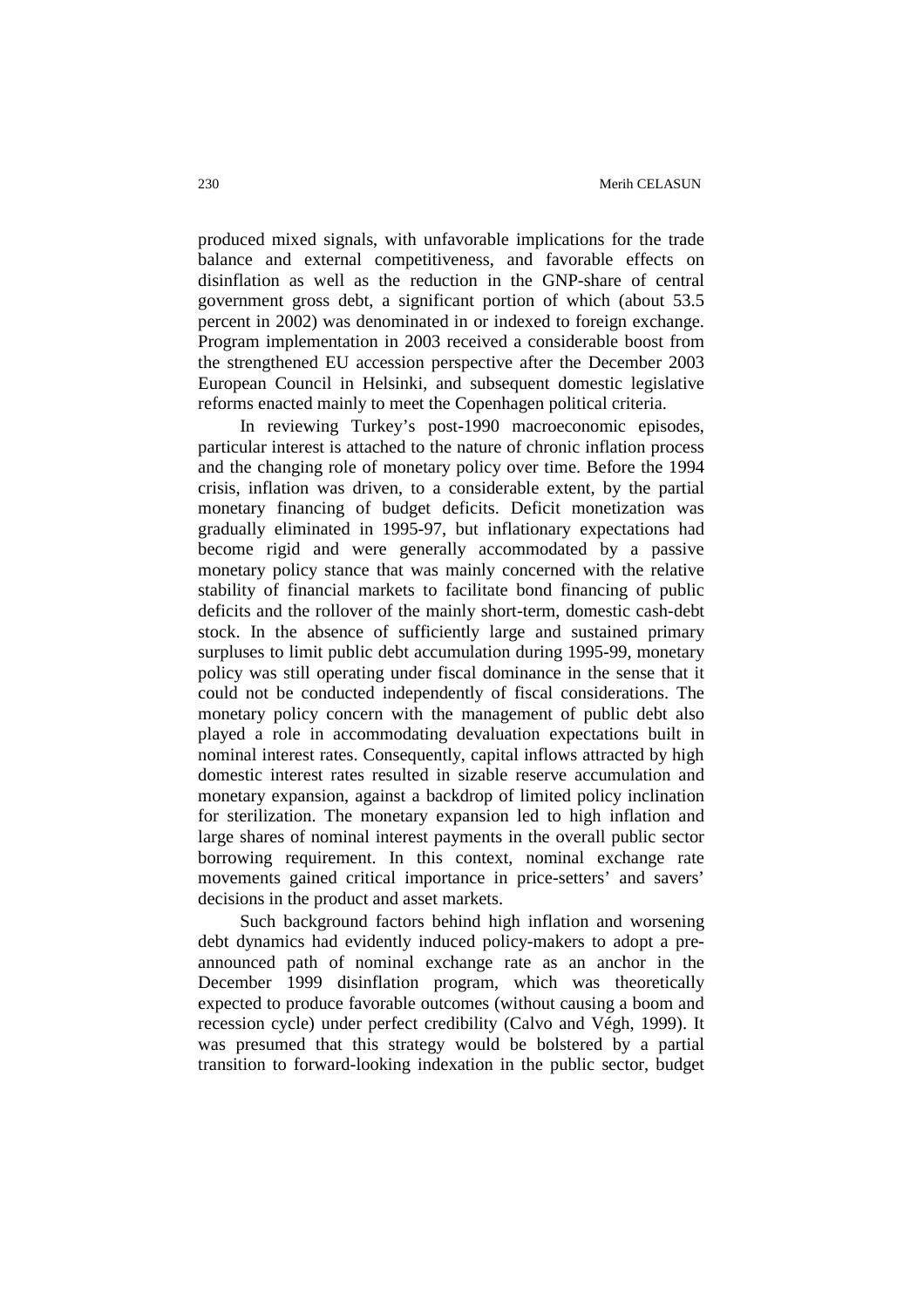produced mixed signals, with unfavorable implications for the trade balance and external competitiveness, and favorable effects on disinflation as well as the reduction in the GNP-share of central government gross debt, a significant portion of which (about 53.5 percent in 2002) was denominated in or indexed to foreign exchange. Program implementation in 2003 received a considerable boost from the strengthened EU accession perspective after the December 2003 European Council in Helsinki, and subsequent domestic legislative reforms enacted mainly to meet the Copenhagen political criteria.

In reviewing Turkey's post-1990 macroeconomic episodes, particular interest is attached to the nature of chronic inflation process and the changing role of monetary policy over time. Before the 1994 crisis, inflation was driven, to a considerable extent, by the partial monetary financing of budget deficits. Deficit monetization was gradually eliminated in 1995-97, but inflationary expectations had become rigid and were generally accommodated by a passive monetary policy stance that was mainly concerned with the relative stability of financial markets to facilitate bond financing of public deficits and the rollover of the mainly short-term, domestic cash-debt stock. In the absence of sufficiently large and sustained primary surpluses to limit public debt accumulation during 1995-99, monetary policy was still operating under fiscal dominance in the sense that it could not be conducted independently of fiscal considerations. The monetary policy concern with the management of public debt also played a role in accommodating devaluation expectations built in nominal interest rates. Consequently, capital inflows attracted by high domestic interest rates resulted in sizable reserve accumulation and monetary expansion, against a backdrop of limited policy inclination for sterilization. The monetary expansion led to high inflation and large shares of nominal interest payments in the overall public sector borrowing requirement. In this context, nominal exchange rate movements gained critical importance in price-setters' and savers' decisions in the product and asset markets.

Such background factors behind high inflation and worsening debt dynamics had evidently induced policy-makers to adopt a pre-announced path of nominal exchange rate as an anchor in the December 1999 disinflation program, which was theoretically expected to produce favorable outcomes (without causing a boom and recession cycle) under perfect credibility (Calvo and Végh, 1999). It was presumed that this strategy would be bolstered by a partial transition to forward-looking indexation in the public sector, budget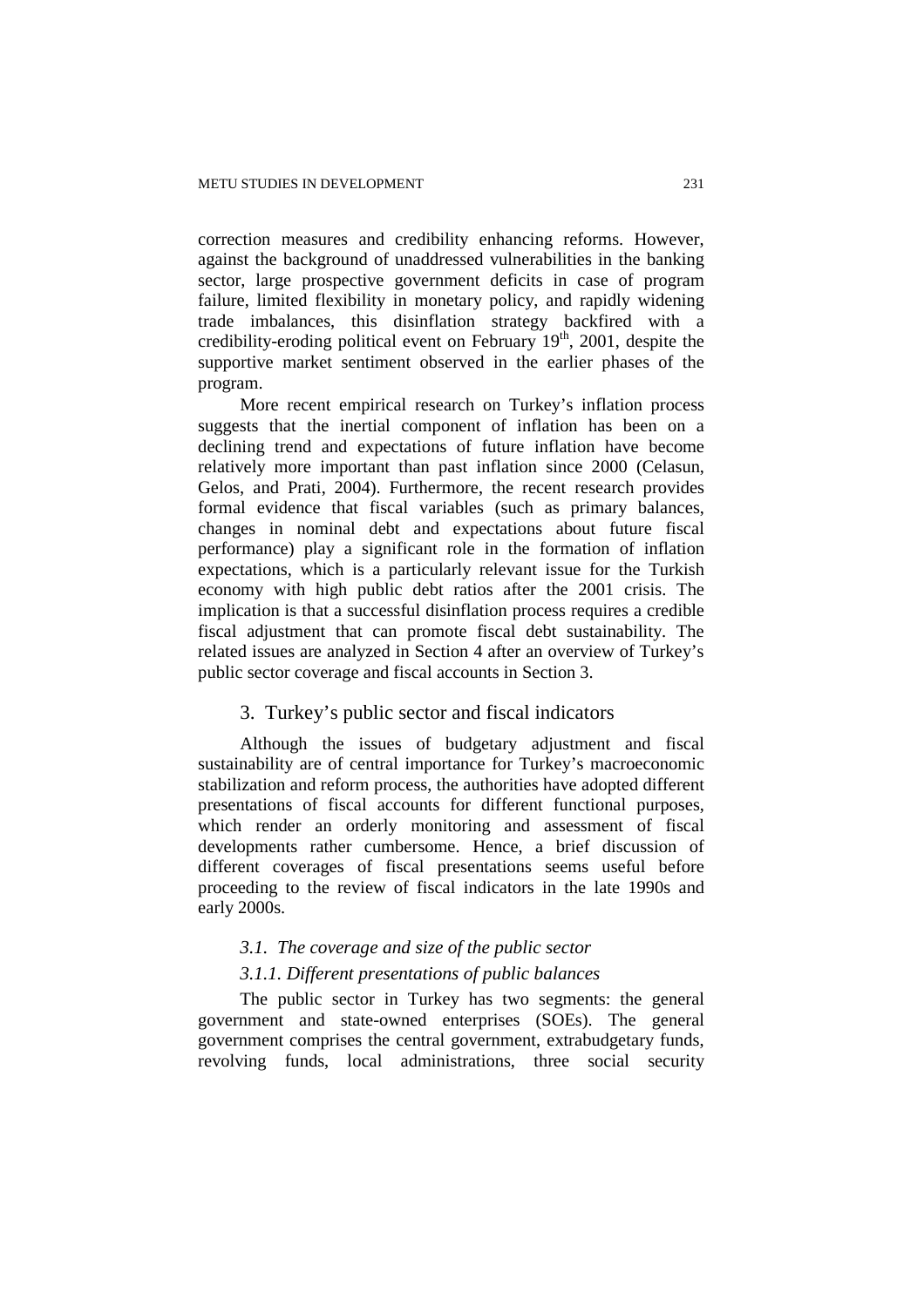correction measures and credibility enhancing reforms. However, against the background of unaddressed vulnerabilities in the banking sector, large prospective government deficits in case of program failure, limited flexibility in monetary policy, and rapidly widening trade imbalances, this disinflation strategy backfired with a credibility-eroding political event on February 19th, 2001, despite the supportive market sentiment observed in the earlier phases of the program.

More recent empirical research on Turkey's inflation process suggests that the inertial component of inflation has been on a declining trend and expectations of future inflation have become relatively more important than past inflation since 2000 (Celasun, Gelos, and Prati, 2004). Furthermore, the recent research provides formal evidence that fiscal variables (such as primary balances, changes in nominal debt and expectations about future fiscal performance) play a significant role in the formation of inflation expectations, which is a particularly relevant issue for the Turkish economy with high public debt ratios after the 2001 crisis. The implication is that a successful disinflation process requires a credible fiscal adjustment that can promote fiscal debt sustainability. The related issues are analyzed in Section 4 after an overview of Turkey's public sector coverage and fiscal accounts in Section 3.

## 3. Turkey's public sector and fiscal indicators

Although the issues of budgetary adjustment and fiscal sustainability are of central importance for Turkey's macroeconomic stabilization and reform process, the authorities have adopted different presentations of fiscal accounts for different functional purposes, which render an orderly monitoring and assessment of fiscal developments rather cumbersome. Hence, a brief discussion of different coverages of fiscal presentations seems useful before proceeding to the review of fiscal indicators in the late 1990s and early 2000s.

### *3.1. The coverage and size of the public sector*

#### *3.1.1. Different presentations of public balances*

The public sector in Turkey has two segments: the general government and state-owned enterprises (SOEs). The general government comprises the central government, extrabudgetary funds, revolving funds, local administrations, three social security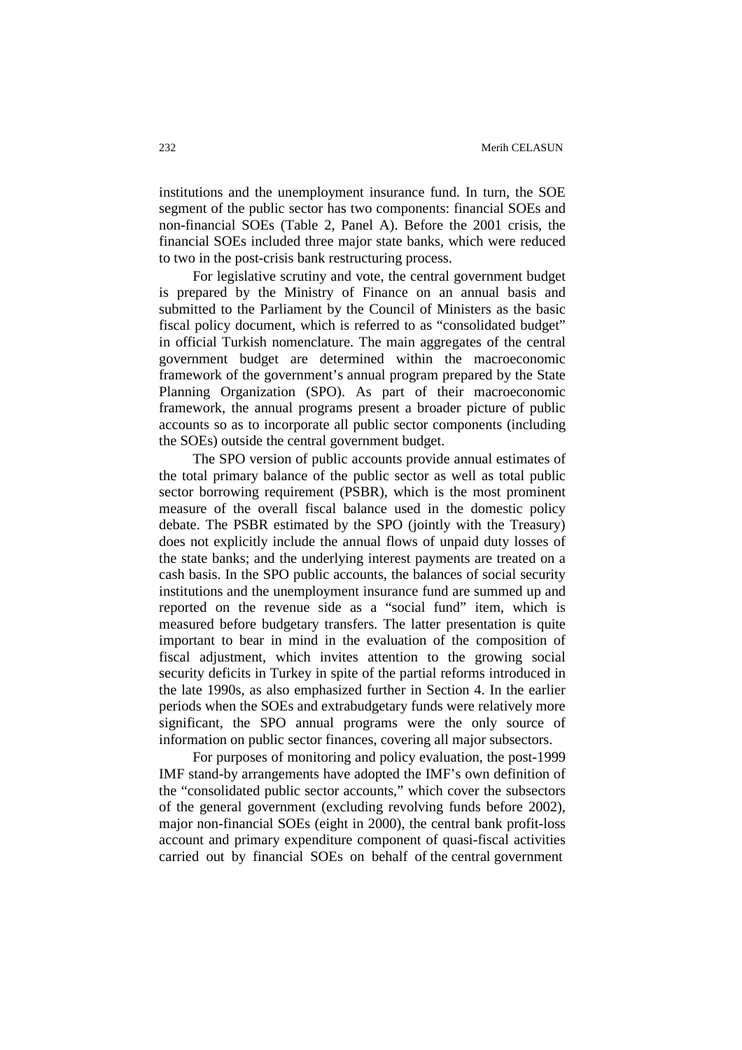institutions and the unemployment insurance fund. In turn, the SOE segment of the public sector has two components: financial SOEs and non-financial SOEs (Table 2, Panel A). Before the 2001 crisis, the financial SOEs included three major state banks, which were reduced to two in the post-crisis bank restructuring process.

For legislative scrutiny and vote, the central government budget is prepared by the Ministry of Finance on an annual basis and submitted to the Parliament by the Council of Ministers as the basic fiscal policy document, which is referred to as "consolidated budget" in official Turkish nomenclature. The main aggregates of the central government budget are determined within the macroeconomic framework of the government's annual program prepared by the State Planning Organization (SPO). As part of their macroeconomic framework, the annual programs present a broader picture of public accounts so as to incorporate all public sector components (including the SOEs) outside the central government budget.

The SPO version of public accounts provide annual estimates of the total primary balance of the public sector as well as total public sector borrowing requirement (PSBR), which is the most prominent measure of the overall fiscal balance used in the domestic policy debate. The PSBR estimated by the SPO (jointly with the Treasury) does not explicitly include the annual flows of unpaid duty losses of the state banks; and the underlying interest payments are treated on a cash basis. In the SPO public accounts, the balances of social security institutions and the unemployment insurance fund are summed up and reported on the revenue side as a "social fund" item, which is measured before budgetary transfers. The latter presentation is quite important to bear in mind in the evaluation of the composition of fiscal adjustment, which invites attention to the growing social security deficits in Turkey in spite of the partial reforms introduced in the late 1990s, as also emphasized further in Section 4. In the earlier periods when the SOEs and extrabudgetary funds were relatively more significant, the SPO annual programs were the only source of information on public sector finances, covering all major subsectors.

For purposes of monitoring and policy evaluation, the post-1999 IMF stand-by arrangements have adopted the IMF's own definition of the "consolidated public sector accounts," which cover the subsectors of the general government (excluding revolving funds before 2002), major non-financial SOEs (eight in 2000), the central bank profit-loss account and primary expenditure component of quasi-fiscal activities carried out by financial SOEs on behalf of the central government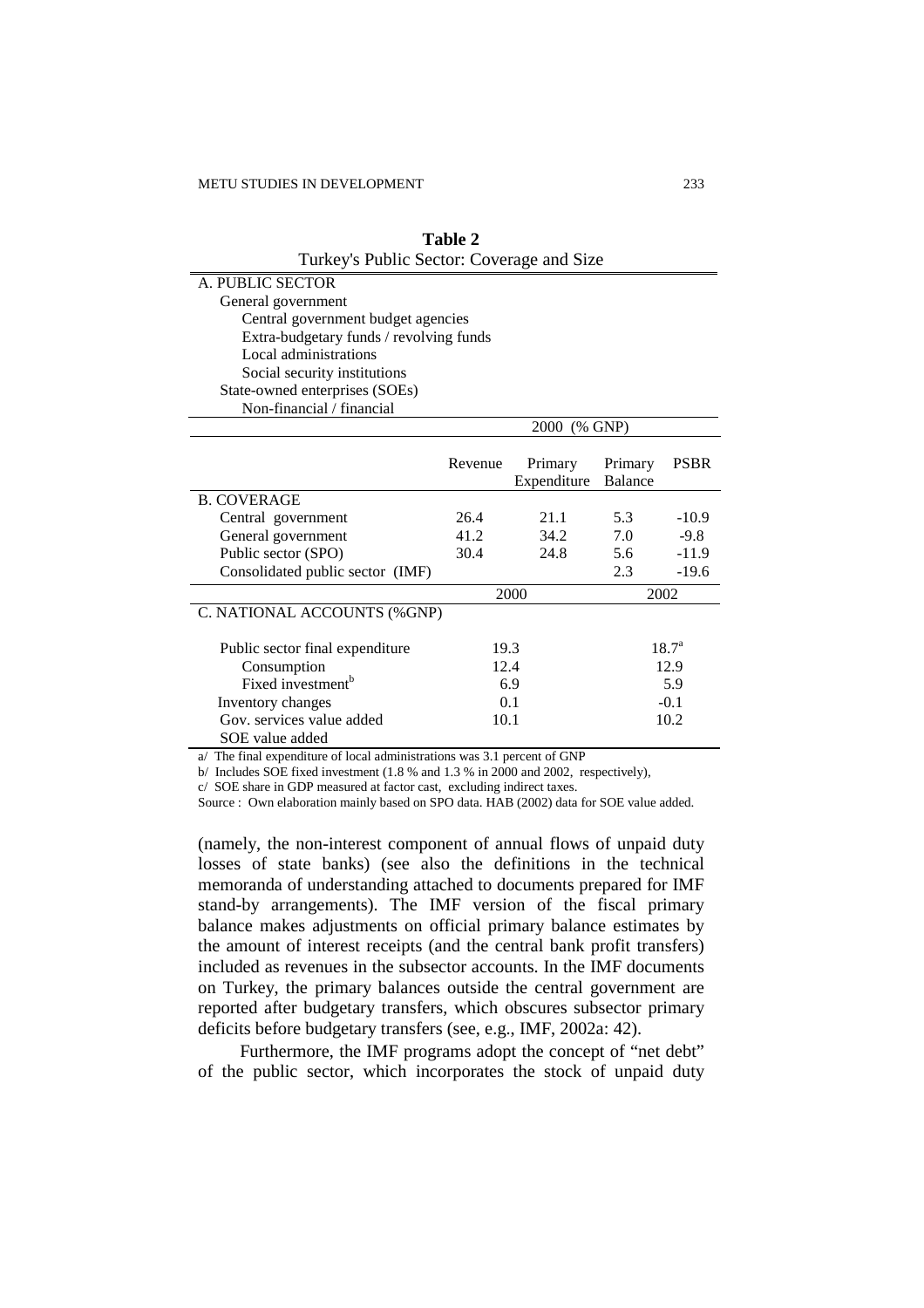**Table 2**
Turkey's Public Sector: Coverage and Size

| A. PUBLIC SECTOR | | | | |
|---|---|---|---|---|
| General government | | | | |
| Central government budget agencies | | | | |
| Extra-budgetary funds / revolving funds | | | | |
| Local administrations | | | | |
| Social security institutions | | | | |
| State-owned enterprises (SOEs) | | | | |
| Non-financial / financial | | | | |
| | 2000 (% GNP) | | | |
| | Revenue | Primary Expenditure | Primary Balance | PSBR |
| B. COVERAGE | | | | |
| Central government | 26.4 | 21.1 | 5.3 | -10.9 |
| General government | 41.2 | 34.2 | 7.0 | -9.8 |
| Public sector (SPO) | 30.4 | 24.8 | 5.6 | -11.9 |
| Consolidated public sector (IMF) | | | 2.3 | -19.6 |
| | 2000 | | 2002 | |
| C. NATIONAL ACCOUNTS (%GNP) | | | | |
| Public sector final expenditure | 19.3 | | 18.7[a] | |
| Consumption | 12.4 | | 12.9 | |
| Fixed investment[b] | 6.9 | | 5.9 | |
| Inventory changes | 0.1 | | -0.1 | |
| Gov. services value added | 10.1 | | 10.2 | |
| SOE value added | | | | |

a/ The final expenditure of local administrations was 3.1 percent of GNP

b/ Includes SOE fixed investment (1.8 % and 1.3 % in 2000 and 2002, respectively),

c/ SOE share in GDP measured at factor cast, excluding indirect taxes.

Source : Own elaboration mainly based on SPO data. HAB (2002) data for SOE value added.

(namely, the non-interest component of annual flows of unpaid duty losses of state banks) (see also the definitions in the technical memoranda of understanding attached to documents prepared for IMF stand-by arrangements). The IMF version of the fiscal primary balance makes adjustments on official primary balance estimates by the amount of interest receipts (and the central bank profit transfers) included as revenues in the subsector accounts. In the IMF documents on Turkey, the primary balances outside the central government are reported after budgetary transfers, which obscures subsector primary deficits before budgetary transfers (see, e.g., IMF, 2002a: 42).

Furthermore, the IMF programs adopt the concept of "net debt" of the public sector, which incorporates the stock of unpaid duty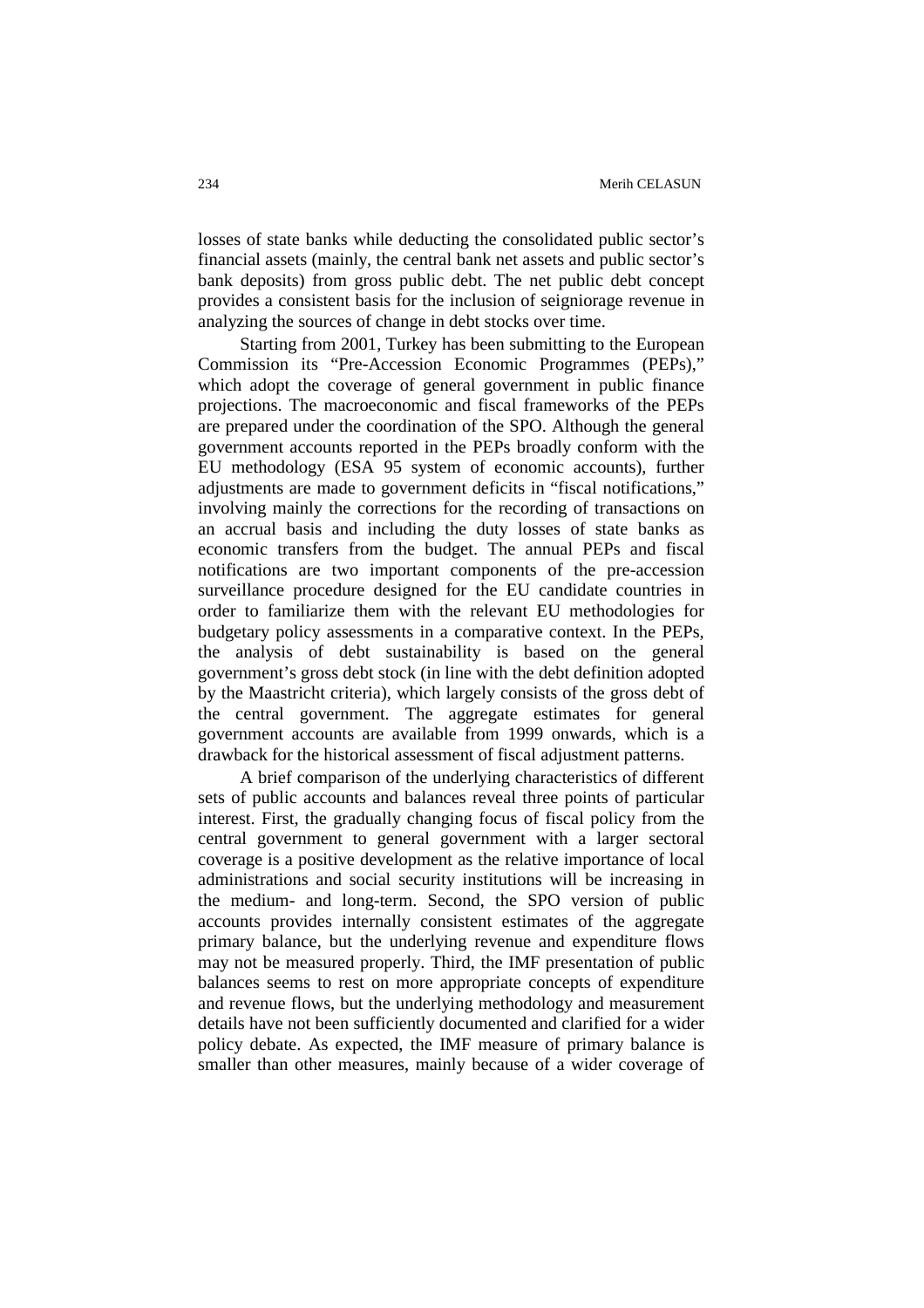losses of state banks while deducting the consolidated public sector's financial assets (mainly, the central bank net assets and public sector's bank deposits) from gross public debt. The net public debt concept provides a consistent basis for the inclusion of seigniorage revenue in analyzing the sources of change in debt stocks over time.

Starting from 2001, Turkey has been submitting to the European Commission its "Pre-Accession Economic Programmes (PEPs)," which adopt the coverage of general government in public finance projections. The macroeconomic and fiscal frameworks of the PEPs are prepared under the coordination of the SPO. Although the general government accounts reported in the PEPs broadly conform with the EU methodology (ESA 95 system of economic accounts), further adjustments are made to government deficits in "fiscal notifications," involving mainly the corrections for the recording of transactions on an accrual basis and including the duty losses of state banks as economic transfers from the budget. The annual PEPs and fiscal notifications are two important components of the pre-accession surveillance procedure designed for the EU candidate countries in order to familiarize them with the relevant EU methodologies for budgetary policy assessments in a comparative context. In the PEPs, the analysis of debt sustainability is based on the general government's gross debt stock (in line with the debt definition adopted by the Maastricht criteria), which largely consists of the gross debt of the central government. The aggregate estimates for general government accounts are available from 1999 onwards, which is a drawback for the historical assessment of fiscal adjustment patterns.

A brief comparison of the underlying characteristics of different sets of public accounts and balances reveal three points of particular interest. First, the gradually changing focus of fiscal policy from the central government to general government with a larger sectoral coverage is a positive development as the relative importance of local administrations and social security institutions will be increasing in the medium- and long-term. Second, the SPO version of public accounts provides internally consistent estimates of the aggregate primary balance, but the underlying revenue and expenditure flows may not be measured properly. Third, the IMF presentation of public balances seems to rest on more appropriate concepts of expenditure and revenue flows, but the underlying methodology and measurement details have not been sufficiently documented and clarified for a wider policy debate. As expected, the IMF measure of primary balance is smaller than other measures, mainly because of a wider coverage of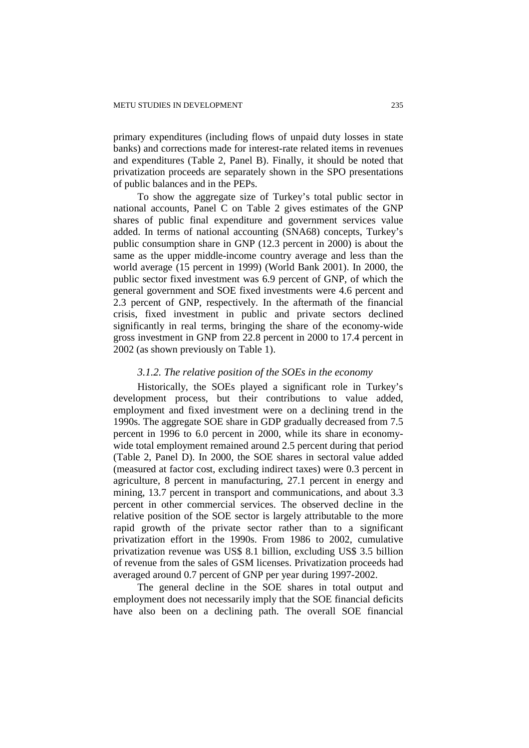primary expenditures (including flows of unpaid duty losses in state banks) and corrections made for interest-rate related items in revenues and expenditures (Table 2, Panel B). Finally, it should be noted that privatization proceeds are separately shown in the SPO presentations of public balances and in the PEPs.

To show the aggregate size of Turkey's total public sector in national accounts, Panel C on Table 2 gives estimates of the GNP shares of public final expenditure and government services value added. In terms of national accounting (SNA68) concepts, Turkey's public consumption share in GNP (12.3 percent in 2000) is about the same as the upper middle-income country average and less than the world average (15 percent in 1999) (World Bank 2001). In 2000, the public sector fixed investment was 6.9 percent of GNP, of which the general government and SOE fixed investments were 4.6 percent and 2.3 percent of GNP, respectively. In the aftermath of the financial crisis, fixed investment in public and private sectors declined significantly in real terms, bringing the share of the economy-wide gross investment in GNP from 22.8 percent in 2000 to 17.4 percent in 2002 (as shown previously on Table 1).

### *3.1.2. The relative position of the SOEs in the economy*

Historically, the SOEs played a significant role in Turkey's development process, but their contributions to value added, employment and fixed investment were on a declining trend in the 1990s. The aggregate SOE share in GDP gradually decreased from 7.5 percent in 1996 to 6.0 percent in 2000, while its share in economy-wide total employment remained around 2.5 percent during that period (Table 2, Panel D). In 2000, the SOE shares in sectoral value added (measured at factor cost, excluding indirect taxes) were 0.3 percent in agriculture, 8 percent in manufacturing, 27.1 percent in energy and mining, 13.7 percent in transport and communications, and about 3.3 percent in other commercial services. The observed decline in the relative position of the SOE sector is largely attributable to the more rapid growth of the private sector rather than to a significant privatization effort in the 1990s. From 1986 to 2002, cumulative privatization revenue was US$ 8.1 billion, excluding US$ 3.5 billion of revenue from the sales of GSM licenses. Privatization proceeds had averaged around 0.7 percent of GNP per year during 1997-2002.

The general decline in the SOE shares in total output and employment does not necessarily imply that the SOE financial deficits have also been on a declining path. The overall SOE financial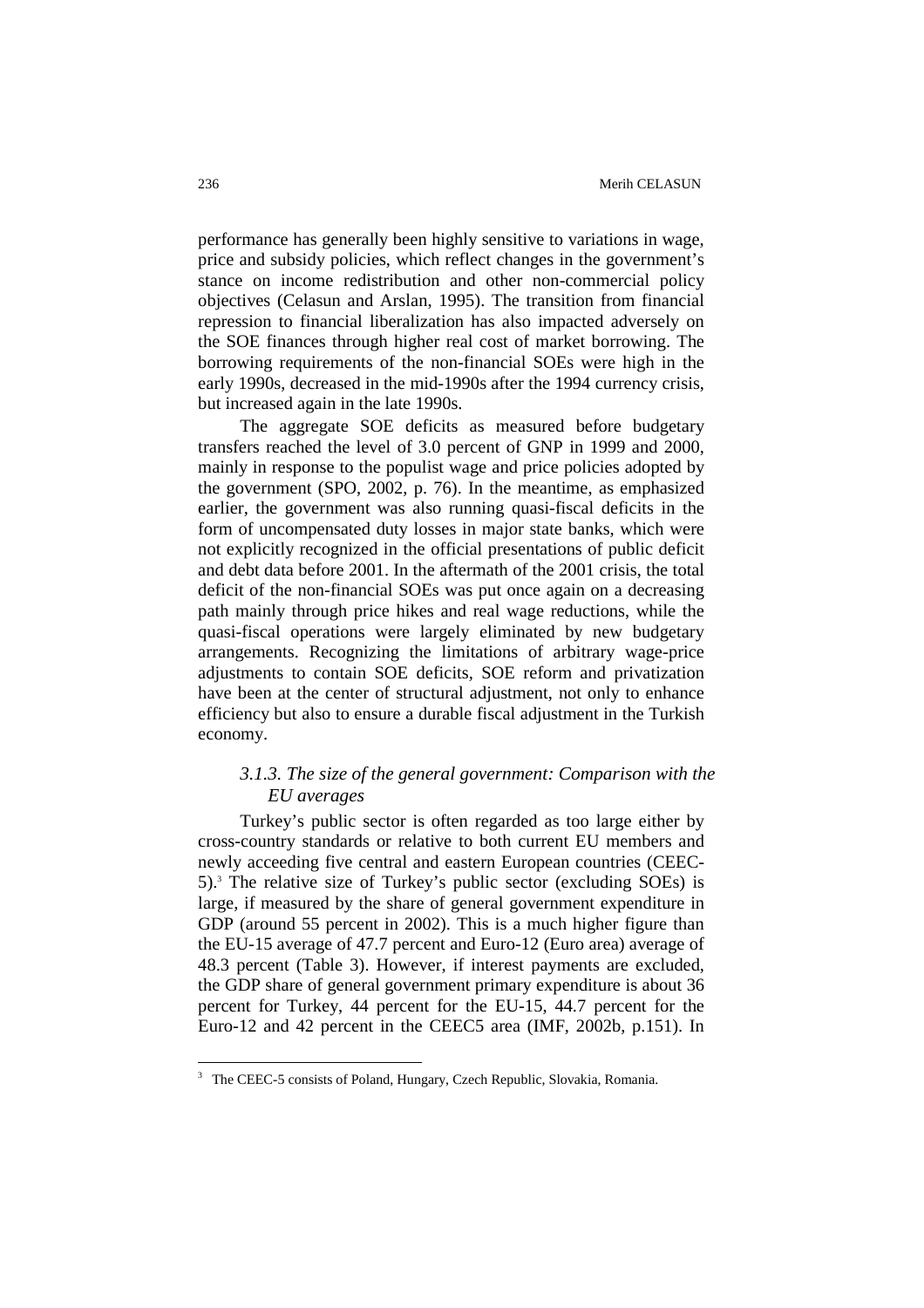performance has generally been highly sensitive to variations in wage, price and subsidy policies, which reflect changes in the government's stance on income redistribution and other non-commercial policy objectives (Celasun and Arslan, 1995). The transition from financial repression to financial liberalization has also impacted adversely on the SOE finances through higher real cost of market borrowing. The borrowing requirements of the non-financial SOEs were high in the early 1990s, decreased in the mid-1990s after the 1994 currency crisis, but increased again in the late 1990s.

The aggregate SOE deficits as measured before budgetary transfers reached the level of 3.0 percent of GNP in 1999 and 2000, mainly in response to the populist wage and price policies adopted by the government (SPO, 2002, p. 76). In the meantime, as emphasized earlier, the government was also running quasi-fiscal deficits in the form of uncompensated duty losses in major state banks, which were not explicitly recognized in the official presentations of public deficit and debt data before 2001. In the aftermath of the 2001 crisis, the total deficit of the non-financial SOEs was put once again on a decreasing path mainly through price hikes and real wage reductions, while the quasi-fiscal operations were largely eliminated by new budgetary arrangements. Recognizing the limitations of arbitrary wage-price adjustments to contain SOE deficits, SOE reform and privatization have been at the center of structural adjustment, not only to enhance efficiency but also to ensure a durable fiscal adjustment in the Turkish economy.

### *3.1.3. The size of the general government: Comparison with the EU averages*

Turkey's public sector is often regarded as too large either by cross-country standards or relative to both current EU members and newly acceeding five central and eastern European countries (CEEC-5).[3] The relative size of Turkey's public sector (excluding SOEs) is large, if measured by the share of general government expenditure in GDP (around 55 percent in 2002). This is a much higher figure than the EU-15 average of 47.7 percent and Euro-12 (Euro area) average of 48.3 percent (Table 3). However, if interest payments are excluded, the GDP share of general government primary expenditure is about 36 percent for Turkey, 44 percent for the EU-15, 44.7 percent for the Euro-12 and 42 percent in the CEEC5 area (IMF, 2002b, p.151). In

[3] The CEEC-5 consists of Poland, Hungary, Czech Republic, Slovakia, Romania.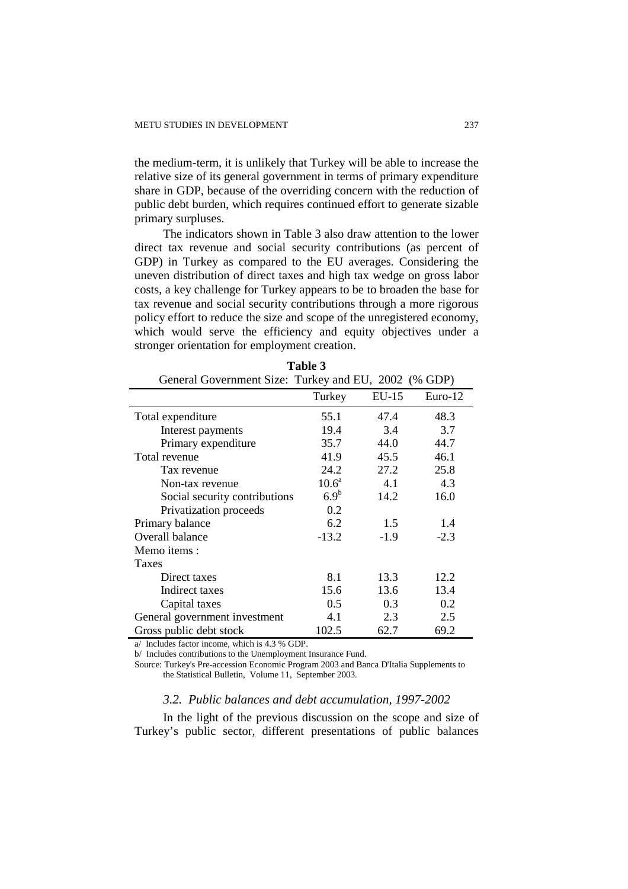the medium-term, it is unlikely that Turkey will be able to increase the relative size of its general government in terms of primary expenditure share in GDP, because of the overriding concern with the reduction of public debt burden, which requires continued effort to generate sizable primary surpluses.

The indicators shown in Table 3 also draw attention to the lower direct tax revenue and social security contributions (as percent of GDP) in Turkey as compared to the EU averages. Considering the uneven distribution of direct taxes and high tax wedge on gross labor costs, a key challenge for Turkey appears to be to broaden the base for tax revenue and social security contributions through a more rigorous policy effort to reduce the size and scope of the unregistered economy, which would serve the efficiency and equity objectives under a stronger orientation for employment creation.

**Table 3**

General Government Size: Turkey and EU, 2002 (% GDP)

| | Turkey | EU-15 | Euro-12 |
|---|---|---|---|
| Total expenditure | 55.1 | 47.4 | 48.3 |
| Interest payments | 19.4 | 3.4 | 3.7 |
| Primary expenditure | 35.7 | 44.0 | 44.7 |
| Total revenue | 41.9 | 45.5 | 46.1 |
| Tax revenue | 24.2 | 27.2 | 25.8 |
| Non-tax revenue | 10.6[a] | 4.1 | 4.3 |
| Social security contributions | 6.9[b] | 14.2 | 16.0 |
| Privatization proceeds | 0.2 | | |
| Primary balance | 6.2 | 1.5 | 1.4 |
| Overall balance | -13.2 | -1.9 | -2.3 |
| Memo items : | | | |
| Taxes | | | |
| Direct taxes | 8.1 | 13.3 | 12.2 |
| Indirect taxes | 15.6 | 13.6 | 13.4 |
| Capital taxes | 0.5 | 0.3 | 0.2 |
| General government investment | 4.1 | 2.3 | 2.5 |
| Gross public debt stock | 102.5 | 62.7 | 69.2 |

a/ Includes factor income, which is 4.3 % GDP.

b/ Includes contributions to the Unemployment Insurance Fund.

Source: Turkey's Pre-accession Economic Program 2003 and Banca D'Italia Supplements to the Statistical Bulletin, Volume 11, September 2003.

### *3.2. Public balances and debt accumulation, 1997-2002*

In the light of the previous discussion on the scope and size of Turkey's public sector, different presentations of public balances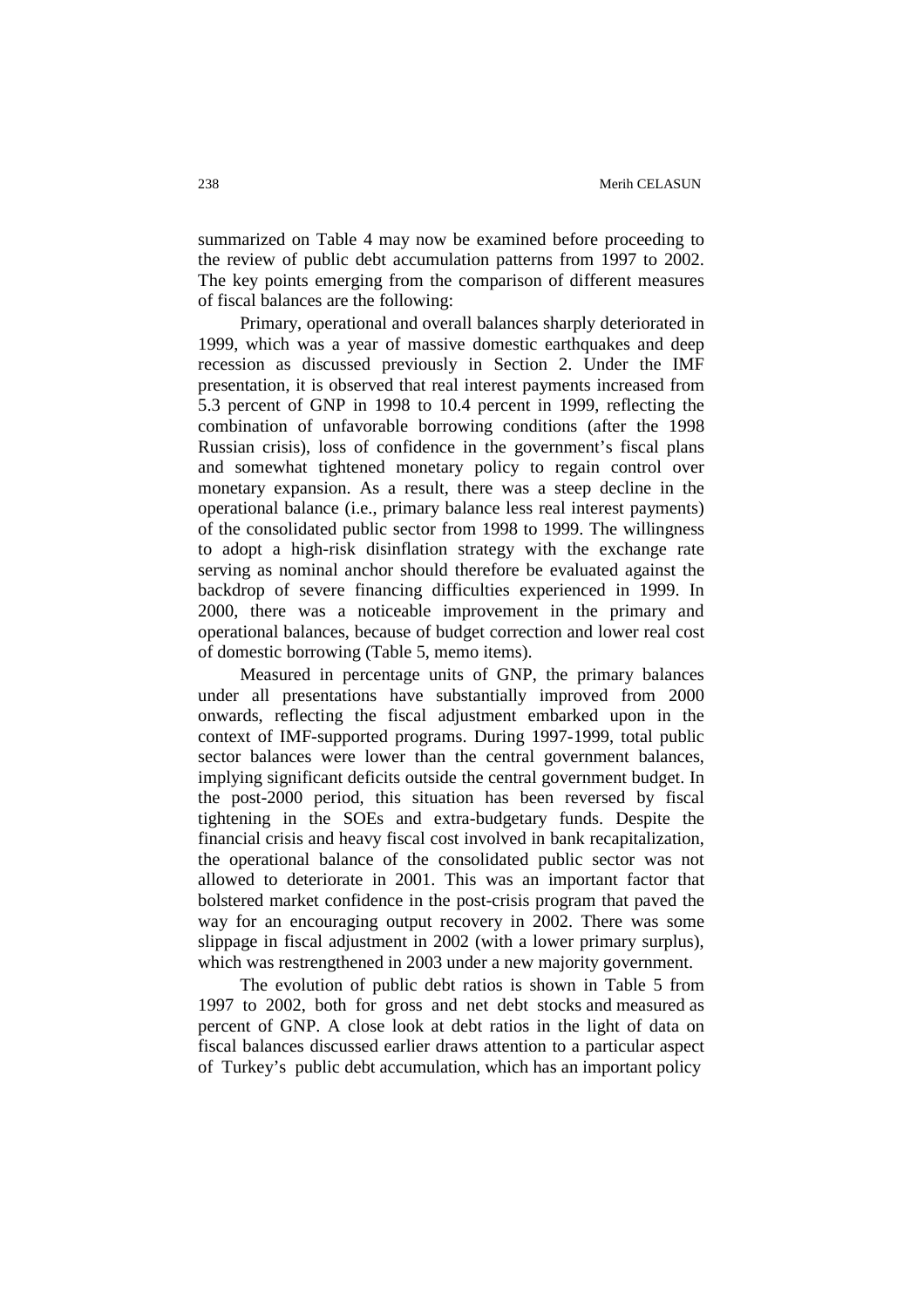summarized on Table 4 may now be examined before proceeding to the review of public debt accumulation patterns from 1997 to 2002. The key points emerging from the comparison of different measures of fiscal balances are the following:

Primary, operational and overall balances sharply deteriorated in 1999, which was a year of massive domestic earthquakes and deep recession as discussed previously in Section 2. Under the IMF presentation, it is observed that real interest payments increased from 5.3 percent of GNP in 1998 to 10.4 percent in 1999, reflecting the combination of unfavorable borrowing conditions (after the 1998 Russian crisis), loss of confidence in the government's fiscal plans and somewhat tightened monetary policy to regain control over monetary expansion. As a result, there was a steep decline in the operational balance (i.e., primary balance less real interest payments) of the consolidated public sector from 1998 to 1999. The willingness to adopt a high-risk disinflation strategy with the exchange rate serving as nominal anchor should therefore be evaluated against the backdrop of severe financing difficulties experienced in 1999. In 2000, there was a noticeable improvement in the primary and operational balances, because of budget correction and lower real cost of domestic borrowing (Table 5, memo items).

Measured in percentage units of GNP, the primary balances under all presentations have substantially improved from 2000 onwards, reflecting the fiscal adjustment embarked upon in the context of IMF-supported programs. During 1997-1999, total public sector balances were lower than the central government balances, implying significant deficits outside the central government budget. In the post-2000 period, this situation has been reversed by fiscal tightening in the SOEs and extra-budgetary funds. Despite the financial crisis and heavy fiscal cost involved in bank recapitalization, the operational balance of the consolidated public sector was not allowed to deteriorate in 2001. This was an important factor that bolstered market confidence in the post-crisis program that paved the way for an encouraging output recovery in 2002. There was some slippage in fiscal adjustment in 2002 (with a lower primary surplus), which was restrengthened in 2003 under a new majority government.

The evolution of public debt ratios is shown in Table 5 from 1997 to 2002, both for gross and net debt stocks and measured as percent of GNP. A close look at debt ratios in the light of data on fiscal balances discussed earlier draws attention to a particular aspect of Turkey's public debt accumulation, which has an important policy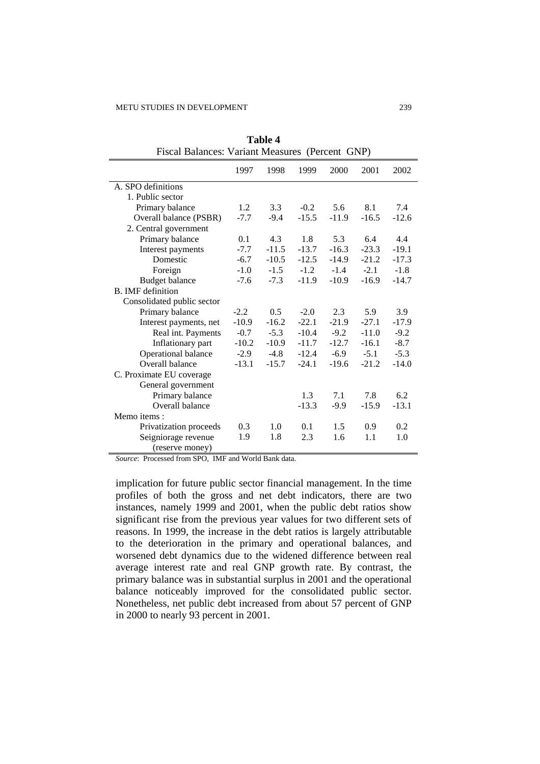**Table 4**
Fiscal Balances: Variant Measures (Percent GNP)

| | 1997 | 1998 | 1999 | 2000 | 2001 | 2002 |
|---|---|---|---|---|---|---|
| A. SPO definitions | | | | | | |
| 1. Public sector | | | | | | |
| Primary balance | 1.2 | 3.3 | -0.2 | 5.6 | 8.1 | 7.4 |
| Overall balance (PSBR) | -7.7 | -9.4 | -15.5 | -11.9 | -16.5 | -12.6 |
| 2. Central government | | | | | | |
| Primary balance | 0.1 | 4.3 | 1.8 | 5.3 | 6.4 | 4.4 |
| Interest payments | -7.7 | -11.5 | -13.7 | -16.3 | -23.3 | -19.1 |
| Domestic | -6.7 | -10.5 | -12.5 | -14.9 | -21.2 | -17.3 |
| Foreign | -1.0 | -1.5 | -1.2 | -1.4 | -2.1 | -1.8 |
| Budget balance | -7.6 | -7.3 | -11.9 | -10.9 | -16.9 | -14.7 |
| B. IMF definition | | | | | | |
| Consolidated public sector | | | | | | |
| Primary balance | -2.2 | 0.5 | -2.0 | 2.3 | 5.9 | 3.9 |
| Interest payments, net | -10.9 | -16.2 | -22.1 | -21.9 | -27.1 | -17.9 |
| Real int. Payments | -0.7 | -5.3 | -10.4 | -9.2 | -11.0 | -9.2 |
| Inflationary part | -10.2 | -10.9 | -11.7 | -12.7 | -16.1 | -8.7 |
| Operational balance | -2.9 | -4.8 | -12.4 | -6.9 | -5.1 | -5.3 |
| Overall balance | -13.1 | -15.7 | -24.1 | -19.6 | -21.2 | -14.0 |
| C. Proximate EU coverage | | | | | | |
| General government | | | | | | |
| Primary balance | | | 1.3 | 7.1 | 7.8 | 6.2 |
| Overall balance | | | -13.3 | -9.9 | -15.9 | -13.1 |
| Memo items : | | | | | | |
| Privatization proceeds | 0.3 | 1.0 | 0.1 | 1.5 | 0.9 | 0.2 |
| Seigniorage revenue (reserve money) | 1.9 | 1.8 | 2.3 | 1.6 | 1.1 | 1.0 |

*Source*: Processed from SPO, IMF and World Bank data.

implication for future public sector financial management. In the time profiles of both the gross and net debt indicators, there are two instances, namely 1999 and 2001, when the public debt ratios show significant rise from the previous year values for two different sets of reasons. In 1999, the increase in the debt ratios is largely attributable to the deterioration in the primary and operational balances, and worsened debt dynamics due to the widened difference between real average interest rate and real GNP growth rate. By contrast, the primary balance was in substantial surplus in 2001 and the operational balance noticeably improved for the consolidated public sector. Nonetheless, net public debt increased from about 57 percent of GNP in 2000 to nearly 93 percent in 2001.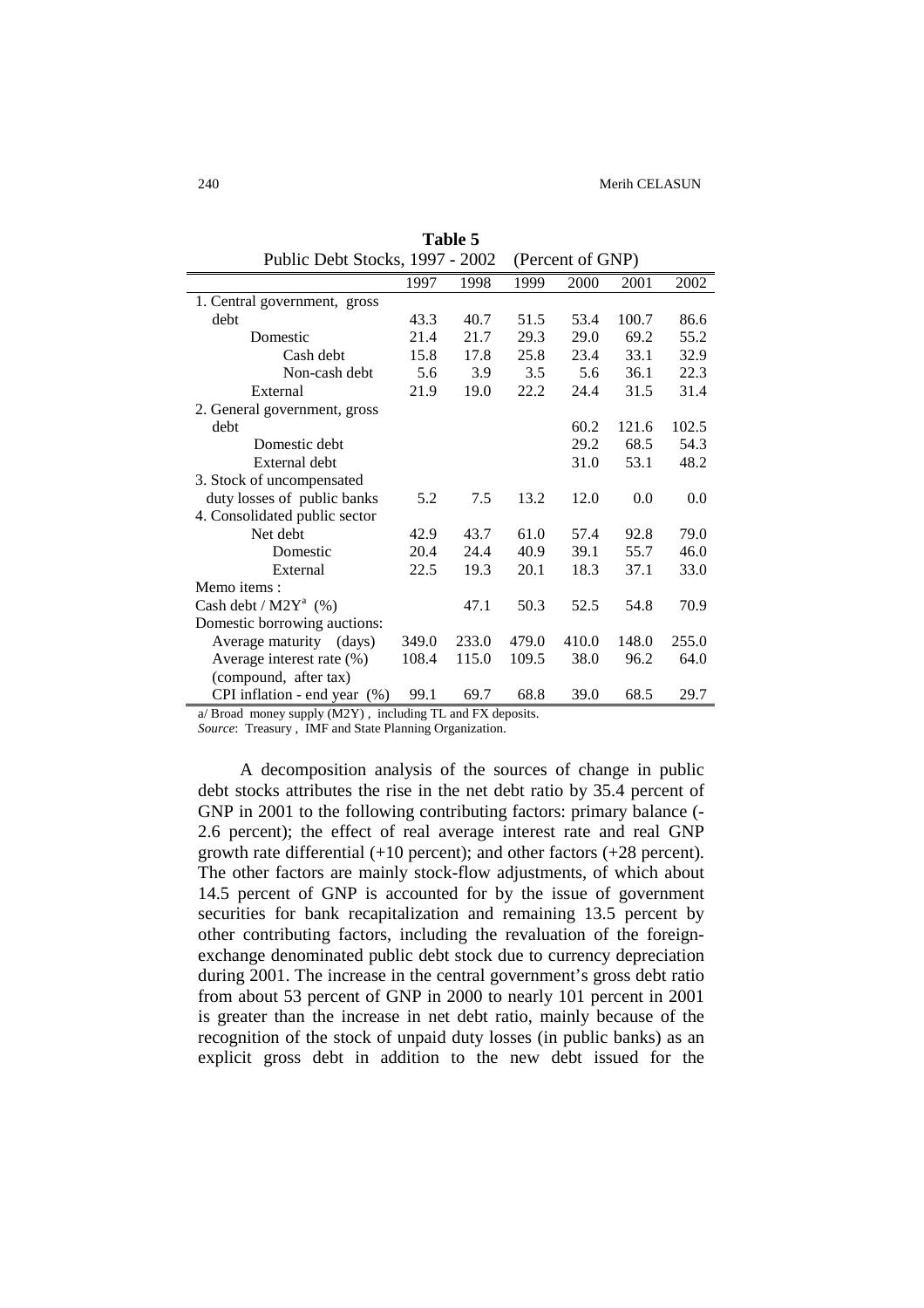**Table 5**

Public Debt Stocks, 1997 - 2002 (Percent of GNP)

| | 1997 | 1998 | 1999 | 2000 | 2001 | 2002 |
|---|---|---|---|---|---|---|
| 1. Central government, gross debt | 43.3 | 40.7 | 51.5 | 53.4 | 100.7 | 86.6 |
| Domestic | 21.4 | 21.7 | 29.3 | 29.0 | 69.2 | 55.2 |
| Cash debt | 15.8 | 17.8 | 25.8 | 23.4 | 33.1 | 32.9 |
| Non-cash debt | 5.6 | 3.9 | 3.5 | 5.6 | 36.1 | 22.3 |
| External | 21.9 | 19.0 | 22.2 | 24.4 | 31.5 | 31.4 |
| 2. General government, gross debt | | | | 60.2 | 121.6 | 102.5 |
| Domestic debt | | | | 29.2 | 68.5 | 54.3 |
| External debt | | | | 31.0 | 53.1 | 48.2 |
| 3. Stock of uncompensated duty losses of public banks | 5.2 | 7.5 | 13.2 | 12.0 | 0.0 | 0.0 |
| 4. Consolidated public sector | | | | | | |
| Net debt | 42.9 | 43.7 | 61.0 | 57.4 | 92.8 | 79.0 |
| Domestic | 20.4 | 24.4 | 40.9 | 39.1 | 55.7 | 46.0 |
| External | 22.5 | 19.3 | 20.1 | 18.3 | 37.1 | 33.0 |
| Memo items : | | | | | | |
| Cash debt / M2Y[a] (%) | | 47.1 | 50.3 | 52.5 | 54.8 | 70.9 |
| Domestic borrowing auctions: | | | | | | |
| Average maturity (days) | 349.0 | 233.0 | 479.0 | 410.0 | 148.0 | 255.0 |
| Average interest rate (%) (compound, after tax) | 108.4 | 115.0 | 109.5 | 38.0 | 96.2 | 64.0 |
| CPI inflation - end year (%) | 99.1 | 69.7 | 68.8 | 39.0 | 68.5 | 29.7 |

a/ Broad money supply (M2Y) , including TL and FX deposits.

*Source*: Treasury , IMF and State Planning Organization.

A decomposition analysis of the sources of change in public debt stocks attributes the rise in the net debt ratio by 35.4 percent of GNP in 2001 to the following contributing factors: primary balance (-2.6 percent); the effect of real average interest rate and real GNP growth rate differential (+10 percent); and other factors (+28 percent). The other factors are mainly stock-flow adjustments, of which about 14.5 percent of GNP is accounted for by the issue of government securities for bank recapitalization and remaining 13.5 percent by other contributing factors, including the revaluation of the foreign-exchange denominated public debt stock due to currency depreciation during 2001. The increase in the central government's gross debt ratio from about 53 percent of GNP in 2000 to nearly 101 percent in 2001 is greater than the increase in net debt ratio, mainly because of the recognition of the stock of unpaid duty losses (in public banks) as an explicit gross debt in addition to the new debt issued for the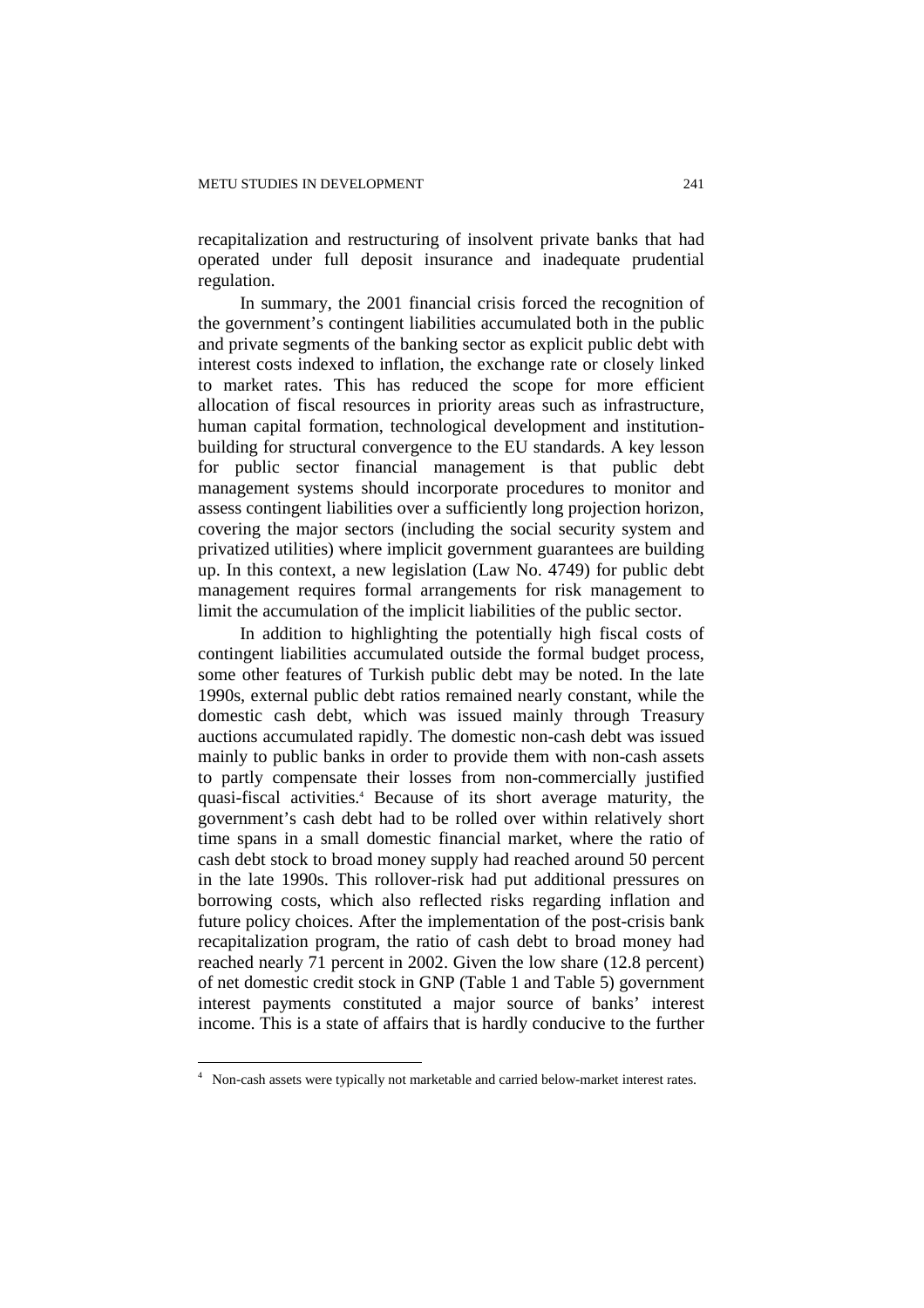recapitalization and restructuring of insolvent private banks that had operated under full deposit insurance and inadequate prudential regulation.

In summary, the 2001 financial crisis forced the recognition of the government's contingent liabilities accumulated both in the public and private segments of the banking sector as explicit public debt with interest costs indexed to inflation, the exchange rate or closely linked to market rates. This has reduced the scope for more efficient allocation of fiscal resources in priority areas such as infrastructure, human capital formation, technological development and institution-building for structural convergence to the EU standards. A key lesson for public sector financial management is that public debt management systems should incorporate procedures to monitor and assess contingent liabilities over a sufficiently long projection horizon, covering the major sectors (including the social security system and privatized utilities) where implicit government guarantees are building up. In this context, a new legislation (Law No. 4749) for public debt management requires formal arrangements for risk management to limit the accumulation of the implicit liabilities of the public sector.

In addition to highlighting the potentially high fiscal costs of contingent liabilities accumulated outside the formal budget process, some other features of Turkish public debt may be noted. In the late 1990s, external public debt ratios remained nearly constant, while the domestic cash debt, which was issued mainly through Treasury auctions accumulated rapidly. The domestic non-cash debt was issued mainly to public banks in order to provide them with non-cash assets to partly compensate their losses from non-commercially justified quasi-fiscal activities.[4] Because of its short average maturity, the government's cash debt had to be rolled over within relatively short time spans in a small domestic financial market, where the ratio of cash debt stock to broad money supply had reached around 50 percent in the late 1990s. This rollover-risk had put additional pressures on borrowing costs, which also reflected risks regarding inflation and future policy choices. After the implementation of the post-crisis bank recapitalization program, the ratio of cash debt to broad money had reached nearly 71 percent in 2002. Given the low share (12.8 percent) of net domestic credit stock in GNP (Table 1 and Table 5) government interest payments constituted a major source of banks' interest income. This is a state of affairs that is hardly conducive to the further

[4] Non-cash assets were typically not marketable and carried below-market interest rates.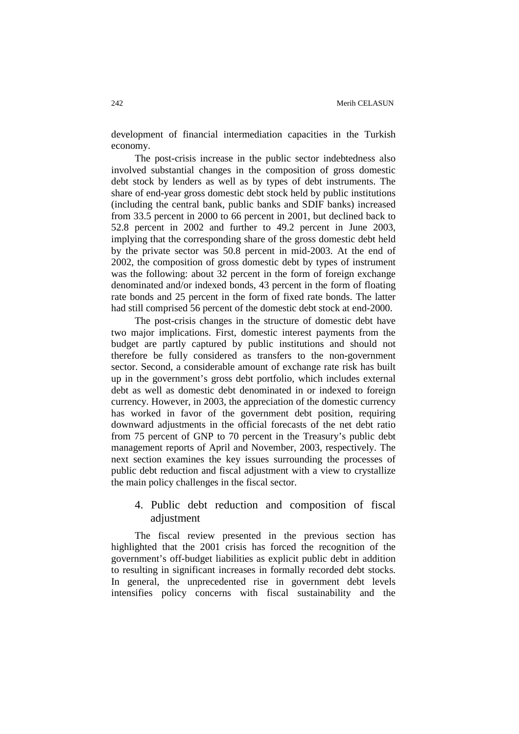development of financial intermediation capacities in the Turkish economy.

The post-crisis increase in the public sector indebtedness also involved substantial changes in the composition of gross domestic debt stock by lenders as well as by types of debt instruments. The share of end-year gross domestic debt stock held by public institutions (including the central bank, public banks and SDIF banks) increased from 33.5 percent in 2000 to 66 percent in 2001, but declined back to 52.8 percent in 2002 and further to 49.2 percent in June 2003, implying that the corresponding share of the gross domestic debt held by the private sector was 50.8 percent in mid-2003. At the end of 2002, the composition of gross domestic debt by types of instrument was the following: about 32 percent in the form of foreign exchange denominated and/or indexed bonds, 43 percent in the form of floating rate bonds and 25 percent in the form of fixed rate bonds. The latter had still comprised 56 percent of the domestic debt stock at end-2000.

The post-crisis changes in the structure of domestic debt have two major implications. First, domestic interest payments from the budget are partly captured by public institutions and should not therefore be fully considered as transfers to the non-government sector. Second, a considerable amount of exchange rate risk has built up in the government's gross debt portfolio, which includes external debt as well as domestic debt denominated in or indexed to foreign currency. However, in 2003, the appreciation of the domestic currency has worked in favor of the government debt position, requiring downward adjustments in the official forecasts of the net debt ratio from 75 percent of GNP to 70 percent in the Treasury's public debt management reports of April and November, 2003, respectively. The next section examines the key issues surrounding the processes of public debt reduction and fiscal adjustment with a view to crystallize the main policy challenges in the fiscal sector.

## 4. Public debt reduction and composition of fiscal adjustment

The fiscal review presented in the previous section has highlighted that the 2001 crisis has forced the recognition of the government's off-budget liabilities as explicit public debt in addition to resulting in significant increases in formally recorded debt stocks. In general, the unprecedented rise in government debt levels intensifies policy concerns with fiscal sustainability and the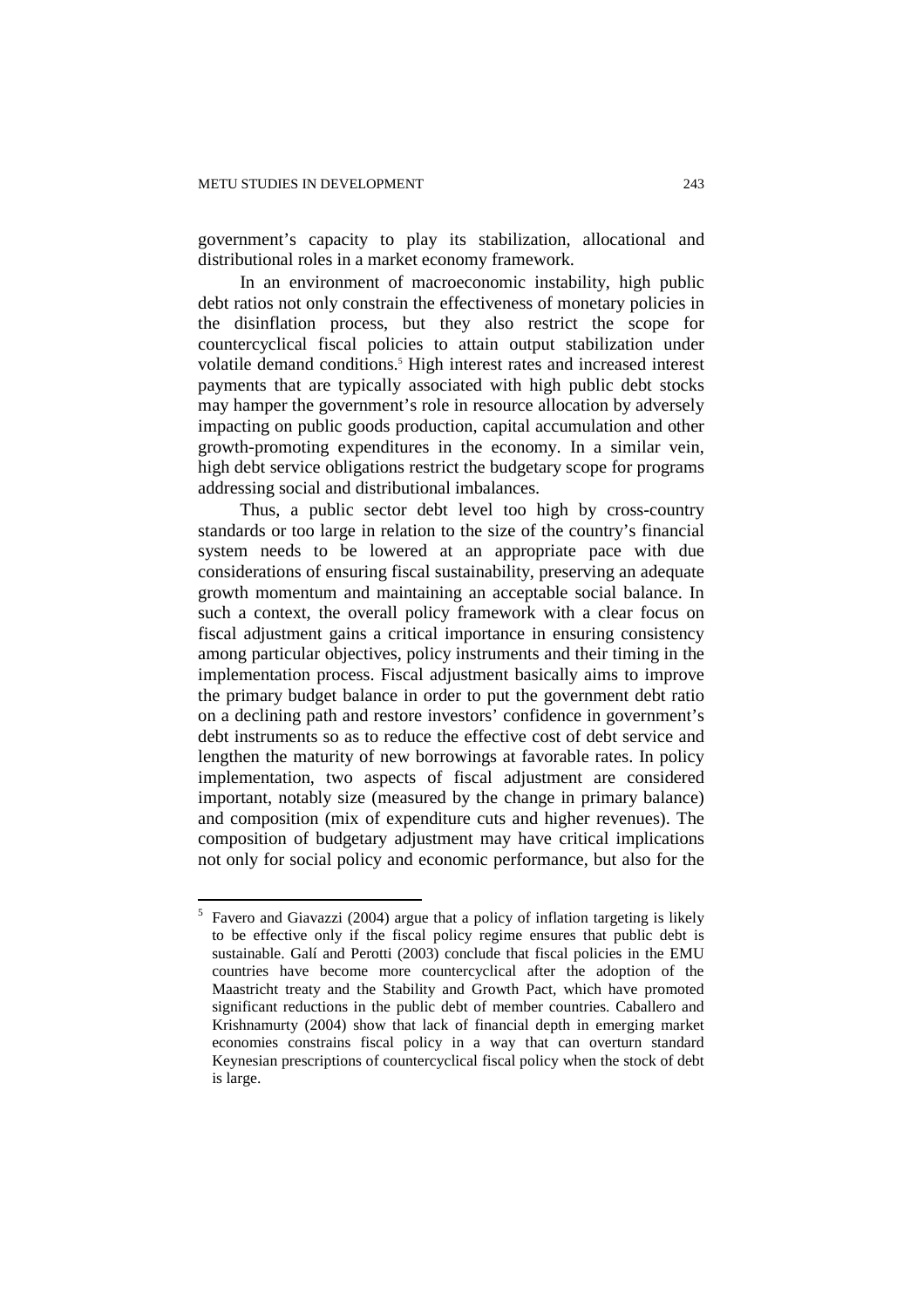government's capacity to play its stabilization, allocational and distributional roles in a market economy framework.

In an environment of macroeconomic instability, high public debt ratios not only constrain the effectiveness of monetary policies in the disinflation process, but they also restrict the scope for countercyclical fiscal policies to attain output stabilization under volatile demand conditions.[5] High interest rates and increased interest payments that are typically associated with high public debt stocks may hamper the government's role in resource allocation by adversely impacting on public goods production, capital accumulation and other growth-promoting expenditures in the economy. In a similar vein, high debt service obligations restrict the budgetary scope for programs addressing social and distributional imbalances.

Thus, a public sector debt level too high by cross-country standards or too large in relation to the size of the country's financial system needs to be lowered at an appropriate pace with due considerations of ensuring fiscal sustainability, preserving an adequate growth momentum and maintaining an acceptable social balance. In such a context, the overall policy framework with a clear focus on fiscal adjustment gains a critical importance in ensuring consistency among particular objectives, policy instruments and their timing in the implementation process. Fiscal adjustment basically aims to improve the primary budget balance in order to put the government debt ratio on a declining path and restore investors' confidence in government's debt instruments so as to reduce the effective cost of debt service and lengthen the maturity of new borrowings at favorable rates. In policy implementation, two aspects of fiscal adjustment are considered important, notably size (measured by the change in primary balance) and composition (mix of expenditure cuts and higher revenues). The composition of budgetary adjustment may have critical implications not only for social policy and economic performance, but also for the

[5] Favero and Giavazzi (2004) argue that a policy of inflation targeting is likely to be effective only if the fiscal policy regime ensures that public debt is sustainable. Galí and Perotti (2003) conclude that fiscal policies in the EMU countries have become more countercyclical after the adoption of the Maastricht treaty and the Stability and Growth Pact, which have promoted significant reductions in the public debt of member countries. Caballero and Krishnamurty (2004) show that lack of financial depth in emerging market economies constrains fiscal policy in a way that can overturn standard Keynesian prescriptions of countercyclical fiscal policy when the stock of debt is large.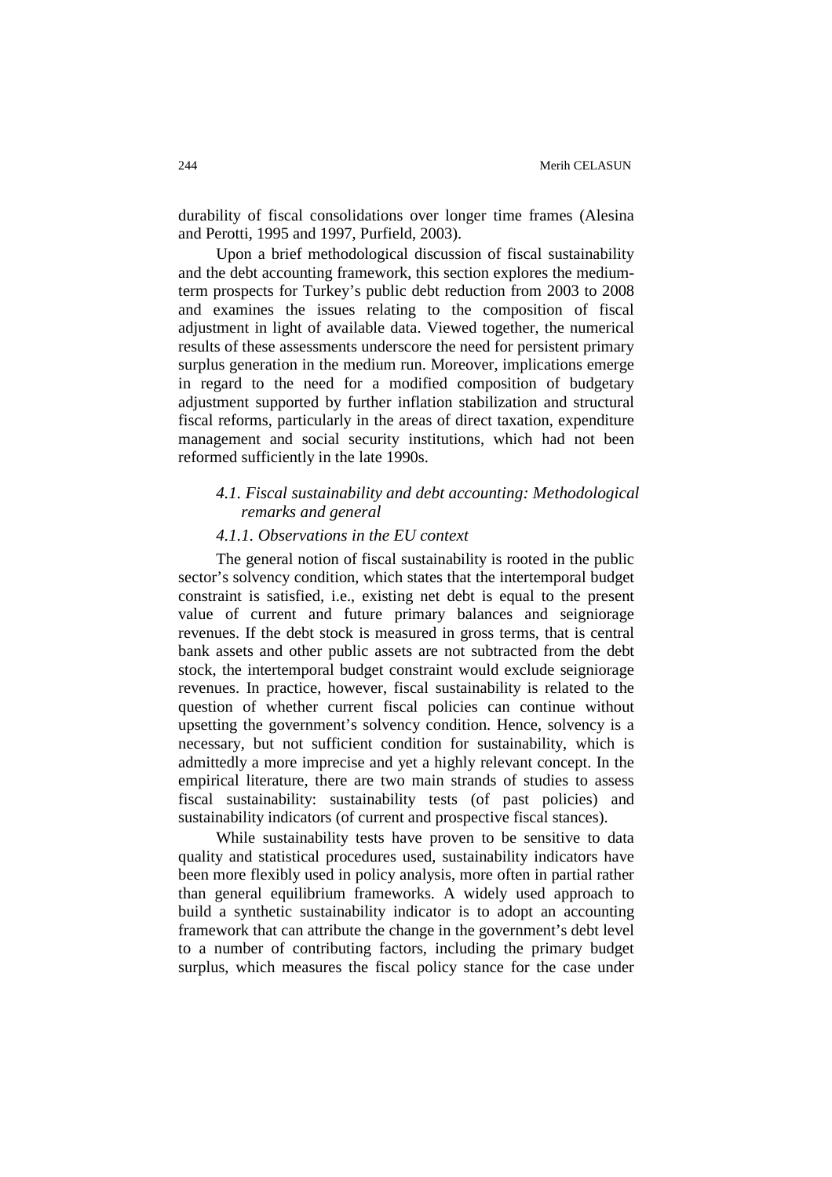durability of fiscal consolidations over longer time frames (Alesina and Perotti, 1995 and 1997, Purfield, 2003).

Upon a brief methodological discussion of fiscal sustainability and the debt accounting framework, this section explores the medium-term prospects for Turkey's public debt reduction from 2003 to 2008 and examines the issues relating to the composition of fiscal adjustment in light of available data. Viewed together, the numerical results of these assessments underscore the need for persistent primary surplus generation in the medium run. Moreover, implications emerge in regard to the need for a modified composition of budgetary adjustment supported by further inflation stabilization and structural fiscal reforms, particularly in the areas of direct taxation, expenditure management and social security institutions, which had not been reformed sufficiently in the late 1990s.

### *4.1. Fiscal sustainability and debt accounting: Methodological remarks and general*

#### *4.1.1. Observations in the EU context*

The general notion of fiscal sustainability is rooted in the public sector's solvency condition, which states that the intertemporal budget constraint is satisfied, i.e., existing net debt is equal to the present value of current and future primary balances and seigniorage revenues. If the debt stock is measured in gross terms, that is central bank assets and other public assets are not subtracted from the debt stock, the intertemporal budget constraint would exclude seigniorage revenues. In practice, however, fiscal sustainability is related to the question of whether current fiscal policies can continue without upsetting the government's solvency condition. Hence, solvency is a necessary, but not sufficient condition for sustainability, which is admittedly a more imprecise and yet a highly relevant concept. In the empirical literature, there are two main strands of studies to assess fiscal sustainability: sustainability tests (of past policies) and sustainability indicators (of current and prospective fiscal stances).

While sustainability tests have proven to be sensitive to data quality and statistical procedures used, sustainability indicators have been more flexibly used in policy analysis, more often in partial rather than general equilibrium frameworks. A widely used approach to build a synthetic sustainability indicator is to adopt an accounting framework that can attribute the change in the government's debt level to a number of contributing factors, including the primary budget surplus, which measures the fiscal policy stance for the case under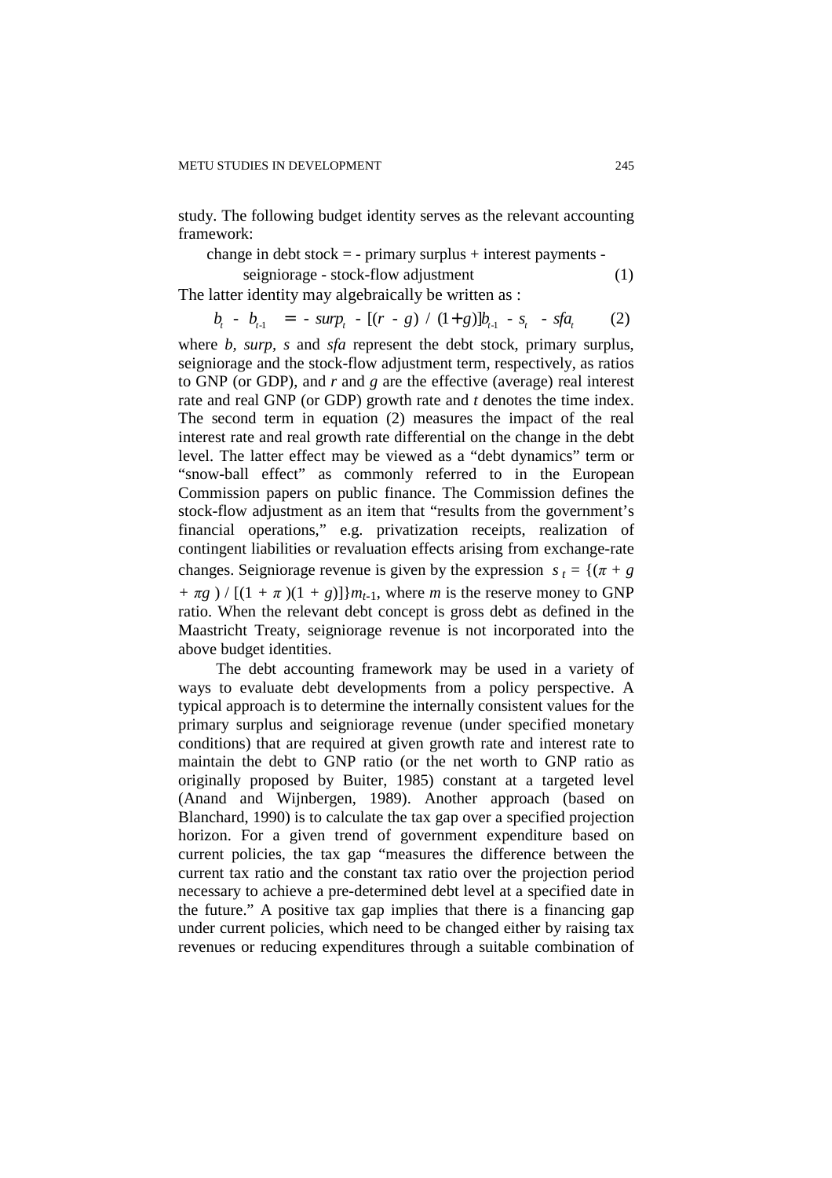study. The following budget identity serves as the relevant accounting framework:

change in debt stock = - primary surplus + interest payments - seigniorage - stock-flow adjustment (1)

The latter identity may algebraically be written as :

$$b_t - b_{t-1} = -surp_t - [(r - g) / (1+g)]b_{t-1} - s_t - sfa_t \qquad (2)$$

where *b*, *surp*, *s* and *sfa* represent the debt stock, primary surplus, seigniorage and the stock-flow adjustment term, respectively, as ratios to GNP (or GDP), and *r* and *g* are the effective (average) real interest rate and real GNP (or GDP) growth rate and *t* denotes the time index. The second term in equation (2) measures the impact of the real interest rate and real growth rate differential on the change in the debt level. The latter effect may be viewed as a "debt dynamics" term or "snow-ball effect" as commonly referred to in the European Commission papers on public finance. The Commission defines the stock-flow adjustment as an item that "results from the government's financial operations," e.g. privatization receipts, realization of contingent liabilities or revaluation effects arising from exchange-rate changes. Seigniorage revenue is given by the expression $s_t = \{(\pi + g + \pi g) / [(1 + \pi)(1 + g)]\}m_{t-1}$, where *m* is the reserve money to GNP ratio. When the relevant debt concept is gross debt as defined in the Maastricht Treaty, seigniorage revenue is not incorporated into the above budget identities.

The debt accounting framework may be used in a variety of ways to evaluate debt developments from a policy perspective. A typical approach is to determine the internally consistent values for the primary surplus and seigniorage revenue (under specified monetary conditions) that are required at given growth rate and interest rate to maintain the debt to GNP ratio (or the net worth to GNP ratio as originally proposed by Buiter, 1985) constant at a targeted level (Anand and Wijnbergen, 1989). Another approach (based on Blanchard, 1990) is to calculate the tax gap over a specified projection horizon. For a given trend of government expenditure based on current policies, the tax gap "measures the difference between the current tax ratio and the constant tax ratio over the projection period necessary to achieve a pre-determined debt level at a specified date in the future." A positive tax gap implies that there is a financing gap under current policies, which need to be changed either by raising tax revenues or reducing expenditures through a suitable combination of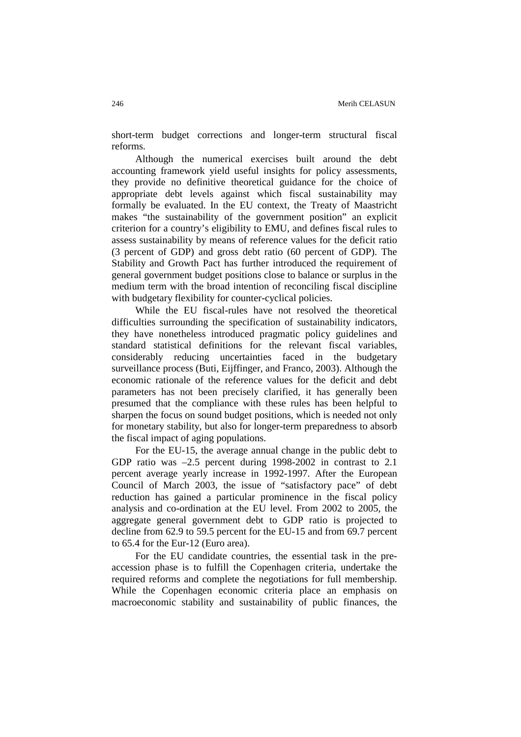short-term budget corrections and longer-term structural fiscal reforms.

Although the numerical exercises built around the debt accounting framework yield useful insights for policy assessments, they provide no definitive theoretical guidance for the choice of appropriate debt levels against which fiscal sustainability may formally be evaluated. In the EU context, the Treaty of Maastricht makes "the sustainability of the government position" an explicit criterion for a country's eligibility to EMU, and defines fiscal rules to assess sustainability by means of reference values for the deficit ratio (3 percent of GDP) and gross debt ratio (60 percent of GDP). The Stability and Growth Pact has further introduced the requirement of general government budget positions close to balance or surplus in the medium term with the broad intention of reconciling fiscal discipline with budgetary flexibility for counter-cyclical policies.

While the EU fiscal-rules have not resolved the theoretical difficulties surrounding the specification of sustainability indicators, they have nonetheless introduced pragmatic policy guidelines and standard statistical definitions for the relevant fiscal variables, considerably reducing uncertainties faced in the budgetary surveillance process (Buti, Eijffinger, and Franco, 2003). Although the economic rationale of the reference values for the deficit and debt parameters has not been precisely clarified, it has generally been presumed that the compliance with these rules has been helpful to sharpen the focus on sound budget positions, which is needed not only for monetary stability, but also for longer-term preparedness to absorb the fiscal impact of aging populations.

For the EU-15, the average annual change in the public debt to GDP ratio was –2.5 percent during 1998-2002 in contrast to 2.1 percent average yearly increase in 1992-1997. After the European Council of March 2003, the issue of "satisfactory pace" of debt reduction has gained a particular prominence in the fiscal policy analysis and co-ordination at the EU level. From 2002 to 2005, the aggregate general government debt to GDP ratio is projected to decline from 62.9 to 59.5 percent for the EU-15 and from 69.7 percent to 65.4 for the Eur-12 (Euro area).

For the EU candidate countries, the essential task in the pre-accession phase is to fulfill the Copenhagen criteria, undertake the required reforms and complete the negotiations for full membership. While the Copenhagen economic criteria place an emphasis on macroeconomic stability and sustainability of public finances, the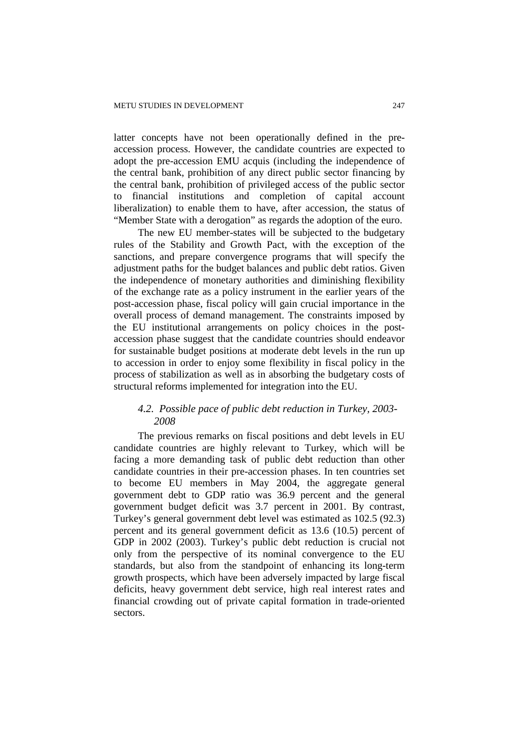latter concepts have not been operationally defined in the pre-accession process. However, the candidate countries are expected to adopt the pre-accession EMU acquis (including the independence of the central bank, prohibition of any direct public sector financing by the central bank, prohibition of privileged access of the public sector to financial institutions and completion of capital account liberalization) to enable them to have, after accession, the status of "Member State with a derogation" as regards the adoption of the euro.

The new EU member-states will be subjected to the budgetary rules of the Stability and Growth Pact, with the exception of the sanctions, and prepare convergence programs that will specify the adjustment paths for the budget balances and public debt ratios. Given the independence of monetary authorities and diminishing flexibility of the exchange rate as a policy instrument in the earlier years of the post-accession phase, fiscal policy will gain crucial importance in the overall process of demand management. The constraints imposed by the EU institutional arrangements on policy choices in the post-accession phase suggest that the candidate countries should endeavor for sustainable budget positions at moderate debt levels in the run up to accession in order to enjoy some flexibility in fiscal policy in the process of stabilization as well as in absorbing the budgetary costs of structural reforms implemented for integration into the EU.

### *4.2. Possible pace of public debt reduction in Turkey, 2003-2008*

The previous remarks on fiscal positions and debt levels in EU candidate countries are highly relevant to Turkey, which will be facing a more demanding task of public debt reduction than other candidate countries in their pre-accession phases. In ten countries set to become EU members in May 2004, the aggregate general government debt to GDP ratio was 36.9 percent and the general government budget deficit was 3.7 percent in 2001. By contrast, Turkey's general government debt level was estimated as 102.5 (92.3) percent and its general government deficit as 13.6 (10.5) percent of GDP in 2002 (2003). Turkey's public debt reduction is crucial not only from the perspective of its nominal convergence to the EU standards, but also from the standpoint of enhancing its long-term growth prospects, which have been adversely impacted by large fiscal deficits, heavy government debt service, high real interest rates and financial crowding out of private capital formation in trade-oriented sectors.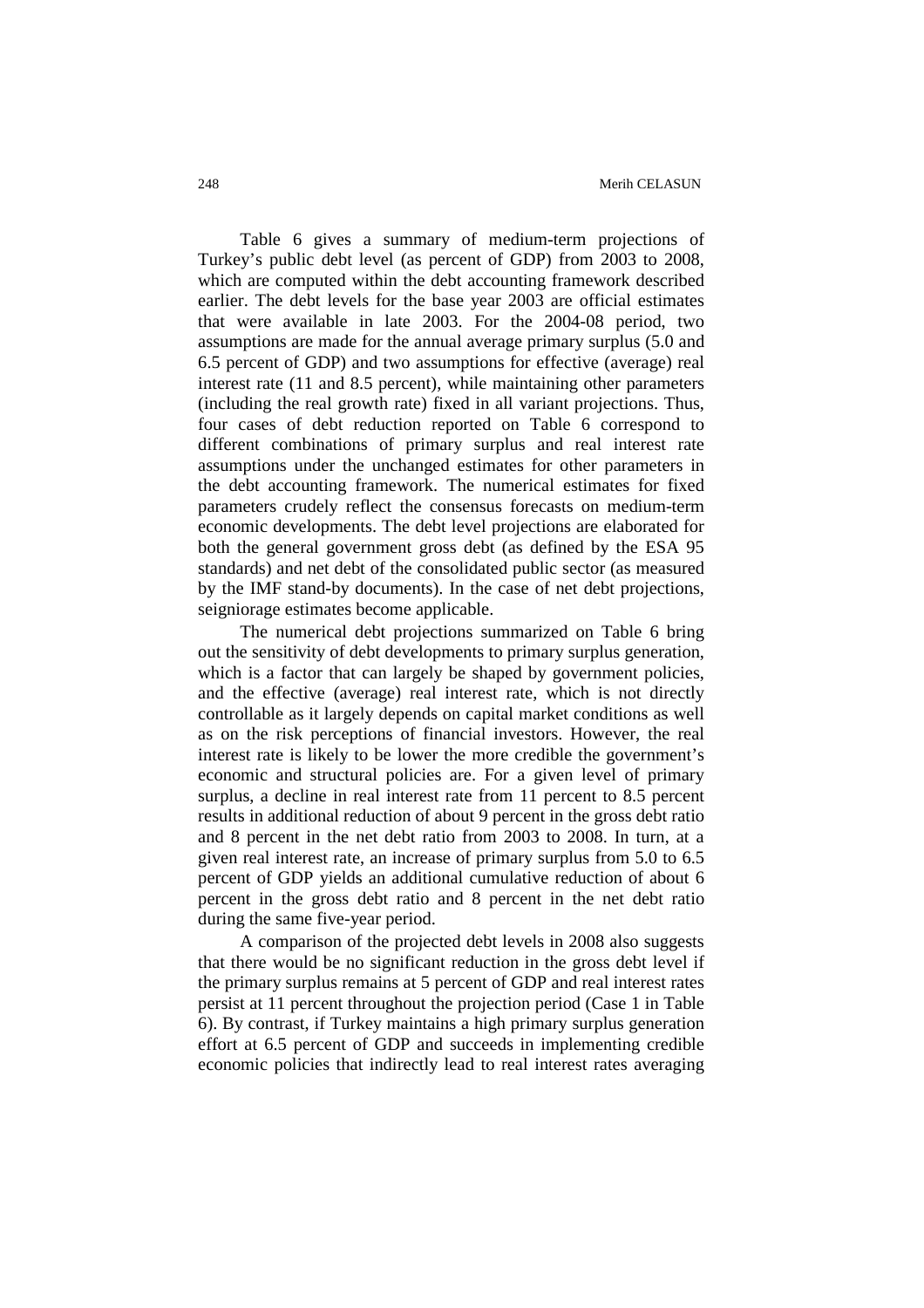Table 6 gives a summary of medium-term projections of Turkey's public debt level (as percent of GDP) from 2003 to 2008, which are computed within the debt accounting framework described earlier. The debt levels for the base year 2003 are official estimates that were available in late 2003. For the 2004-08 period, two assumptions are made for the annual average primary surplus (5.0 and 6.5 percent of GDP) and two assumptions for effective (average) real interest rate (11 and 8.5 percent), while maintaining other parameters (including the real growth rate) fixed in all variant projections. Thus, four cases of debt reduction reported on Table 6 correspond to different combinations of primary surplus and real interest rate assumptions under the unchanged estimates for other parameters in the debt accounting framework. The numerical estimates for fixed parameters crudely reflect the consensus forecasts on medium-term economic developments. The debt level projections are elaborated for both the general government gross debt (as defined by the ESA 95 standards) and net debt of the consolidated public sector (as measured by the IMF stand-by documents). In the case of net debt projections, seigniorage estimates become applicable.

The numerical debt projections summarized on Table 6 bring out the sensitivity of debt developments to primary surplus generation, which is a factor that can largely be shaped by government policies, and the effective (average) real interest rate, which is not directly controllable as it largely depends on capital market conditions as well as on the risk perceptions of financial investors. However, the real interest rate is likely to be lower the more credible the government's economic and structural policies are. For a given level of primary surplus, a decline in real interest rate from 11 percent to 8.5 percent results in additional reduction of about 9 percent in the gross debt ratio and 8 percent in the net debt ratio from 2003 to 2008. In turn, at a given real interest rate, an increase of primary surplus from 5.0 to 6.5 percent of GDP yields an additional cumulative reduction of about 6 percent in the gross debt ratio and 8 percent in the net debt ratio during the same five-year period.

A comparison of the projected debt levels in 2008 also suggests that there would be no significant reduction in the gross debt level if the primary surplus remains at 5 percent of GDP and real interest rates persist at 11 percent throughout the projection period (Case 1 in Table 6). By contrast, if Turkey maintains a high primary surplus generation effort at 6.5 percent of GDP and succeeds in implementing credible economic policies that indirectly lead to real interest rates averaging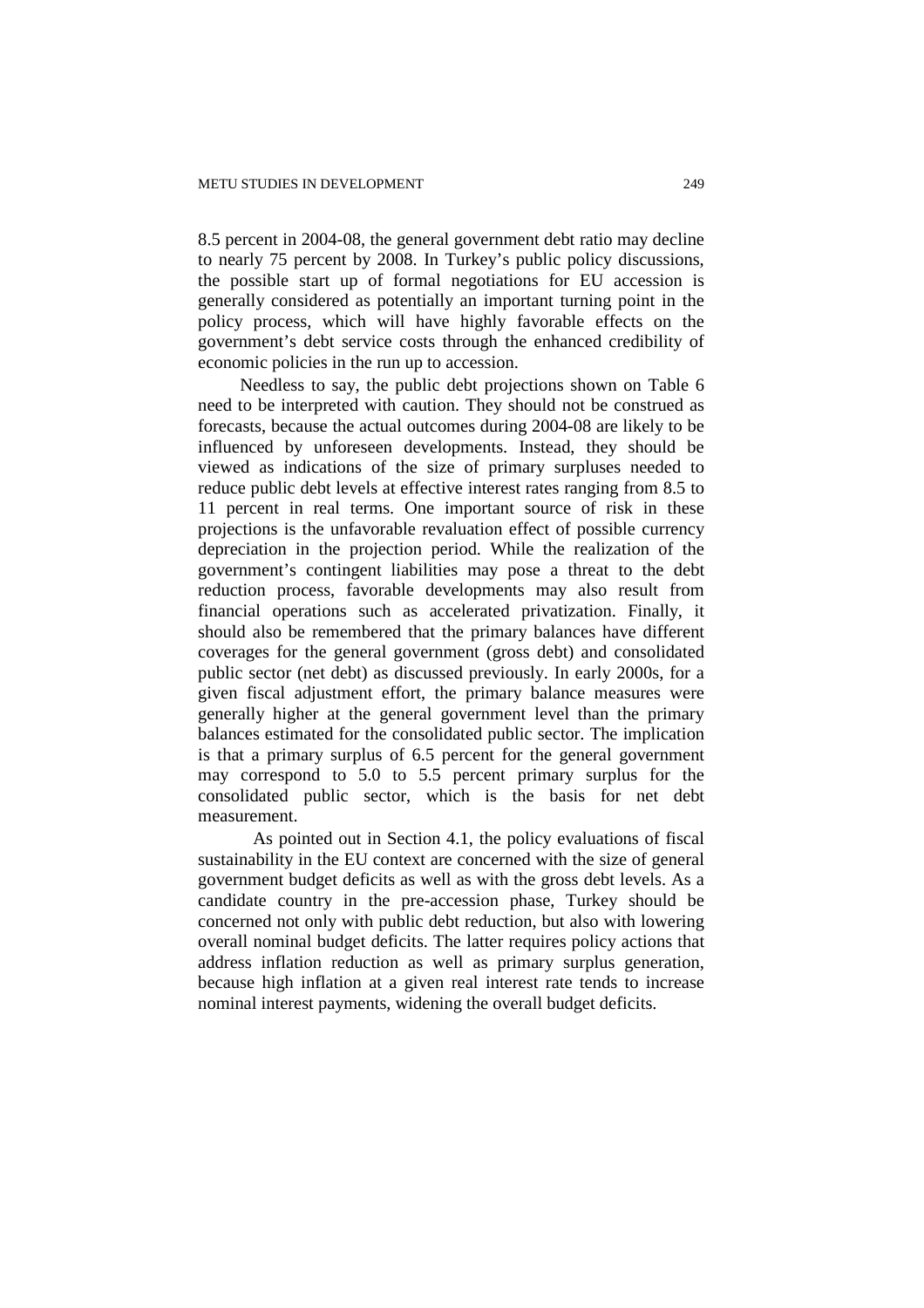8.5 percent in 2004-08, the general government debt ratio may decline to nearly 75 percent by 2008. In Turkey's public policy discussions, the possible start up of formal negotiations for EU accession is generally considered as potentially an important turning point in the policy process, which will have highly favorable effects on the government's debt service costs through the enhanced credibility of economic policies in the run up to accession.

Needless to say, the public debt projections shown on Table 6 need to be interpreted with caution. They should not be construed as forecasts, because the actual outcomes during 2004-08 are likely to be influenced by unforeseen developments. Instead, they should be viewed as indications of the size of primary surpluses needed to reduce public debt levels at effective interest rates ranging from 8.5 to 11 percent in real terms. One important source of risk in these projections is the unfavorable revaluation effect of possible currency depreciation in the projection period. While the realization of the government's contingent liabilities may pose a threat to the debt reduction process, favorable developments may also result from financial operations such as accelerated privatization. Finally, it should also be remembered that the primary balances have different coverages for the general government (gross debt) and consolidated public sector (net debt) as discussed previously. In early 2000s, for a given fiscal adjustment effort, the primary balance measures were generally higher at the general government level than the primary balances estimated for the consolidated public sector. The implication is that a primary surplus of 6.5 percent for the general government may correspond to 5.0 to 5.5 percent primary surplus for the consolidated public sector, which is the basis for net debt measurement.

As pointed out in Section 4.1, the policy evaluations of fiscal sustainability in the EU context are concerned with the size of general government budget deficits as well as with the gross debt levels. As a candidate country in the pre-accession phase, Turkey should be concerned not only with public debt reduction, but also with lowering overall nominal budget deficits. The latter requires policy actions that address inflation reduction as well as primary surplus generation, because high inflation at a given real interest rate tends to increase nominal interest payments, widening the overall budget deficits.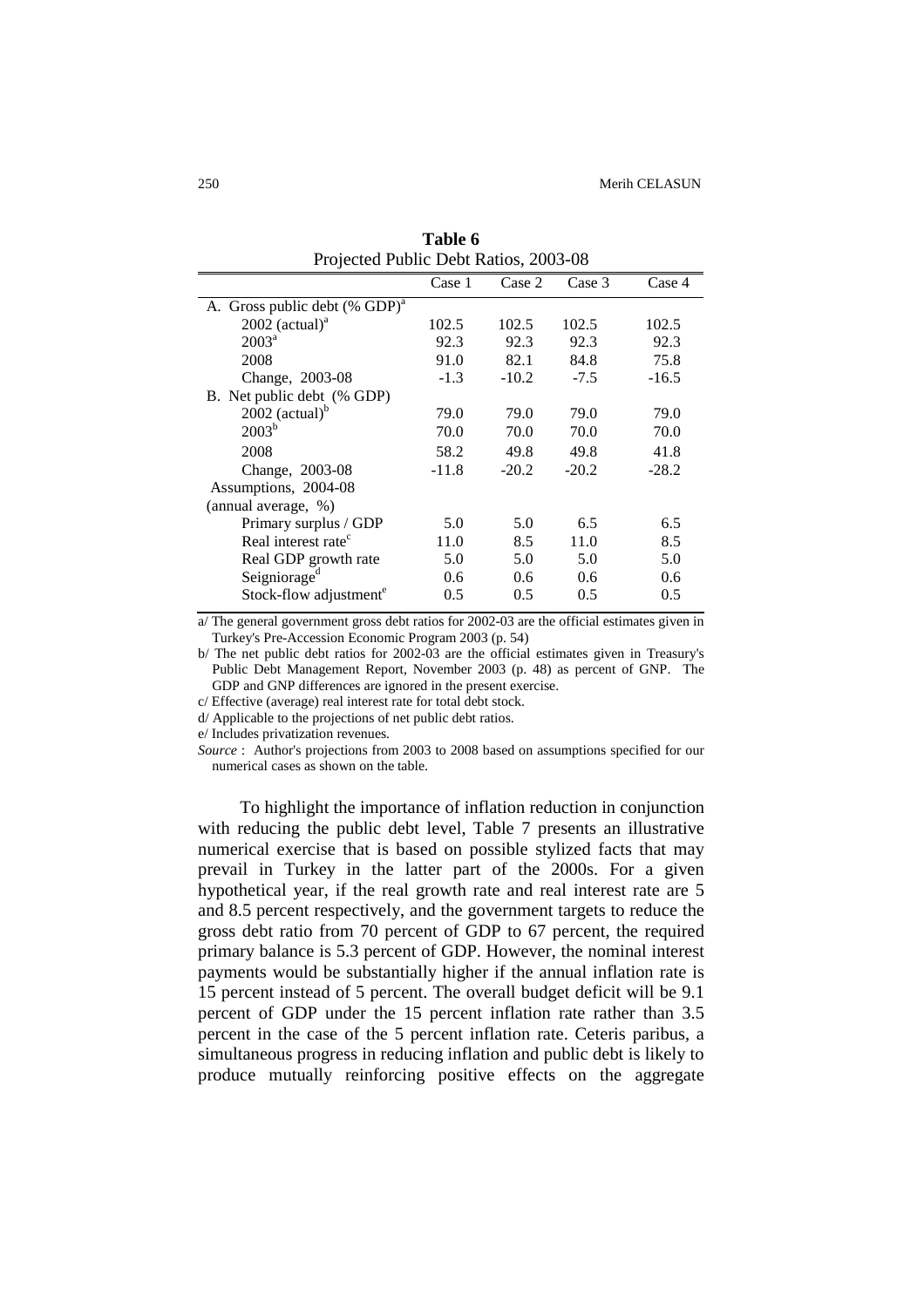**Table 6**
Projected Public Debt Ratios, 2003-08

| | Case 1 | Case 2 | Case 3 | Case 4 |
|---|---|---|---|---|
| A. Gross public debt (% GDP)[a] | | | | |
| 2002 (actual)[a] | 102.5 | 102.5 | 102.5 | 102.5 |
| 2003[a] | 92.3 | 92.3 | 92.3 | 92.3 |
| 2008 | 91.0 | 82.1 | 84.8 | 75.8 |
| Change, 2003-08 | -1.3 | -10.2 | -7.5 | -16.5 |
| B. Net public debt (% GDP) | | | | |
| 2002 (actual)[b] | 79.0 | 79.0 | 79.0 | 79.0 |
| 2003[b] | 70.0 | 70.0 | 70.0 | 70.0 |
| 2008 | 58.2 | 49.8 | 49.8 | 41.8 |
| Change, 2003-08 | -11.8 | -20.2 | -20.2 | -28.2 |
| Assumptions, 2004-08 (annual average, %) | | | | |
| Primary surplus / GDP | 5.0 | 5.0 | 6.5 | 6.5 |
| Real interest rate[c] | 11.0 | 8.5 | 11.0 | 8.5 |
| Real GDP growth rate | 5.0 | 5.0 | 5.0 | 5.0 |
| Seigniorage[d] | 0.6 | 0.6 | 0.6 | 0.6 |
| Stock-flow adjustment[e] | 0.5 | 0.5 | 0.5 | 0.5 |

a/ The general government gross debt ratios for 2002-03 are the official estimates given in Turkey's Pre-Accession Economic Program 2003 (p. 54)

b/ The net public debt ratios for 2002-03 are the official estimates given in Treasury's Public Debt Management Report, November 2003 (p. 48) as percent of GNP. The GDP and GNP differences are ignored in the present exercise.

c/ Effective (average) real interest rate for total debt stock.

d/ Applicable to the projections of net public debt ratios.

e/ Includes privatization revenues.

*Source* : Author's projections from 2003 to 2008 based on assumptions specified for our numerical cases as shown on the table.

To highlight the importance of inflation reduction in conjunction with reducing the public debt level, Table 7 presents an illustrative numerical exercise that is based on possible stylized facts that may prevail in Turkey in the latter part of the 2000s. For a given hypothetical year, if the real growth rate and real interest rate are 5 and 8.5 percent respectively, and the government targets to reduce the gross debt ratio from 70 percent of GDP to 67 percent, the required primary balance is 5.3 percent of GDP. However, the nominal interest payments would be substantially higher if the annual inflation rate is 15 percent instead of 5 percent. The overall budget deficit will be 9.1 percent of GDP under the 15 percent inflation rate rather than 3.5 percent in the case of the 5 percent inflation rate. Ceteris paribus, a simultaneous progress in reducing inflation and public debt is likely to produce mutually reinforcing positive effects on the aggregate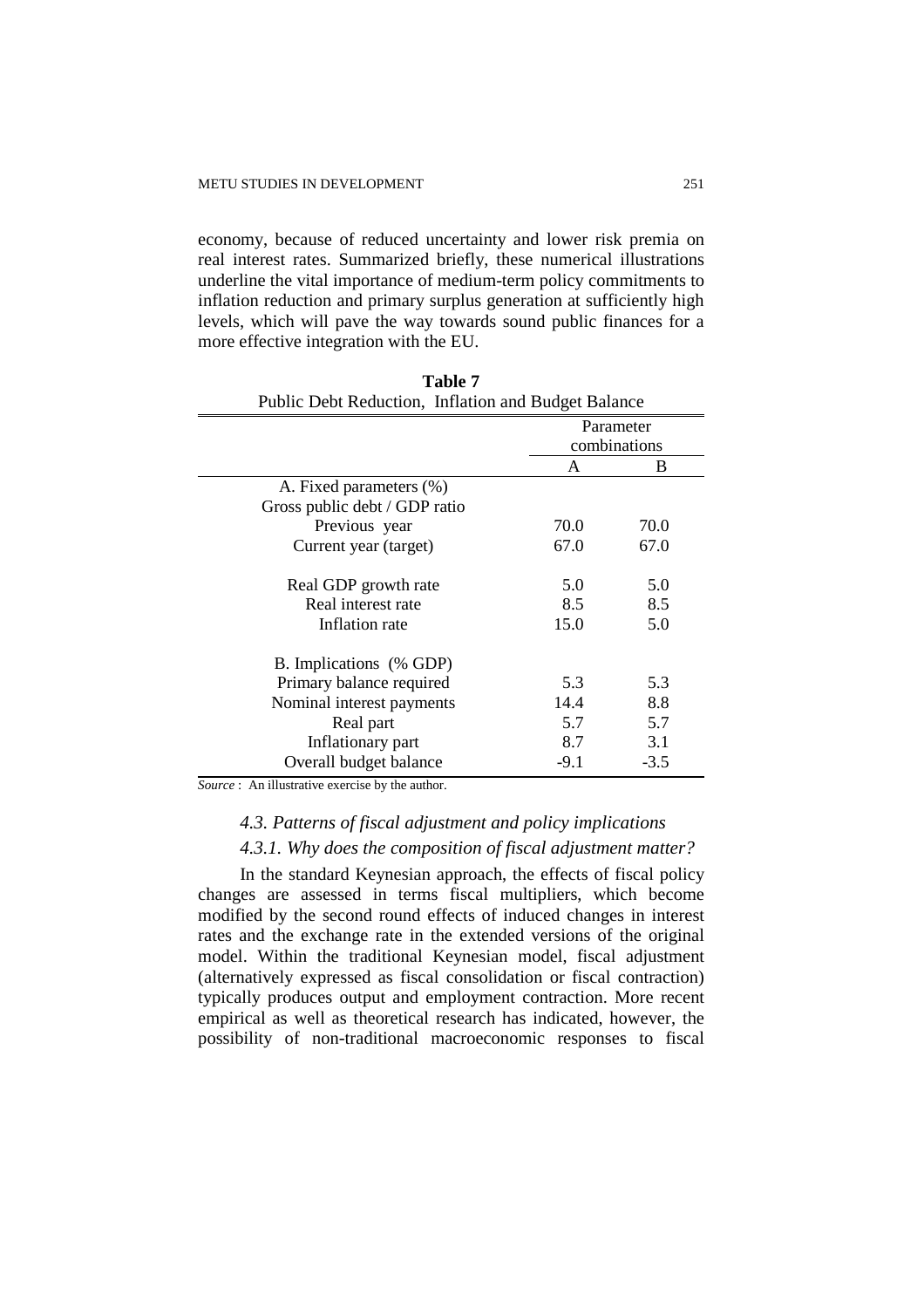economy, because of reduced uncertainty and lower risk premia on real interest rates. Summarized briefly, these numerical illustrations underline the vital importance of medium-term policy commitments to inflation reduction and primary surplus generation at sufficiently high levels, which will pave the way towards sound public finances for a more effective integration with the EU.

**Table 7**

Public Debt Reduction, Inflation and Budget Balance

| | Parameter combinations | |
|---|---|---|
| | A | B |
| A. Fixed parameters (%) | | |
| Gross public debt / GDP ratio | | |
| Previous year | 70.0 | 70.0 |
| Current year (target) | 67.0 | 67.0 |
| Real GDP growth rate | 5.0 | 5.0 |
| Real interest rate | 8.5 | 8.5 |
| Inflation rate | 15.0 | 5.0 |
| B. Implications (% GDP) | | |
| Primary balance required | 5.3 | 5.3 |
| Nominal interest payments | 14.4 | 8.8 |
| Real part | 5.7 | 5.7 |
| Inflationary part | 8.7 | 3.1 |
| Overall budget balance | -9.1 | -3.5 |

*Source* : An illustrative exercise by the author.

### *4.3. Patterns of fiscal adjustment and policy implications*

#### *4.3.1. Why does the composition of fiscal adjustment matter?*

In the standard Keynesian approach, the effects of fiscal policy changes are assessed in terms fiscal multipliers, which become modified by the second round effects of induced changes in interest rates and the exchange rate in the extended versions of the original model. Within the traditional Keynesian model, fiscal adjustment (alternatively expressed as fiscal consolidation or fiscal contraction) typically produces output and employment contraction. More recent empirical as well as theoretical research has indicated, however, the possibility of non-traditional macroeconomic responses to fiscal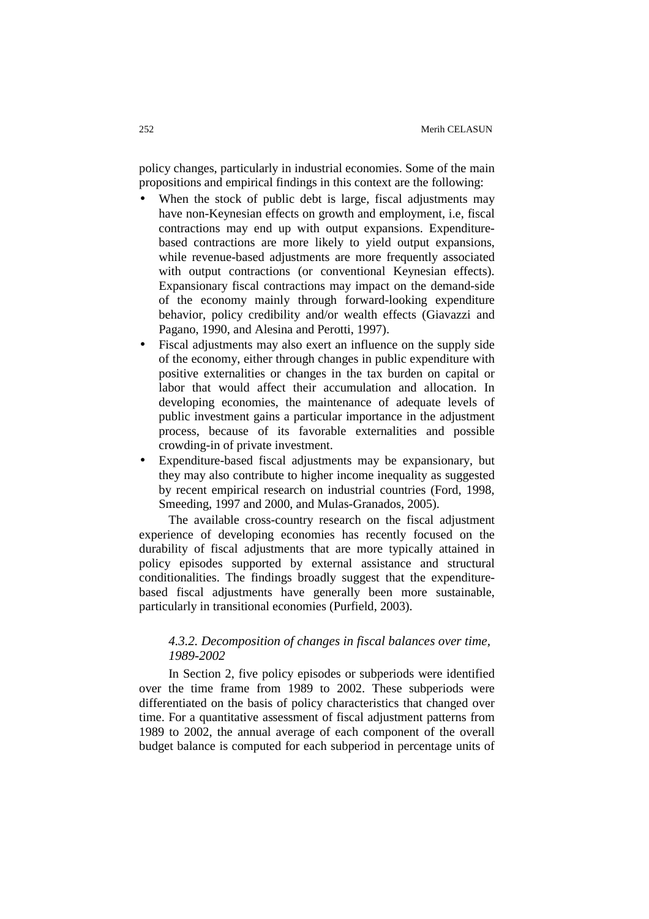policy changes, particularly in industrial economies. Some of the main propositions and empirical findings in this context are the following:

- When the stock of public debt is large, fiscal adjustments may have non-Keynesian effects on growth and employment, i.e, fiscal contractions may end up with output expansions. Expenditure-based contractions are more likely to yield output expansions, while revenue-based adjustments are more frequently associated with output contractions (or conventional Keynesian effects). Expansionary fiscal contractions may impact on the demand-side of the economy mainly through forward-looking expenditure behavior, policy credibility and/or wealth effects (Giavazzi and Pagano, 1990, and Alesina and Perotti, 1997).
- Fiscal adjustments may also exert an influence on the supply side of the economy, either through changes in public expenditure with positive externalities or changes in the tax burden on capital or labor that would affect their accumulation and allocation. In developing economies, the maintenance of adequate levels of public investment gains a particular importance in the adjustment process, because of its favorable externalities and possible crowding-in of private investment.
- Expenditure-based fiscal adjustments may be expansionary, but they may also contribute to higher income inequality as suggested by recent empirical research on industrial countries (Ford, 1998, Smeeding, 1997 and 2000, and Mulas-Granados, 2005).

The available cross-country research on the fiscal adjustment experience of developing economies has recently focused on the durability of fiscal adjustments that are more typically attained in policy episodes supported by external assistance and structural conditionalities. The findings broadly suggest that the expenditure-based fiscal adjustments have generally been more sustainable, particularly in transitional economies (Purfield, 2003).

#### *4.3.2. Decomposition of changes in fiscal balances over time, 1989-2002*

In Section 2, five policy episodes or subperiods were identified over the time frame from 1989 to 2002. These subperiods were differentiated on the basis of policy characteristics that changed over time. For a quantitative assessment of fiscal adjustment patterns from 1989 to 2002, the annual average of each component of the overall budget balance is computed for each subperiod in percentage units of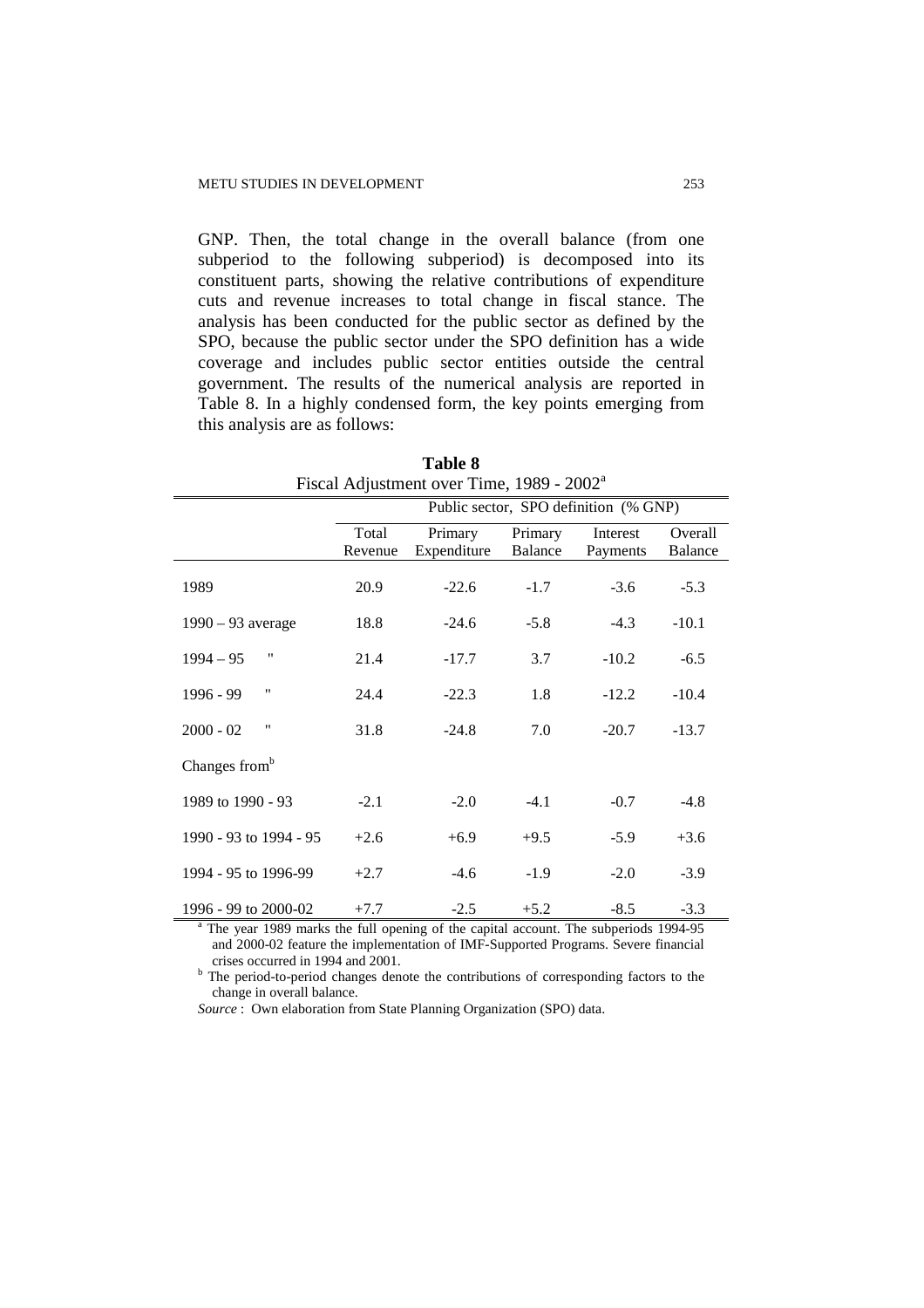GNP. Then, the total change in the overall balance (from one subperiod to the following subperiod) is decomposed into its constituent parts, showing the relative contributions of expenditure cuts and revenue increases to total change in fiscal stance. The analysis has been conducted for the public sector as defined by the SPO, because the public sector under the SPO definition has a wide coverage and includes public sector entities outside the central government. The results of the numerical analysis are reported in Table 8. In a highly condensed form, the key points emerging from this analysis are as follows:

**Table 8**

Fiscal Adjustment over Time, 1989 - 2002[a]

| | Public sector, SPO definition (% GNP) | | | | |
|---|---|---|---|---|---|
| | Total Revenue | Primary Expenditure | Primary Balance | Interest Payments | Overall Balance |
| 1989 | 20.9 | -22.6 | -1.7 | -3.6 | -5.3 |
| 1990 – 93 average | 18.8 | -24.6 | -5.8 | -4.3 | -10.1 |
| 1994 – 95 " | 21.4 | -17.7 | 3.7 | -10.2 | -6.5 |
| 1996 - 99 " | 24.4 | -22.3 | 1.8 | -12.2 | -10.4 |
| 2000 - 02 " | 31.8 | -24.8 | 7.0 | -20.7 | -13.7 |
| Changes from[b] | | | | | |
| 1989 to 1990 - 93 | -2.1 | -2.0 | -4.1 | -0.7 | -4.8 |
| 1990 - 93 to 1994 - 95 | +2.6 | +6.9 | +9.5 | -5.9 | +3.6 |
| 1994 - 95 to 1996-99 | +2.7 | -4.6 | -1.9 | -2.0 | -3.9 |
| 1996 - 99 to 2000-02 | +7.7 | -2.5 | +5.2 | -8.5 | -3.3 |

[a] The year 1989 marks the full opening of the capital account. The subperiods 1994-95 and 2000-02 feature the implementation of IMF-Supported Programs. Severe financial crises occurred in 1994 and 2001.

[b] The period-to-period changes denote the contributions of corresponding factors to the change in overall balance.

*Source* : Own elaboration from State Planning Organization (SPO) data.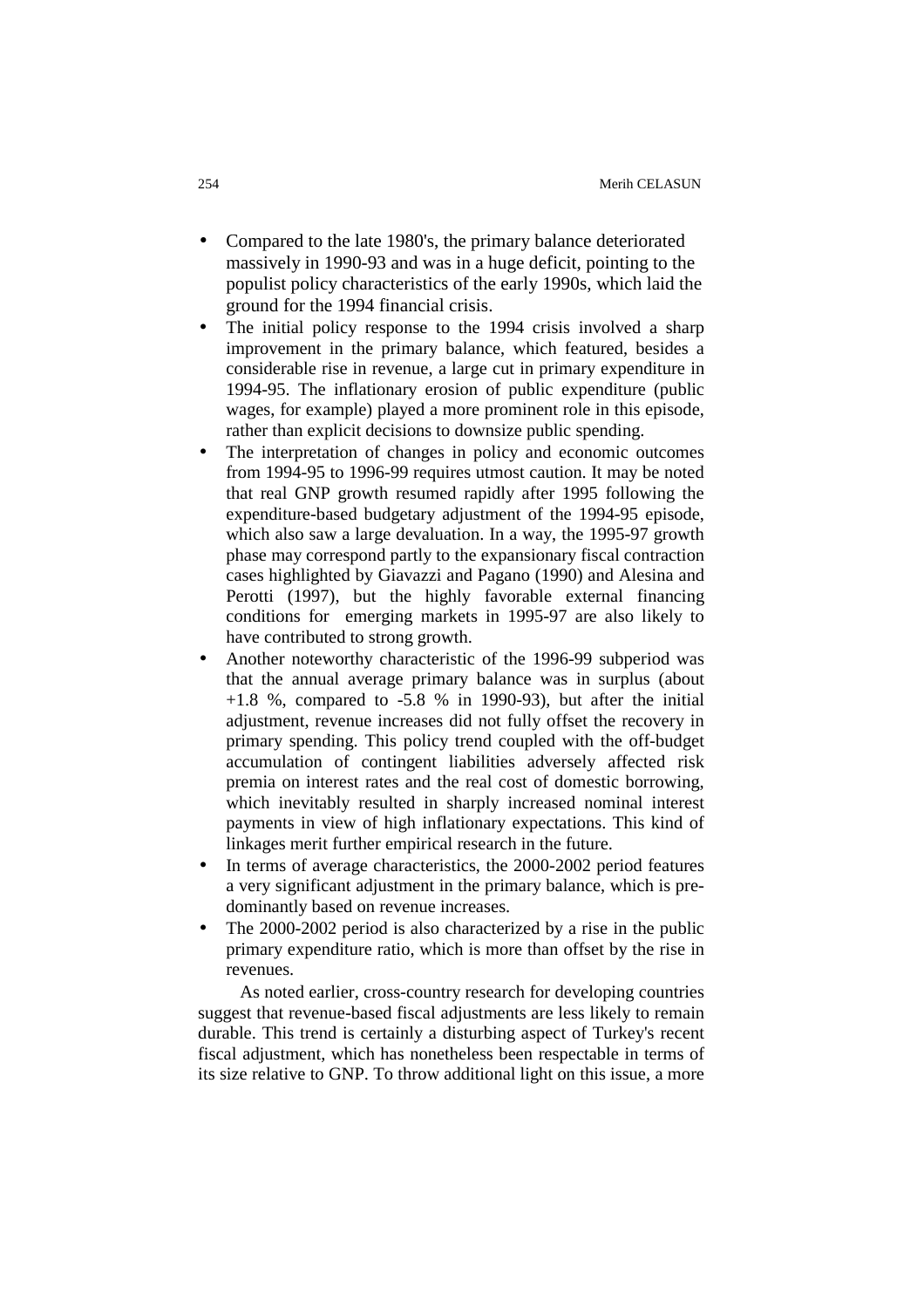- Compared to the late 1980's, the primary balance deteriorated massively in 1990-93 and was in a huge deficit, pointing to the populist policy characteristics of the early 1990s, which laid the ground for the 1994 financial crisis.
- The initial policy response to the 1994 crisis involved a sharp improvement in the primary balance, which featured, besides a considerable rise in revenue, a large cut in primary expenditure in 1994-95. The inflationary erosion of public expenditure (public wages, for example) played a more prominent role in this episode, rather than explicit decisions to downsize public spending.
- The interpretation of changes in policy and economic outcomes from 1994-95 to 1996-99 requires utmost caution. It may be noted that real GNP growth resumed rapidly after 1995 following the expenditure-based budgetary adjustment of the 1994-95 episode, which also saw a large devaluation. In a way, the 1995-97 growth phase may correspond partly to the expansionary fiscal contraction cases highlighted by Giavazzi and Pagano (1990) and Alesina and Perotti (1997), but the highly favorable external financing conditions for emerging markets in 1995-97 are also likely to have contributed to strong growth.
- Another noteworthy characteristic of the 1996-99 subperiod was that the annual average primary balance was in surplus (about +1.8 %, compared to -5.8 % in 1990-93), but after the initial adjustment, revenue increases did not fully offset the recovery in primary spending. This policy trend coupled with the off-budget accumulation of contingent liabilities adversely affected risk premia on interest rates and the real cost of domestic borrowing, which inevitably resulted in sharply increased nominal interest payments in view of high inflationary expectations. This kind of linkages merit further empirical research in the future.
- In terms of average characteristics, the 2000-2002 period features a very significant adjustment in the primary balance, which is predominantly based on revenue increases.
- The 2000-2002 period is also characterized by a rise in the public primary expenditure ratio, which is more than offset by the rise in revenues.

As noted earlier, cross-country research for developing countries suggest that revenue-based fiscal adjustments are less likely to remain durable. This trend is certainly a disturbing aspect of Turkey's recent fiscal adjustment, which has nonetheless been respectable in terms of its size relative to GNP. To throw additional light on this issue, a more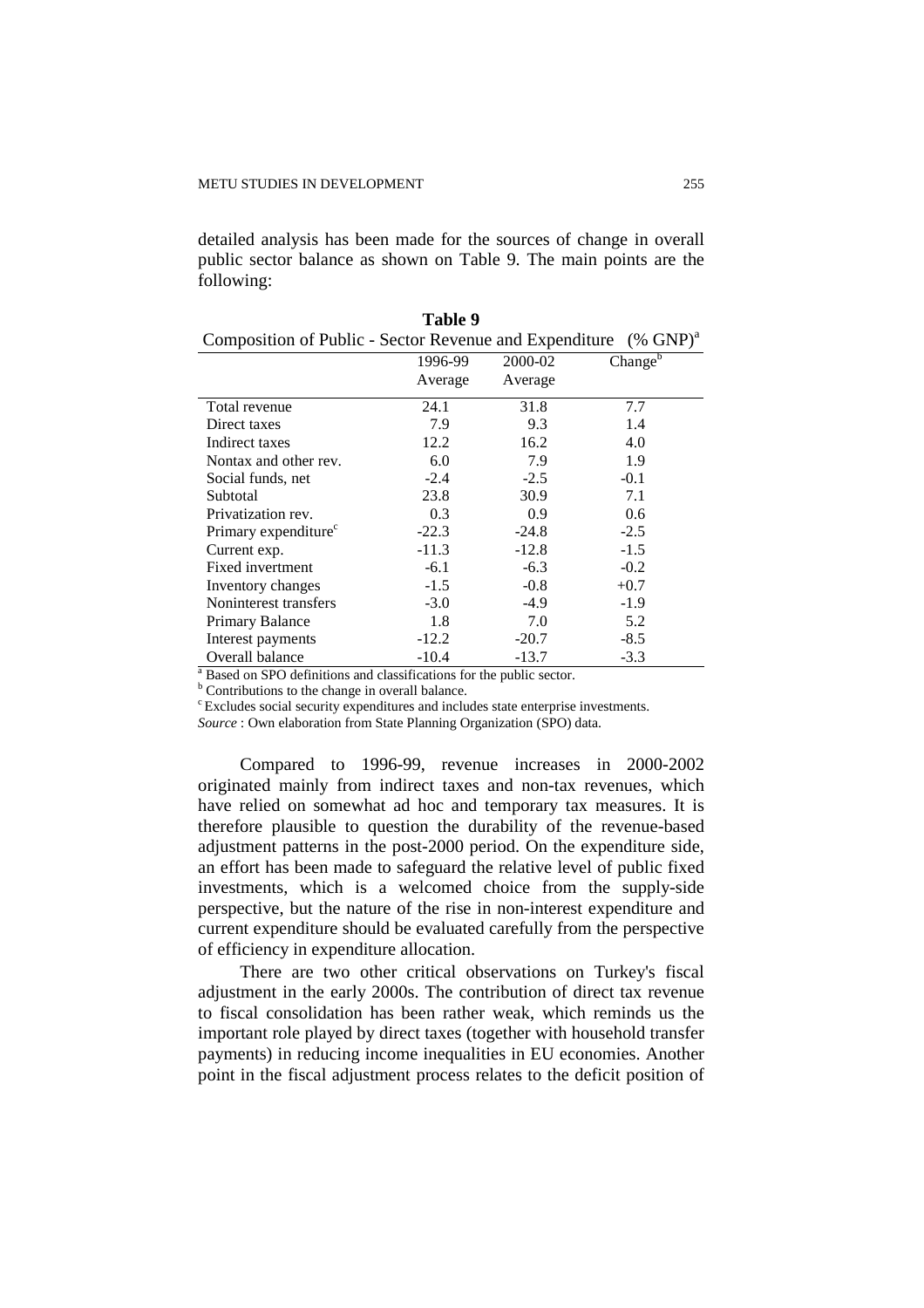detailed analysis has been made for the sources of change in overall public sector balance as shown on Table 9. The main points are the following:

**Table 9**

Composition of Public - Sector Revenue and Expenditure (% GNP)[a]

| | 1996-99 Average | 2000-02 Average | Change[b] |
|---|---|---|---|
| Total revenue | 24.1 | 31.8 | 7.7 |
| Direct taxes | 7.9 | 9.3 | 1.4 |
| Indirect taxes | 12.2 | 16.2 | 4.0 |
| Nontax and other rev. | 6.0 | 7.9 | 1.9 |
| Social funds, net | -2.4 | -2.5 | -0.1 |
| Subtotal | 23.8 | 30.9 | 7.1 |
| Privatization rev. | 0.3 | 0.9 | 0.6 |
| Primary expenditure[c] | -22.3 | -24.8 | -2.5 |
| Current exp. | -11.3 | -12.8 | -1.5 |
| Fixed invertment | -6.1 | -6.3 | -0.2 |
| Inventory changes | -1.5 | -0.8 | +0.7 |
| Noninterest transfers | -3.0 | -4.9 | -1.9 |
| Primary Balance | 1.8 | 7.0 | 5.2 |
| Interest payments | -12.2 | -20.7 | -8.5 |
| Overall balance | -10.4 | -13.7 | -3.3 |

[a] Based on SPO definitions and classifications for the public sector.
[b] Contributions to the change in overall balance.
[c] Excludes social security expenditures and includes state enterprise investments.
*Source* : Own elaboration from State Planning Organization (SPO) data.

Compared to 1996-99, revenue increases in 2000-2002 originated mainly from indirect taxes and non-tax revenues, which have relied on somewhat ad hoc and temporary tax measures. It is therefore plausible to question the durability of the revenue-based adjustment patterns in the post-2000 period. On the expenditure side, an effort has been made to safeguard the relative level of public fixed investments, which is a welcomed choice from the supply-side perspective, but the nature of the rise in non-interest expenditure and current expenditure should be evaluated carefully from the perspective of efficiency in expenditure allocation.

There are two other critical observations on Turkey's fiscal adjustment in the early 2000s. The contribution of direct tax revenue to fiscal consolidation has been rather weak, which reminds us the important role played by direct taxes (together with household transfer payments) in reducing income inequalities in EU economies. Another point in the fiscal adjustment process relates to the deficit position of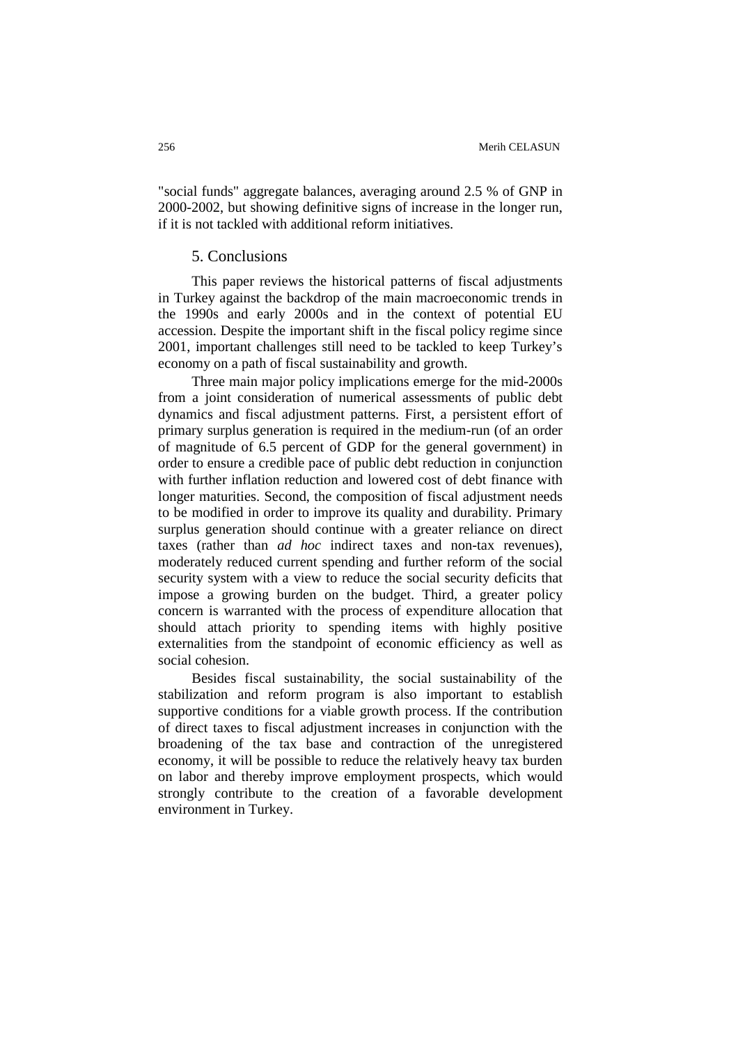"social funds" aggregate balances, averaging around 2.5 % of GNP in 2000-2002, but showing definitive signs of increase in the longer run, if it is not tackled with additional reform initiatives.

## 5. Conclusions

This paper reviews the historical patterns of fiscal adjustments in Turkey against the backdrop of the main macroeconomic trends in the 1990s and early 2000s and in the context of potential EU accession. Despite the important shift in the fiscal policy regime since 2001, important challenges still need to be tackled to keep Turkey's economy on a path of fiscal sustainability and growth.

Three main major policy implications emerge for the mid-2000s from a joint consideration of numerical assessments of public debt dynamics and fiscal adjustment patterns. First, a persistent effort of primary surplus generation is required in the medium-run (of an order of magnitude of 6.5 percent of GDP for the general government) in order to ensure a credible pace of public debt reduction in conjunction with further inflation reduction and lowered cost of debt finance with longer maturities. Second, the composition of fiscal adjustment needs to be modified in order to improve its quality and durability. Primary surplus generation should continue with a greater reliance on direct taxes (rather than *ad hoc* indirect taxes and non-tax revenues), moderately reduced current spending and further reform of the social security system with a view to reduce the social security deficits that impose a growing burden on the budget. Third, a greater policy concern is warranted with the process of expenditure allocation that should attach priority to spending items with highly positive externalities from the standpoint of economic efficiency as well as social cohesion.

Besides fiscal sustainability, the social sustainability of the stabilization and reform program is also important to establish supportive conditions for a viable growth process. If the contribution of direct taxes to fiscal adjustment increases in conjunction with the broadening of the tax base and contraction of the unregistered economy, it will be possible to reduce the relatively heavy tax burden on labor and thereby improve employment prospects, which would strongly contribute to the creation of a favorable development environment in Turkey.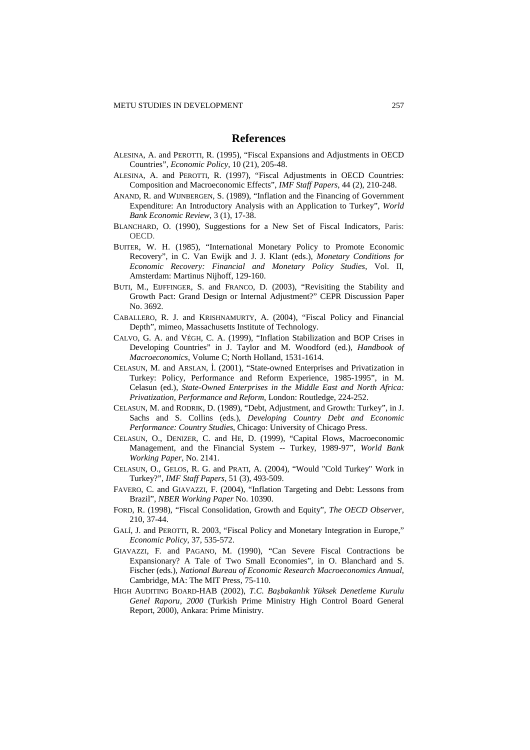# References

ALESINA, A. and PEROTTI, R. (1995), "Fiscal Expansions and Adjustments in OECD Countries", *Economic Policy*, 10 (21), 205-48.

ALESINA, A. and PEROTTI, R. (1997), "Fiscal Adjustments in OECD Countries: Composition and Macroeconomic Effects", *IMF Staff Papers*, 44 (2), 210-248.

ANAND, R. and WIJNBERGEN, S. (1989), "Inflation and the Financing of Government Expenditure: An Introductory Analysis with an Application to Turkey", *World Bank Economic Review*, 3 (1), 17-38.

BLANCHARD, O. (1990), Suggestions for a New Set of Fiscal Indicators, Paris: OECD.

BUITER, W. H. (1985), "International Monetary Policy to Promote Economic Recovery", in C. Van Ewijk and J. J. Klant (eds.), *Monetary Conditions for Economic Recovery: Financial and Monetary Policy Studies*, Vol. II, Amsterdam: Martinus Nijhoff, 129-160.

BUTI, M., EIJFFINGER, S. and FRANCO, D. (2003), "Revisiting the Stability and Growth Pact: Grand Design or Internal Adjustment?" CEPR Discussion Paper No. 3692.

CABALLERO, R. J. and KRISHNAMURTY, A. (2004), "Fiscal Policy and Financial Depth", mimeo, Massachusetts Institute of Technology.

CALVO, G. A. and VÉGH, C. A. (1999), "Inflation Stabilization and BOP Crises in Developing Countries" in J. Taylor and M. Woodford (ed.), *Handbook of Macroeconomics*, Volume C; North Holland, 1531-1614.

CELASUN, M. and ARSLAN, İ. (2001), "State-owned Enterprises and Privatization in Turkey: Policy, Performance and Reform Experience, 1985-1995", in M. Celasun (ed.), *State-Owned Enterprises in the Middle East and North Africa: Privatization, Performance and Reform*, London: Routledge, 224-252.

CELASUN, M. and RODRIK, D. (1989), "Debt, Adjustment, and Growth: Turkey", in J. Sachs and S. Collins (eds.), *Developing Country Debt and Economic Performance: Country Studies*, Chicago: University of Chicago Press.

CELASUN, O., DENİZER, C. and HE, D. (1999), "Capital Flows, Macroeconomic Management, and the Financial System -- Turkey, 1989-97", *World Bank Working Paper*, No. 2141.

CELASUN, O., GELOS, R. G. and PRATI, A. (2004), "Would "Cold Turkey" Work in Turkey?", *IMF Staff Papers*, 51 (3), 493-509.

FAVERO, C. and GIAVAZZI, F. (2004), "Inflation Targeting and Debt: Lessons from Brazil", *NBER Working Paper* No. 10390.

FORD, R. (1998), "Fiscal Consolidation, Growth and Equity", *The OECD Observer*, 210, 37-44.

GALÍ, J. and PEROTTI, R. 2003, "Fiscal Policy and Monetary Integration in Europe," *Economic Policy*, 37, 535-572.

GIAVAZZI, F. and PAGANO, M. (1990), "Can Severe Fiscal Contractions be Expansionary? A Tale of Two Small Economies", in O. Blanchard and S. Fischer (eds.), *National Bureau of Economic Research Macroeconomics Annual*, Cambridge, MA: The MIT Press, 75-110.

HIGH AUDITING BOARD-HAB (2002), *T.C. Başbakanlık Yüksek Denetleme Kurulu Genel Raporu, 2000* (Turkish Prime Ministry High Control Board General Report, 2000), Ankara: Prime Ministry.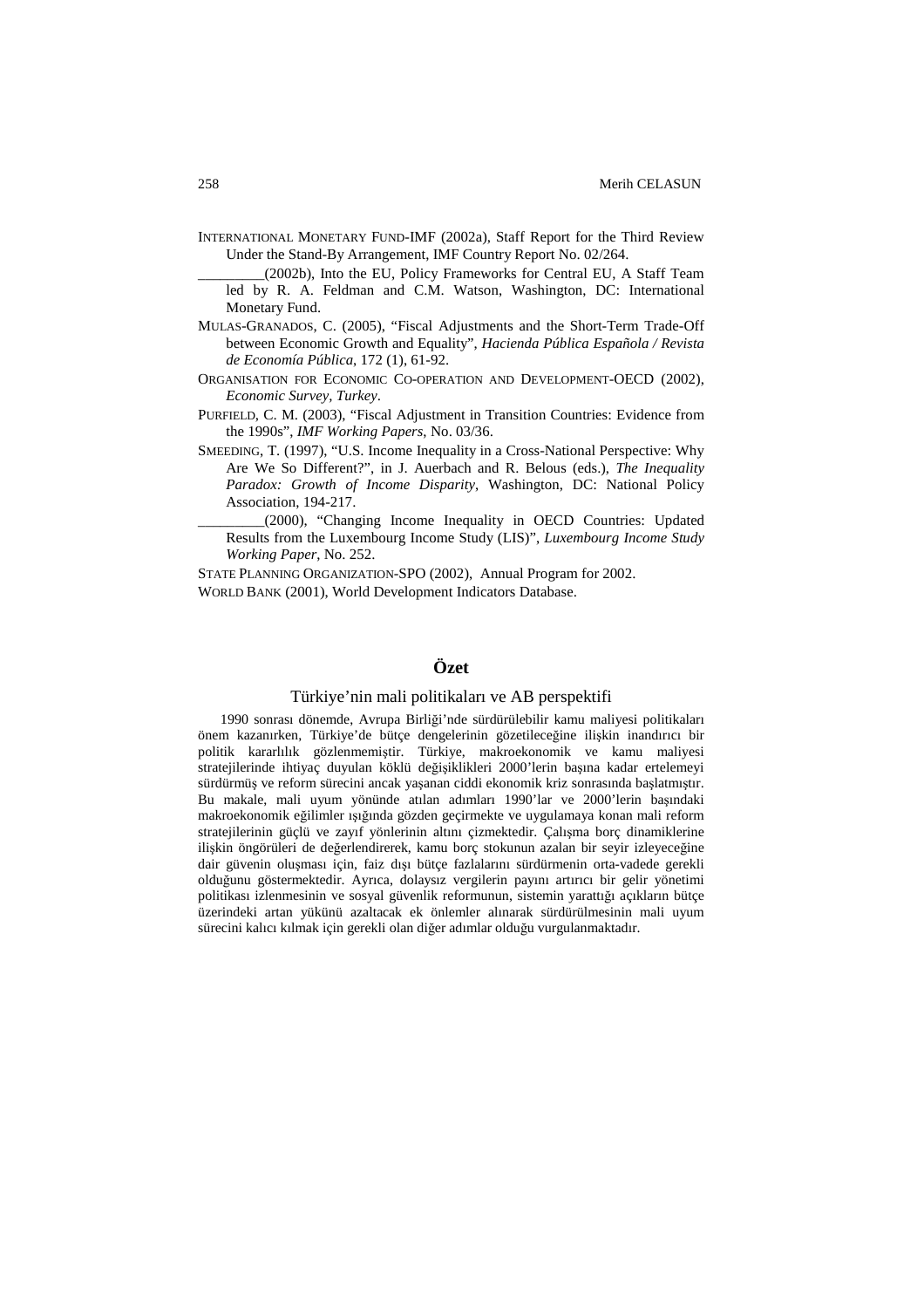INTERNATIONAL MONETARY FUND-IMF (2002a), Staff Report for the Third Review Under the Stand-By Arrangement, IMF Country Report No. 02/264.

_________(2002b), Into the EU, Policy Frameworks for Central EU, A Staff Team led by R. A. Feldman and C.M. Watson, Washington, DC: International Monetary Fund.

MULAS-GRANADOS, C. (2005), "Fiscal Adjustments and the Short-Term Trade-Off between Economic Growth and Equality", *Hacienda Pública Española / Revista de Economía Pública*, 172 (1), 61-92.

ORGANISATION FOR ECONOMIC CO-OPERATION AND DEVELOPMENT-OECD (2002), *Economic Survey, Turkey*.

PURFIELD, C. M. (2003), "Fiscal Adjustment in Transition Countries: Evidence from the 1990s", *IMF Working Papers*, No. 03/36.

SMEEDING, T. (1997), "U.S. Income Inequality in a Cross-National Perspective: Why Are We So Different?", in J. Auerbach and R. Belous (eds.), *The Inequality Paradox: Growth of Income Disparity*, Washington, DC: National Policy Association, 194-217.

_________(2000), "Changing Income Inequality in OECD Countries: Updated Results from the Luxembourg Income Study (LIS)", *Luxembourg Income Study Working Paper*, No. 252.

STATE PLANNING ORGANIZATION-SPO (2002), Annual Program for 2002.

WORLD BANK (2001), World Development Indicators Database.

## Özet

### Türkiye'nin mali politikaları ve AB perspektifi

1990 sonrası dönemde, Avrupa Birliği'nde sürdürülebilir kamu maliyesi politikaları önem kazanırken, Türkiye'de bütçe dengelerinin gözetileceğine ilişkin inandırıcı bir politik kararlılık gözlenmemiştir. Türkiye, makroekonomik ve kamu maliyesi stratejilerinde ihtiyaç duyulan köklü değişiklikleri 2000'lerin başına kadar ertelemeyi sürdürmüş ve reform sürecini ancak yaşanan ciddi ekonomik kriz sonrasında başlatmıştır. Bu makale, mali uyum yönünde atılan adımları 1990'lar ve 2000'lerin başındaki makroekonomik eğilimler ışığında gözden geçirmekte ve uygulamaya konan mali reform stratejilerinin güçlü ve zayıf yönlerinin altını çizmektedir. Çalışma borç dinamiklerine ilişkin öngörüleri de değerlendirerek, kamu borç stokunun azalan bir seyir izleyeceğine dair güvenin oluşması için, faiz dışı bütçe fazlalarını sürdürmenin orta-vadede gerekli olduğunu göstermektedir. Ayrıca, dolaysız vergilerin payını artırıcı bir gelir yönetimi politikası izlenmesinin ve sosyal güvenlik reformunun, sistemin yarattığı açıkların bütçe üzerindeki artan yükünü azaltacak ek önlemler alınarak sürdürülmesinin mali uyum sürecini kalıcı kılmak için gerekli olan diğer adımlar olduğu vurgulanmaktadır.